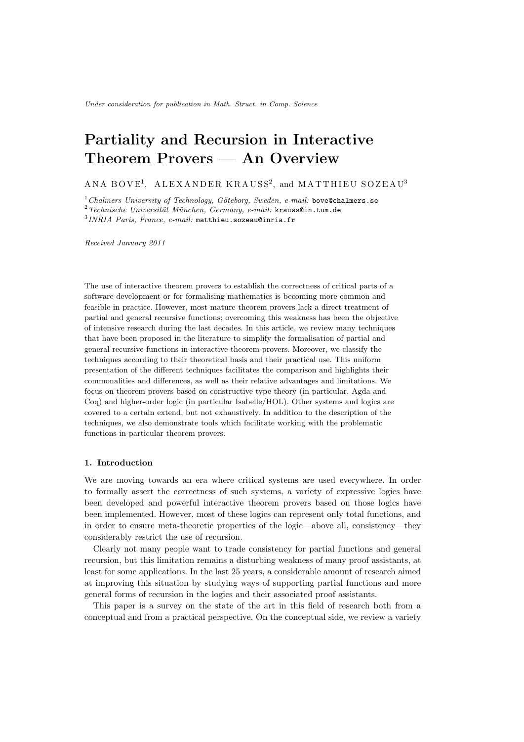*Under consideration for publication in Math. Struct. in Comp. Science*

# Partiality and Recursion in Interactive Theorem Provers — An Overview

ANA BOVE[1], ALEXANDER KRAUSS[2], and MATTHIEU SOZEAU[3]

[1] *Chalmers University of Technology, Göteborg, Sweden, e-mail:* bove@chalmers.se
[2] *Technische Universität München, Germany, e-mail:* krauss@in.tum.de
[3] *INRIA Paris, France, e-mail:* matthieu.sozeau@inria.fr

*Received January 2011*

The use of interactive theorem provers to establish the correctness of critical parts of a software development or for formalising mathematics is becoming more common and feasible in practice. However, most mature theorem provers lack a direct treatment of partial and general recursive functions; overcoming this weakness has been the objective of intensive research during the last decades. In this article, we review many techniques that have been proposed in the literature to simplify the formalisation of partial and general recursive functions in interactive theorem provers. Moreover, we classify the techniques according to their theoretical basis and their practical use. This uniform presentation of the different techniques facilitates the comparison and highlights their commonalities and differences, as well as their relative advantages and limitations. We focus on theorem provers based on constructive type theory (in particular, Agda and Coq) and higher-order logic (in particular Isabelle/HOL). Other systems and logics are covered to a certain extend, but not exhaustively. In addition to the description of the techniques, we also demonstrate tools which facilitate working with the problematic functions in particular theorem provers.

## 1. Introduction

We are moving towards an era where critical systems are used everywhere. In order to formally assert the correctness of such systems, a variety of expressive logics have been developed and powerful interactive theorem provers based on those logics have been implemented. However, most of these logics can represent only total functions, and in order to ensure meta-theoretic properties of the logic—above all, consistency—they considerably restrict the use of recursion.

Clearly not many people want to trade consistency for partial functions and general recursion, but this limitation remains a disturbing weakness of many proof assistants, at least for some applications. In the last 25 years, a considerable amount of research aimed at improving this situation by studying ways of supporting partial functions and more general forms of recursion in the logics and their associated proof assistants.

This paper is a survey on the state of the art in this field of research both from a conceptual and from a practical perspective. On the conceptual side, we review a variety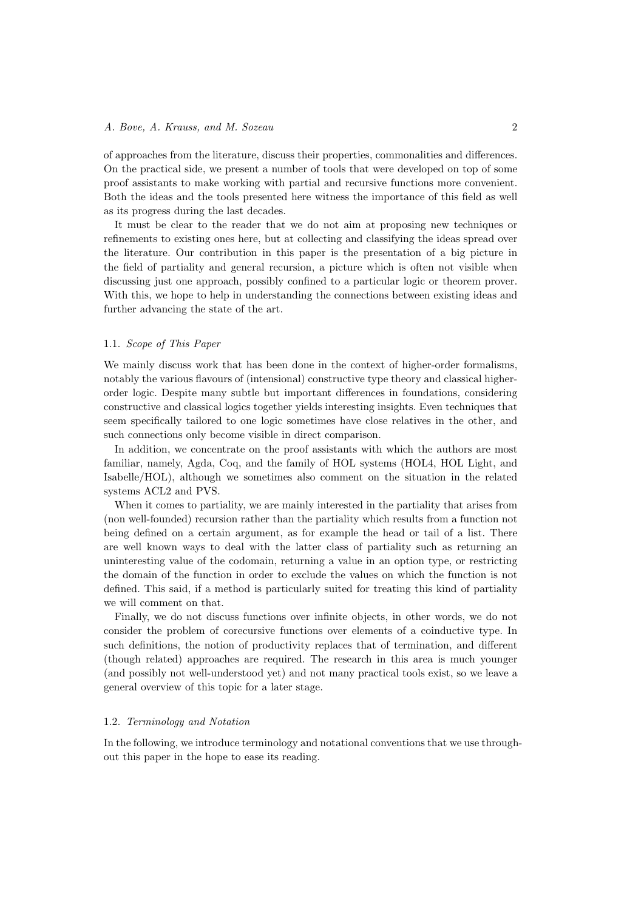of approaches from the literature, discuss their properties, commonalities and differences. On the practical side, we present a number of tools that were developed on top of some proof assistants to make working with partial and recursive functions more convenient. Both the ideas and the tools presented here witness the importance of this field as well as its progress during the last decades.

It must be clear to the reader that we do not aim at proposing new techniques or refinements to existing ones here, but at collecting and classifying the ideas spread over the literature. Our contribution in this paper is the presentation of a big picture in the field of partiality and general recursion, a picture which is often not visible when discussing just one approach, possibly confined to a particular logic or theorem prover. With this, we hope to help in understanding the connections between existing ideas and further advancing the state of the art.

### 1.1. *Scope of This Paper*

We mainly discuss work that has been done in the context of higher-order formalisms, notably the various flavours of (intensional) constructive type theory and classical higher-order logic. Despite many subtle but important differences in foundations, considering constructive and classical logics together yields interesting insights. Even techniques that seem specifically tailored to one logic sometimes have close relatives in the other, and such connections only become visible in direct comparison.

In addition, we concentrate on the proof assistants with which the authors are most familiar, namely, Agda, Coq, and the family of HOL systems (HOL4, HOL Light, and Isabelle/HOL), although we sometimes also comment on the situation in the related systems ACL2 and PVS.

When it comes to partiality, we are mainly interested in the partiality that arises from (non well-founded) recursion rather than the partiality which results from a function not being defined on a certain argument, as for example the head or tail of a list. There are well known ways to deal with the latter class of partiality such as returning an uninteresting value of the codomain, returning a value in an option type, or restricting the domain of the function in order to exclude the values on which the function is not defined. This said, if a method is particularly suited for treating this kind of partiality we will comment on that.

Finally, we do not discuss functions over infinite objects, in other words, we do not consider the problem of corecursive functions over elements of a coinductive type. In such definitions, the notion of productivity replaces that of termination, and different (though related) approaches are required. The research in this area is much younger (and possibly not well-understood yet) and not many practical tools exist, so we leave a general overview of this topic for a later stage.

### 1.2. *Terminology and Notation*

In the following, we introduce terminology and notational conventions that we use throughout this paper in the hope to ease its reading.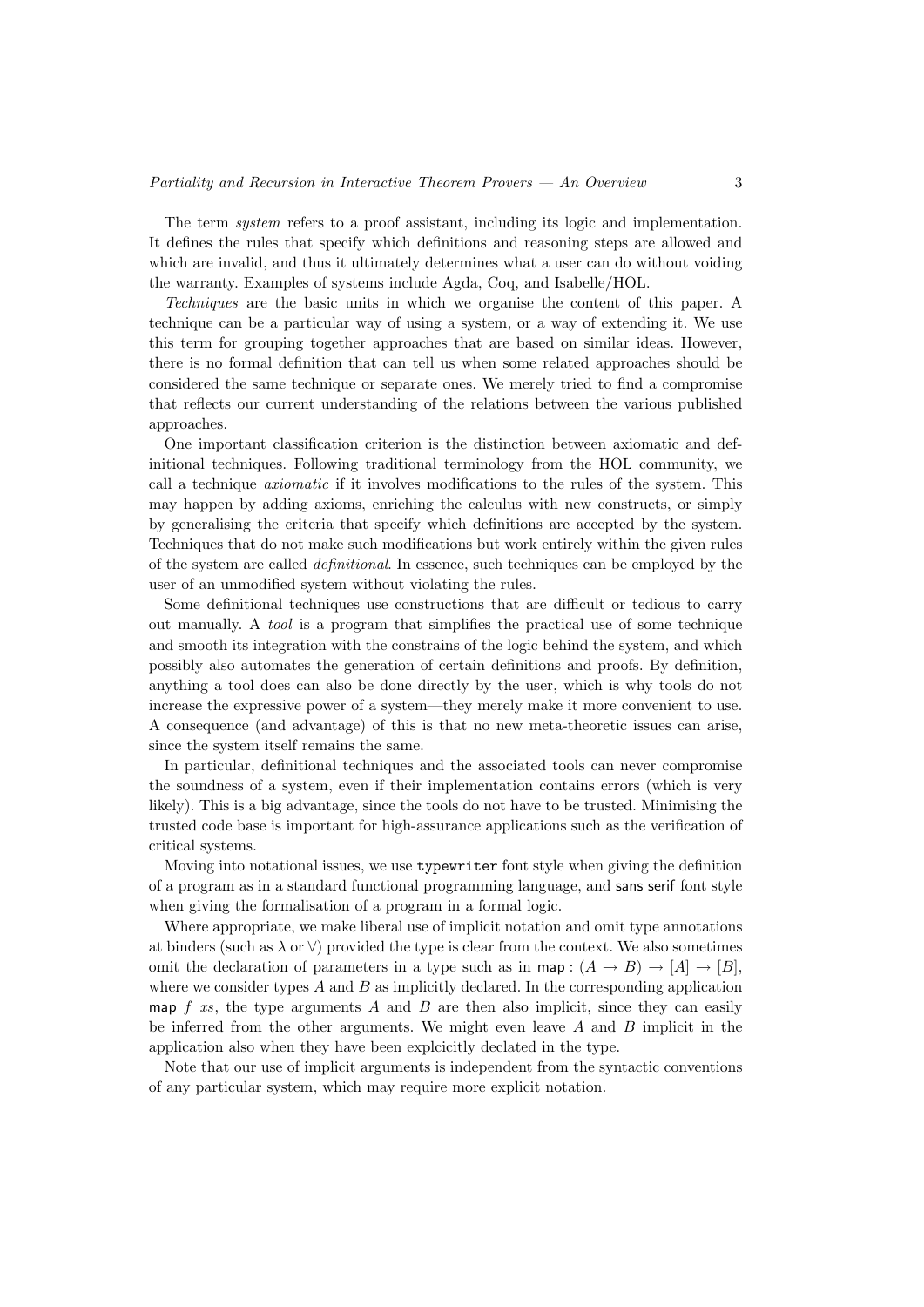The term *system* refers to a proof assistant, including its logic and implementation. It defines the rules that specify which definitions and reasoning steps are allowed and which are invalid, and thus it ultimately determines what a user can do without voiding the warranty. Examples of systems include Agda, Coq, and Isabelle/HOL.

*Techniques* are the basic units in which we organise the content of this paper. A technique can be a particular way of using a system, or a way of extending it. We use this term for grouping together approaches that are based on similar ideas. However, there is no formal definition that can tell us when some related approaches should be considered the same technique or separate ones. We merely tried to find a compromise that reflects our current understanding of the relations between the various published approaches.

One important classification criterion is the distinction between axiomatic and definitional techniques. Following traditional terminology from the HOL community, we call a technique *axiomatic* if it involves modifications to the rules of the system. This may happen by adding axioms, enriching the calculus with new constructs, or simply by generalising the criteria that specify which definitions are accepted by the system. Techniques that do not make such modifications but work entirely within the given rules of the system are called *definitional*. In essence, such techniques can be employed by the user of an unmodified system without violating the rules.

Some definitional techniques use constructions that are difficult or tedious to carry out manually. A *tool* is a program that simplifies the practical use of some technique and smooth its integration with the constrains of the logic behind the system, and which possibly also automates the generation of certain definitions and proofs. By definition, anything a tool does can also be done directly by the user, which is why tools do not increase the expressive power of a system—they merely make it more convenient to use. A consequence (and advantage) of this is that no new meta-theoretic issues can arise, since the system itself remains the same.

In particular, definitional techniques and the associated tools can never compromise the soundness of a system, even if their implementation contains errors (which is very likely). This is a big advantage, since the tools do not have to be trusted. Minimising the trusted code base is important for high-assurance applications such as the verification of critical systems.

Moving into notational issues, we use `typewriter` font style when giving the definition of a program as in a standard functional programming language, and sans serif font style when giving the formalisation of a program in a formal logic.

Where appropriate, we make liberal use of implicit notation and omit type annotations at binders (such as $\lambda$ or $\forall$) provided the type is clear from the context. We also sometimes omit the declaration of parameters in a type such as in $\mathsf{map} : (A \to B) \to [A] \to [B]$, where we consider types $A$ and $B$ as implicitly declared. In the corresponding application $\mathsf{map}\ f\ xs$, the type arguments $A$ and $B$ are then also implicit, since they can easily be inferred from the other arguments. We might even leave $A$ and $B$ implicit in the application also when they have been explcicitly declated in the type.

Note that our use of implicit arguments is independent from the syntactic conventions of any particular system, which may require more explicit notation.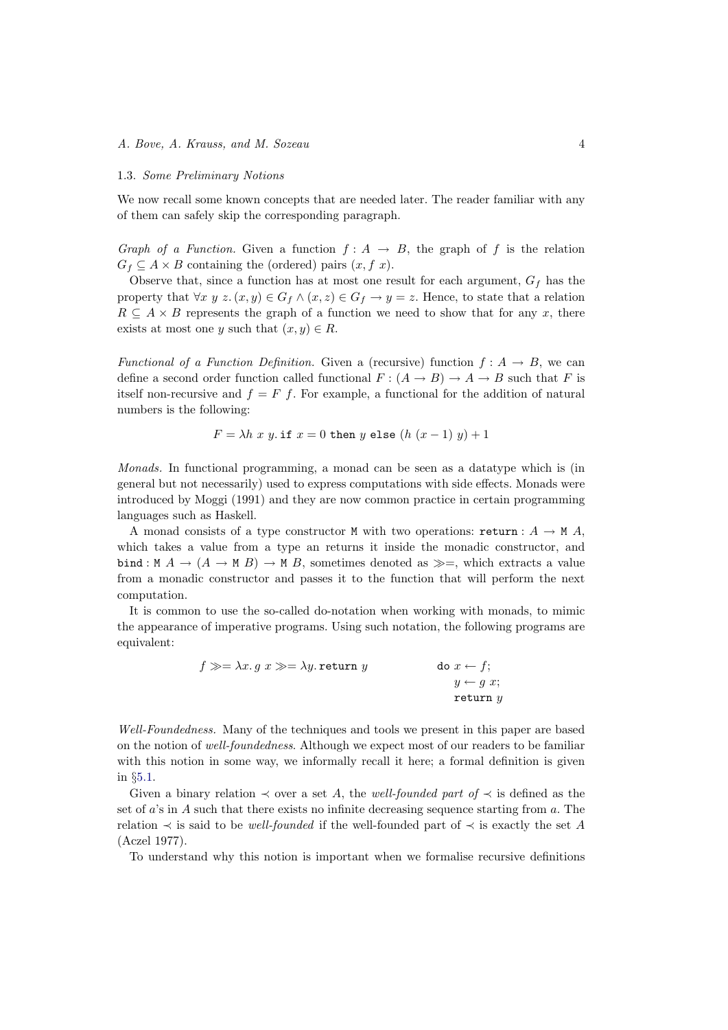### 1.3. *Some Preliminary Notions*

We now recall some known concepts that are needed later. The reader familiar with any of them can safely skip the corresponding paragraph.

*Graph of a Function.* Given a function $f : A \to B$, the graph of $f$ is the relation $G_f \subseteq A \times B$ containing the (ordered) pairs $(x, f\ x)$.

Observe that, since a function has at most one result for each argument, $G_f$ has the property that $\forall x\ y\ z.\,(x, y) \in G_f \wedge (x, z) \in G_f \to y = z$. Hence, to state that a relation $R \subseteq A \times B$ represents the graph of a function we need to show that for any $x$, there exists at most one $y$ such that $(x, y) \in R$.

*Functional of a Function Definition.* Given a (recursive) function $f : A \to B$, we can define a second order function called functional $F : (A \to B) \to A \to B$ such that $F$ is itself non-recursive and $f = F\ f$. For example, a functional for the addition of natural numbers is the following:

$$F = \lambda h\ x\ y.\, \texttt{if}\ x = 0\ \texttt{then}\ y\ \texttt{else}\ (h\ (x - 1)\ y) + 1$$

*Monads.* In functional programming, a monad can be seen as a datatype which is (in general but not necessarily) used to express computations with side effects. Monads were introduced by Moggi (1991) and they are now common practice in certain programming languages such as Haskell.

A monad consists of a type constructor $\texttt{M}$ with two operations: $\texttt{return} : A \to \texttt{M}\ A$, which takes a value from a type an returns it inside the monadic constructor, and $\texttt{bind} : \texttt{M}\ A \to (A \to \texttt{M}\ B) \to \texttt{M}\ B$, sometimes denoted as $\gg=$, which extracts a value from a monadic constructor and passes it to the function that will perform the next computation.

It is common to use the so-called do-notation when working with monads, to mimic the appearance of imperative programs. Using such notation, the following programs are equivalent:

$$f \gg= \lambda x.\, g\ x \gg= \lambda y.\, \texttt{return}\ y \qquad\qquad \begin{array}{l} \texttt{do}\ x \leftarrow f; \\ \quad y \leftarrow g\ x; \\ \quad \texttt{return}\ y \end{array}$$

*Well-Foundedness.* Many of the techniques and tools we present in this paper are based on the notion of *well-foundedness*. Although we expect most of our readers to be familiar with this notion in some way, we informally recall it here; a formal definition is given in §5.1.

Given a binary relation $\prec$ over a set $A$, the *well-founded part of* $\prec$ is defined as the set of $a$'s in $A$ such that there exists no infinite decreasing sequence starting from $a$. The relation $\prec$ is said to be *well-founded* if the well-founded part of $\prec$ is exactly the set $A$ (Aczel 1977).

To understand why this notion is important when we formalise recursive definitions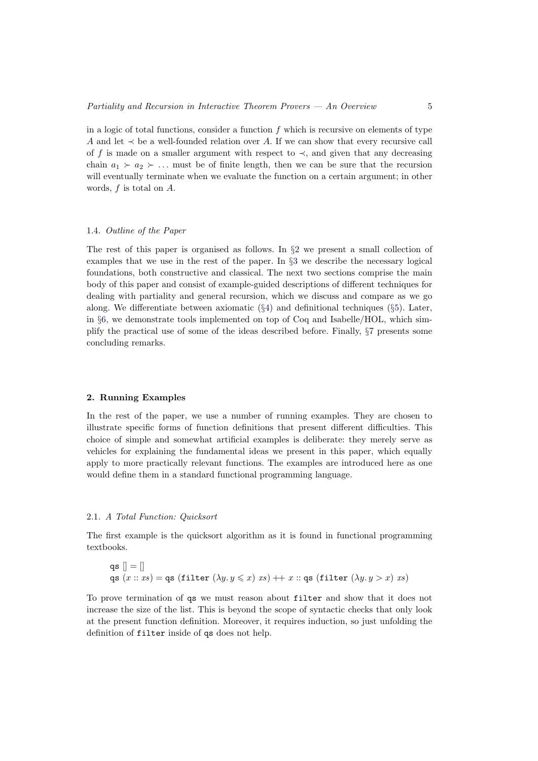in a logic of total functions, consider a function $f$ which is recursive on elements of type $A$ and let $\prec$ be a well-founded relation over $A$. If we can show that every recursive call of $f$ is made on a smaller argument with respect to $\prec$, and given that any decreasing chain $a_1 \succ a_2 \succ \ldots$ must be of finite length, then we can be sure that the recursion will eventually terminate when we evaluate the function on a certain argument; in other words, $f$ is total on $A$.

### 1.4. *Outline of the Paper*

The rest of this paper is organised as follows. In §2 we present a small collection of examples that we use in the rest of the paper. In §3 we describe the necessary logical foundations, both constructive and classical. The next two sections comprise the main body of this paper and consist of example-guided descriptions of different techniques for dealing with partiality and general recursion, which we discuss and compare as we go along. We differentiate between axiomatic (§4) and definitional techniques (§5). Later, in §6, we demonstrate tools implemented on top of Coq and Isabelle/HOL, which simplify the practical use of some of the ideas described before. Finally, §7 presents some concluding remarks.

## 2. Running Examples

In the rest of the paper, we use a number of running examples. They are chosen to illustrate specific forms of function definitions that present different difficulties. This choice of simple and somewhat artificial examples is deliberate: they merely serve as vehicles for explaining the fundamental ideas we present in this paper, which equally apply to more practically relevant functions. The examples are introduced here as one would define them in a standard functional programming language.

### 2.1. *A Total Function: Quicksort*

The first example is the quicksort algorithm as it is found in functional programming textbooks.

$$\begin{array}{l}\texttt{qs}\ [\,] = [\,] \\ \texttt{qs}\ (x :: xs) = \texttt{qs}\ (\texttt{filter}\ (\lambda y.\, y \leqslant x)\ xs) \mathbin{+\!\!+} x :: \texttt{qs}\ (\texttt{filter}\ (\lambda y.\, y > x)\ xs)\end{array}$$

To prove termination of `qs` we must reason about `filter` and show that it does not increase the size of the list. This is beyond the scope of syntactic checks that only look at the present function definition. Moreover, it requires induction, so just unfolding the definition of `filter` inside of `qs` does not help.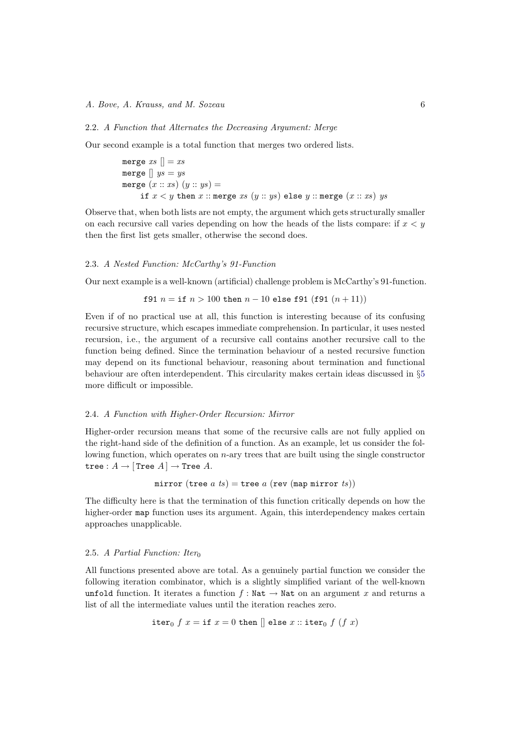### 2.2. *A Function that Alternates the Decreasing Argument: Merge*

Our second example is a total function that merges two ordered lists.

$$
\begin{aligned}
&\texttt{merge}\ xs\ [\,] = xs\\
&\texttt{merge}\ [\,]\ ys = ys\\
&\texttt{merge}\ (x :: xs)\ (y :: ys) =\\
&\quad \texttt{if}\ x < y\ \texttt{then}\ x :: \texttt{merge}\ xs\ (y :: ys)\ \texttt{else}\ y :: \texttt{merge}\ (x :: xs)\ ys
\end{aligned}
$$

Observe that, when both lists are not empty, the argument which gets structurally smaller on each recursive call varies depending on how the heads of the lists compare: if $x < y$ then the first list gets smaller, otherwise the second does.

### 2.3. *A Nested Function: McCarthy's 91-Function*

Our next example is a well-known (artificial) challenge problem is McCarthy's 91-function.

$$\texttt{f91}\ n = \texttt{if}\ n > 100\ \texttt{then}\ n - 10\ \texttt{else}\ \texttt{f91}\ (\texttt{f91}\ (n + 11))$$

Even if of no practical use at all, this function is interesting because of its confusing recursive structure, which escapes immediate comprehension. In particular, it uses nested recursion, i.e., the argument of a recursive call contains another recursive call to the function being defined. Since the termination behaviour of a nested recursive function may depend on its functional behaviour, reasoning about termination and functional behaviour are often interdependent. This circularity makes certain ideas discussed in §5 more difficult or impossible.

### 2.4. *A Function with Higher-Order Recursion: Mirror*

Higher-order recursion means that some of the recursive calls are not fully applied on the right-hand side of the definition of a function. As an example, let us consider the following function, which operates on $n$-ary trees that are built using the single constructor $\texttt{tree} : A \to [\,\texttt{Tree}\ A\,] \to \texttt{Tree}\ A$.

$$\texttt{mirror}\ (\texttt{tree}\ a\ ts) = \texttt{tree}\ a\ (\texttt{rev}\ (\texttt{map}\ \texttt{mirror}\ ts))$$

The difficulty here is that the termination of this function critically depends on how the higher-order `map` function uses its argument. Again, this interdependency makes certain approaches unapplicable.

### 2.5. *A Partial Function: Iter*$_0$

All functions presented above are total. As a genuinely partial function we consider the following iteration combinator, which is a slightly simplified variant of the well-known `unfold` function. It iterates a function $f : \texttt{Nat} \to \texttt{Nat}$ on an argument $x$ and returns a list of all the intermediate values until the iteration reaches zero.

$$\texttt{iter}_0\ f\ x = \texttt{if}\ x = 0\ \texttt{then}\ [\,]\ \texttt{else}\ x :: \texttt{iter}_0\ f\ (f\ x)$$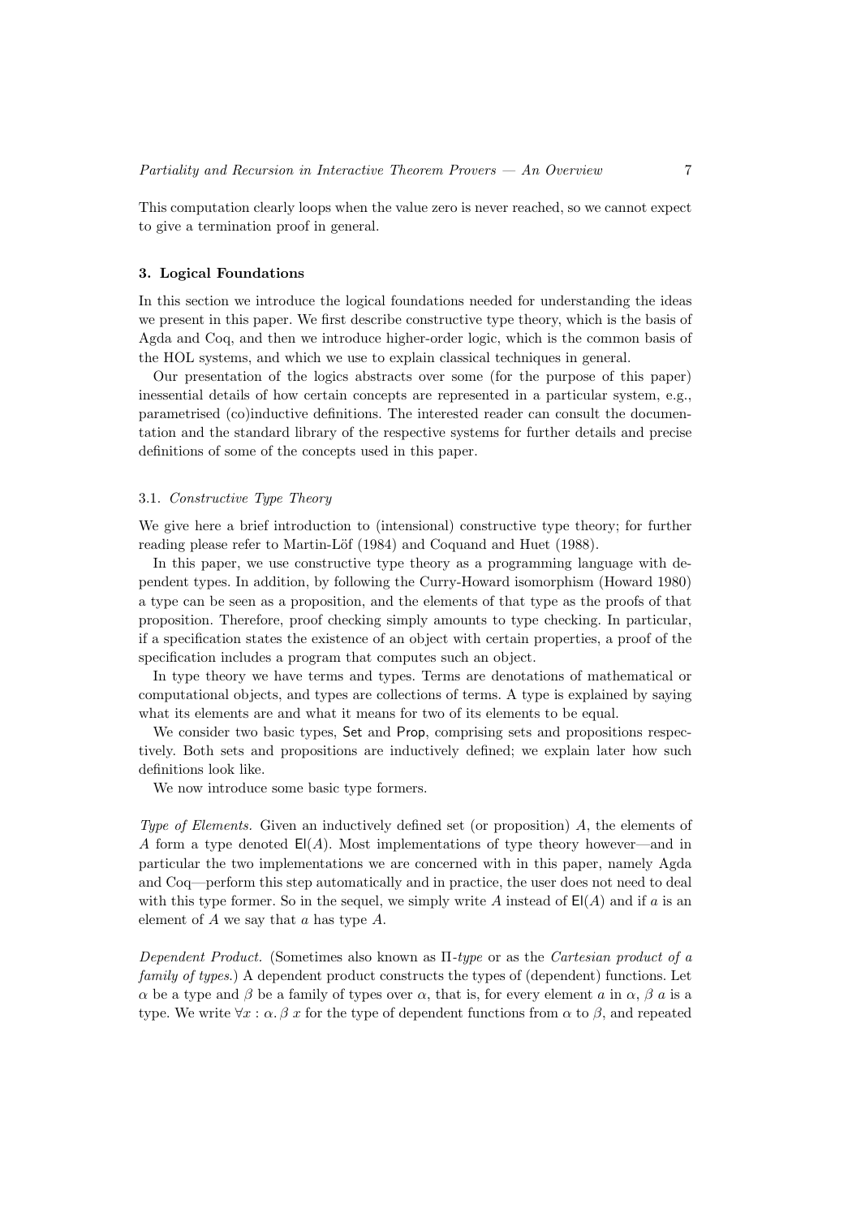This computation clearly loops when the value zero is never reached, so we cannot expect to give a termination proof in general.

## 3. Logical Foundations

In this section we introduce the logical foundations needed for understanding the ideas we present in this paper. We first describe constructive type theory, which is the basis of Agda and Coq, and then we introduce higher-order logic, which is the common basis of the HOL systems, and which we use to explain classical techniques in general.

Our presentation of the logics abstracts over some (for the purpose of this paper) inessential details of how certain concepts are represented in a particular system, e.g., parametrised (co)inductive definitions. The interested reader can consult the documentation and the standard library of the respective systems for further details and precise definitions of some of the concepts used in this paper.

### 3.1. *Constructive Type Theory*

We give here a brief introduction to (intensional) constructive type theory; for further reading please refer to Martin-Löf (1984) and Coquand and Huet (1988).

In this paper, we use constructive type theory as a programming language with dependent types. In addition, by following the Curry-Howard isomorphism (Howard 1980) a type can be seen as a proposition, and the elements of that type as the proofs of that proposition. Therefore, proof checking simply amounts to type checking. In particular, if a specification states the existence of an object with certain properties, a proof of the specification includes a program that computes such an object.

In type theory we have terms and types. Terms are denotations of mathematical or computational objects, and types are collections of terms. A type is explained by saying what its elements are and what it means for two of its elements to be equal.

We consider two basic types, $\mathsf{Set}$ and $\mathsf{Prop}$, comprising sets and propositions respectively. Both sets and propositions are inductively defined; we explain later how such definitions look like.

We now introduce some basic type formers.

*Type of Elements.* Given an inductively defined set (or proposition) $A$, the elements of $A$ form a type denoted $\mathsf{El}(A)$. Most implementations of type theory however—and in particular the two implementations we are concerned with in this paper, namely Agda and Coq—perform this step automatically and in practice, the user does not need to deal with this type former. So in the sequel, we simply write $A$ instead of $\mathsf{El}(A)$ and if $a$ is an element of $A$ we say that $a$ has type $A$.

*Dependent Product.* (Sometimes also known as $\Pi$-*type* or as the *Cartesian product of a family of types*.) A dependent product constructs the types of (dependent) functions. Let $\alpha$ be a type and $\beta$ be a family of types over $\alpha$, that is, for every element $a$ in $\alpha$, $\beta\ a$ is a type. We write $\forall x : \alpha.\, \beta\ x$ for the type of dependent functions from $\alpha$ to $\beta$, and repeated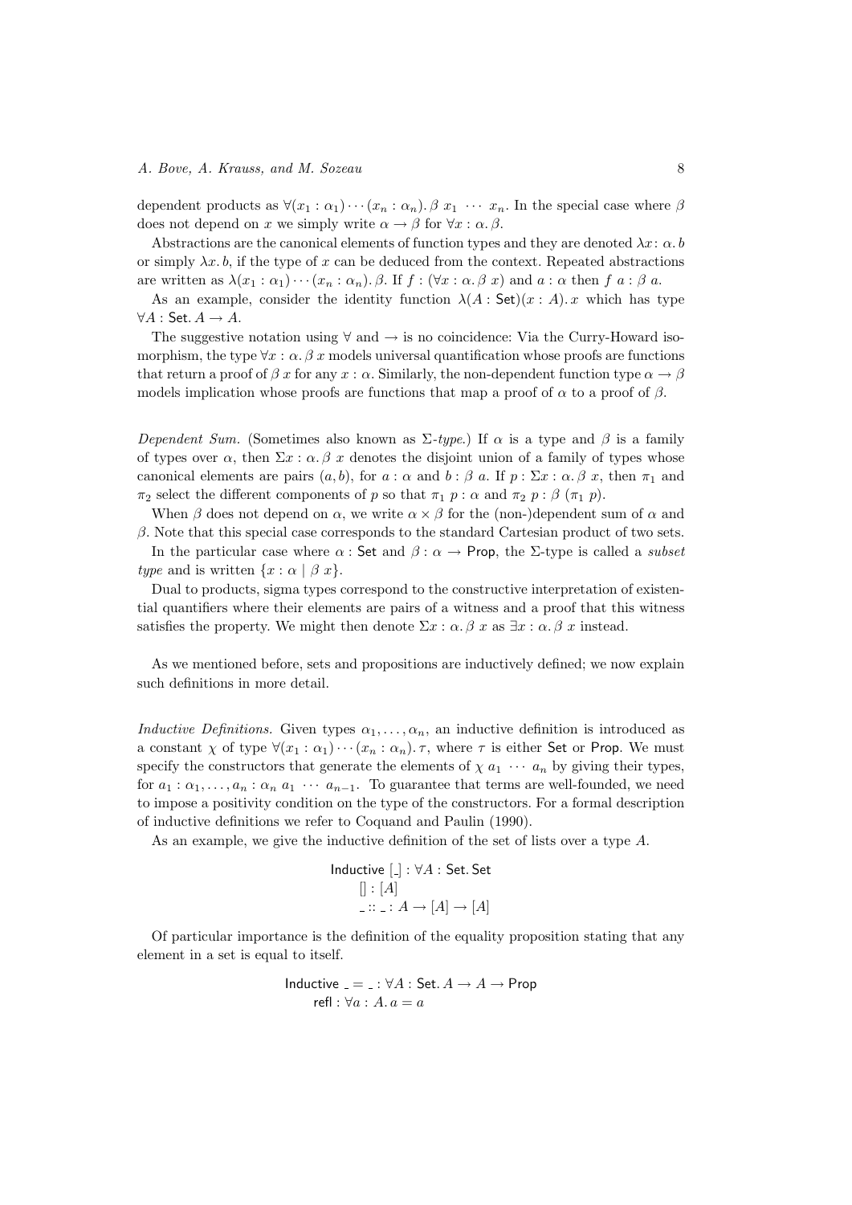dependent products as $\forall(x_1 : \alpha_1) \cdots (x_n : \alpha_n).\, \beta\ x_1\ \cdots\ x_n$. In the special case where $\beta$ does not depend on $x$ we simply write $\alpha \to \beta$ for $\forall x : \alpha.\, \beta$.

Abstractions are the canonical elements of function types and they are denoted $\lambda x\colon \alpha.\, b$ or simply $\lambda x.\, b$, if the type of $x$ can be deduced from the context. Repeated abstractions are written as $\lambda(x_1 : \alpha_1) \cdots (x_n : \alpha_n).\, \beta$. If $f : (\forall x : \alpha.\, \beta\ x)$ and $a : \alpha$ then $f\ a : \beta\ a$.

As an example, consider the identity function $\lambda(A : \mathsf{Set})(x : A).\, x$ which has type $\forall A : \mathsf{Set}.\, A \to A$.

The suggestive notation using $\forall$ and $\to$ is no coincidence: Via the Curry-Howard isomorphism, the type $\forall x : \alpha.\, \beta\ x$ models universal quantification whose proofs are functions that return a proof of $\beta\ x$ for any $x : \alpha$. Similarly, the non-dependent function type $\alpha \to \beta$ models implication whose proofs are functions that map a proof of $\alpha$ to a proof of $\beta$.

*Dependent Sum.* (Sometimes also known as $\Sigma$-*type*.) If $\alpha$ is a type and $\beta$ is a family of types over $\alpha$, then $\Sigma x : \alpha.\, \beta\ x$ denotes the disjoint union of a family of types whose canonical elements are pairs $(a, b)$, for $a : \alpha$ and $b : \beta\ a$. If $p : \Sigma x : \alpha.\, \beta\ x$, then $\pi_1$ and $\pi_2$ select the different components of $p$ so that $\pi_1\ p : \alpha$ and $\pi_2\ p : \beta\ (\pi_1\ p)$.

When $\beta$ does not depend on $\alpha$, we write $\alpha \times \beta$ for the (non-)dependent sum of $\alpha$ and $\beta$. Note that this special case corresponds to the standard Cartesian product of two sets.

In the particular case where $\alpha : \mathsf{Set}$ and $\beta : \alpha \to \mathsf{Prop}$, the $\Sigma$-type is called a *subset type* and is written $\{x : \alpha \mid \beta\ x\}$.

Dual to products, sigma types correspond to the constructive interpretation of existential quantifiers where their elements are pairs of a witness and a proof that this witness satisfies the property. We might then denote $\Sigma x : \alpha.\, \beta\ x$ as $\exists x : \alpha.\, \beta\ x$ instead.

As we mentioned before, sets and propositions are inductively defined; we now explain such definitions in more detail.

*Inductive Definitions.* Given types $\alpha_1, \ldots, \alpha_n$, an inductive definition is introduced as a constant $\chi$ of type $\forall(x_1 : \alpha_1) \cdots (x_n : \alpha_n).\, \tau$, where $\tau$ is either $\mathsf{Set}$ or $\mathsf{Prop}$. We must specify the constructors that generate the elements of $\chi\ a_1\ \cdots\ a_n$ by giving their types, for $a_1 : \alpha_1, \ldots, a_n : \alpha_n\ a_1\ \cdots\ a_{n-1}$. To guarantee that terms are well-founded, we need to impose a positivity condition on the type of the constructors. For a formal description of inductive definitions we refer to Coquand and Paulin (1990).

As an example, we give the inductive definition of the set of lists over a type $A$.

$$
\begin{array}{l}
\mathsf{Inductive}\ [\_] : \forall A : \mathsf{Set}.\, \mathsf{Set} \\
\quad [] : [A] \\
\quad \_ :: \_ : A \to [A] \to [A]
\end{array}
$$

Of particular importance is the definition of the equality proposition stating that any element in a set is equal to itself.

$$
\begin{array}{l}
\mathsf{Inductive}\ \_ = \_ : \forall A : \mathsf{Set}.\, A \to A \to \mathsf{Prop} \\
\quad \mathsf{refl} : \forall a : A.\, a = a
\end{array}
$$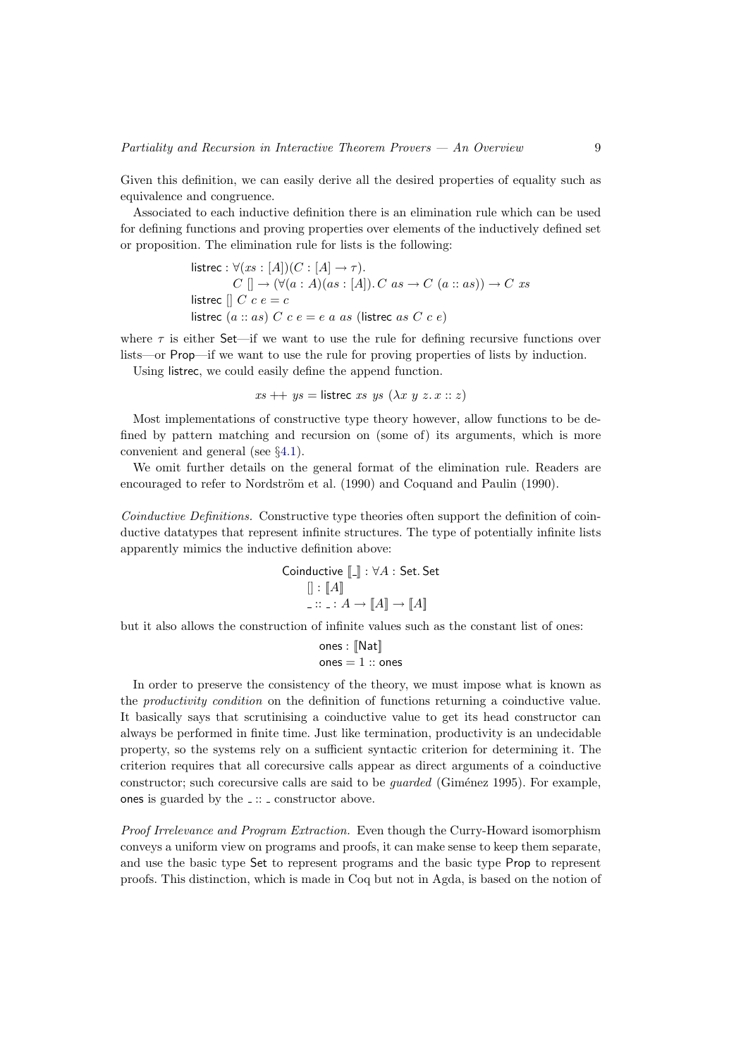Given this definition, we can easily derive all the desired properties of equality such as equivalence and congruence.

Associated to each inductive definition there is an elimination rule which can be used for defining functions and proving properties over elements of the inductively defined set or proposition. The elimination rule for lists is the following:

$$
\begin{aligned}
&\mathsf{listrec} : \forall (xs : [A])(C : [A] \to \tau). \\
&\qquad C\ [] \to (\forall (a : A)(as : [A]).\, C\ as \to C\ (a :: as)) \to C\ xs \\
&\mathsf{listrec}\ []\ C\ c\ e = c \\
&\mathsf{listrec}\ (a :: as)\ C\ c\ e = e\ a\ as\ (\mathsf{listrec}\ as\ C\ c\ e)
\end{aligned}
$$

where $\tau$ is either Set—if we want to use the rule for defining recursive functions over lists—or Prop—if we want to use the rule for proving properties of lists by induction.

Using listrec, we could easily define the append function.

$$xs +\!\!+\ ys = \mathsf{listrec}\ xs\ ys\ (\lambda x\ y\ z.\, x :: z)$$

Most implementations of constructive type theory however, allow functions to be defined by pattern matching and recursion on (some of) its arguments, which is more convenient and general (see §4.1).

We omit further details on the general format of the elimination rule. Readers are encouraged to refer to Nordström et al. (1990) and Coquand and Paulin (1990).

*Coinductive Definitions.* Constructive type theories often support the definition of coinductive datatypes that represent infinite structures. The type of potentially infinite lists apparently mimics the inductive definition above:

$$
\begin{aligned}
&\mathsf{Coinductive}\ [\![\_]\!] : \forall A : \mathsf{Set}.\, \mathsf{Set} \\
&\quad [] : [\![A]\!] \\
&\quad \_ :: \_ : A \to [\![A]\!] \to [\![A]\!]
\end{aligned}
$$

but it also allows the construction of infinite values such as the constant list of ones:

$$
\begin{aligned}
&\mathsf{ones} : [\![\mathsf{Nat}]\!] \\
&\mathsf{ones} = 1 :: \mathsf{ones}
\end{aligned}
$$

In order to preserve the consistency of the theory, we must impose what is known as the *productivity condition* on the definition of functions returning a coinductive value. It basically says that scrutinising a coinductive value to get its head constructor can always be performed in finite time. Just like termination, productivity is an undecidable property, so the systems rely on a sufficient syntactic criterion for determining it. The criterion requires that all corecursive calls appear as direct arguments of a coinductive constructor; such corecursive calls are said to be *guarded* (Giménez 1995). For example, ones is guarded by the $\_ :: \_$ constructor above.

*Proof Irrelevance and Program Extraction.* Even though the Curry-Howard isomorphism conveys a uniform view on programs and proofs, it can make sense to keep them separate, and use the basic type Set to represent programs and the basic type Prop to represent proofs. This distinction, which is made in Coq but not in Agda, is based on the notion of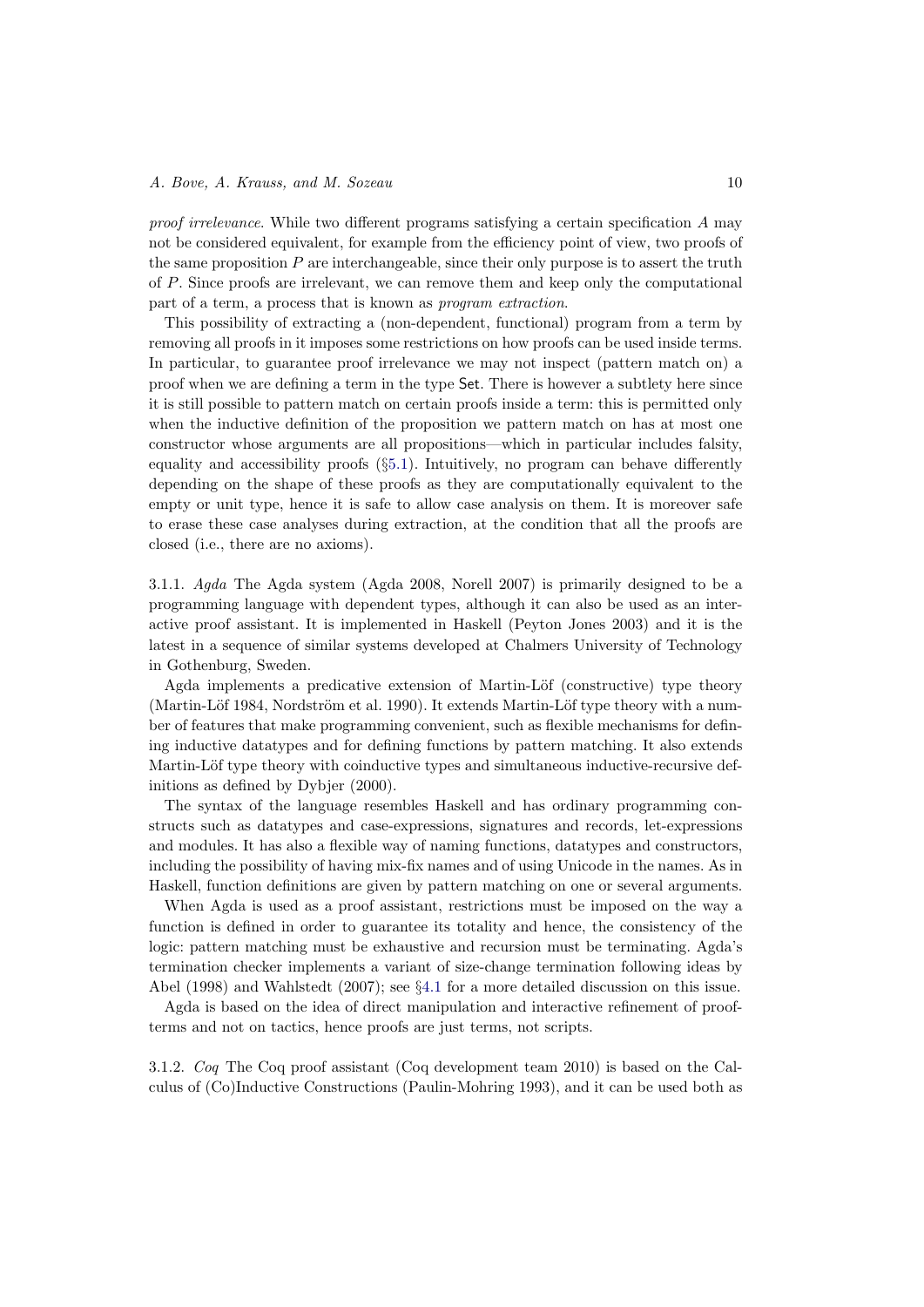*proof irrelevance*. While two different programs satisfying a certain specification $A$ may not be considered equivalent, for example from the efficiency point of view, two proofs of the same proposition $P$ are interchangeable, since their only purpose is to assert the truth of $P$. Since proofs are irrelevant, we can remove them and keep only the computational part of a term, a process that is known as *program extraction*.

This possibility of extracting a (non-dependent, functional) program from a term by removing all proofs in it imposes some restrictions on how proofs can be used inside terms. In particular, to guarantee proof irrelevance we may not inspect (pattern match on) a proof when we are defining a term in the type Set. There is however a subtlety here since it is still possible to pattern match on certain proofs inside a term: this is permitted only when the inductive definition of the proposition we pattern match on has at most one constructor whose arguments are all propositions—which in particular includes falsity, equality and accessibility proofs (§5.1). Intuitively, no program can behave differently depending on the shape of these proofs as they are computationally equivalent to the empty or unit type, hence it is safe to allow case analysis on them. It is moreover safe to erase these case analyses during extraction, at the condition that all the proofs are closed (i.e., there are no axioms).

3.1.1. *Agda* The Agda system (Agda 2008, Norell 2007) is primarily designed to be a programming language with dependent types, although it can also be used as an interactive proof assistant. It is implemented in Haskell (Peyton Jones 2003) and it is the latest in a sequence of similar systems developed at Chalmers University of Technology in Gothenburg, Sweden.

Agda implements a predicative extension of Martin-Löf (constructive) type theory (Martin-Löf 1984, Nordström et al. 1990). It extends Martin-Löf type theory with a number of features that make programming convenient, such as flexible mechanisms for defining inductive datatypes and for defining functions by pattern matching. It also extends Martin-Löf type theory with coinductive types and simultaneous inductive-recursive definitions as defined by Dybjer (2000).

The syntax of the language resembles Haskell and has ordinary programming constructs such as datatypes and case-expressions, signatures and records, let-expressions and modules. It has also a flexible way of naming functions, datatypes and constructors, including the possibility of having mix-fix names and of using Unicode in the names. As in Haskell, function definitions are given by pattern matching on one or several arguments.

When Agda is used as a proof assistant, restrictions must be imposed on the way a function is defined in order to guarantee its totality and hence, the consistency of the logic: pattern matching must be exhaustive and recursion must be terminating. Agda's termination checker implements a variant of size-change termination following ideas by Abel (1998) and Wahlstedt (2007); see §4.1 for a more detailed discussion on this issue.

Agda is based on the idea of direct manipulation and interactive refinement of proof-terms and not on tactics, hence proofs are just terms, not scripts.

3.1.2. *Coq* The Coq proof assistant (Coq development team 2010) is based on the Calculus of (Co)Inductive Constructions (Paulin-Mohring 1993), and it can be used both as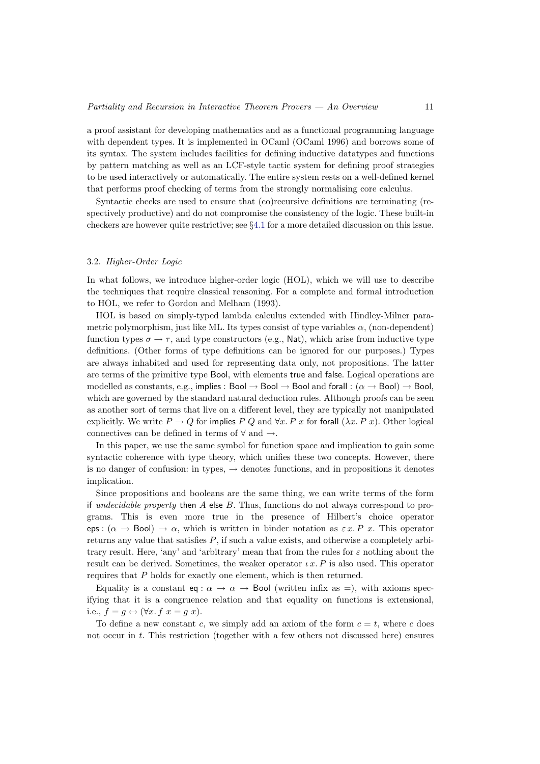a proof assistant for developing mathematics and as a functional programming language with dependent types. It is implemented in OCaml (OCaml 1996) and borrows some of its syntax. The system includes facilities for defining inductive datatypes and functions by pattern matching as well as an LCF-style tactic system for defining proof strategies to be used interactively or automatically. The entire system rests on a well-defined kernel that performs proof checking of terms from the strongly normalising core calculus.

Syntactic checks are used to ensure that (co)recursive definitions are terminating (respectively productive) and do not compromise the consistency of the logic. These built-in checkers are however quite restrictive; see §4.1 for a more detailed discussion on this issue.

### 3.2. *Higher-Order Logic*

In what follows, we introduce higher-order logic (HOL), which we will use to describe the techniques that require classical reasoning. For a complete and formal introduction to HOL, we refer to Gordon and Melham (1993).

HOL is based on simply-typed lambda calculus extended with Hindley-Milner parametric polymorphism, just like ML. Its types consist of type variables $\alpha$, (non-dependent) function types $\sigma \to \tau$, and type constructors (e.g., $\mathsf{Nat}$), which arise from inductive type definitions. (Other forms of type definitions can be ignored for our purposes.) Types are always inhabited and used for representing data only, not propositions. The latter are terms of the primitive type $\mathsf{Bool}$, with elements $\mathsf{true}$ and $\mathsf{false}$. Logical operations are modelled as constants, e.g., $\mathsf{implies} : \mathsf{Bool} \to \mathsf{Bool} \to \mathsf{Bool}$ and $\mathsf{forall} : (\alpha \to \mathsf{Bool}) \to \mathsf{Bool}$, which are governed by the standard natural deduction rules. Although proofs can be seen as another sort of terms that live on a different level, they are typically not manipulated explicitly. We write $P \to Q$ for $\mathsf{implies}\ P\ Q$ and $\forall x.\, P\ x$ for $\mathsf{forall}\ (\lambda x.\, P\ x)$. Other logical connectives can be defined in terms of $\forall$ and $\to$.

In this paper, we use the same symbol for function space and implication to gain some syntactic coherence with type theory, which unifies these two concepts. However, there is no danger of confusion: in types, $\to$ denotes functions, and in propositions it denotes implication.

Since propositions and booleans are the same thing, we can write terms of the form $\mathsf{if}$ *undecidable property* $\mathsf{then}\ A\ \mathsf{else}\ B$. Thus, functions do not always correspond to programs. This is even more true in the presence of Hilbert's choice operator $\mathsf{eps} : (\alpha \to \mathsf{Bool}) \to \alpha$, which is written in binder notation as $\varepsilon\, x.\, P\ x$. This operator returns any value that satisfies $P$, if such a value exists, and otherwise a completely arbitrary result. Here, 'any' and 'arbitrary' mean that from the rules for $\varepsilon$ nothing about the result can be derived. Sometimes, the weaker operator $\iota\, x.\, P$ is also used. This operator requires that $P$ holds for exactly one element, which is then returned.

Equality is a constant $\mathsf{eq} : \alpha \to \alpha \to \mathsf{Bool}$ (written infix as $=$), with axioms specifying that it is a congruence relation and that equality on functions is extensional, i.e., $f = g \leftrightarrow (\forall x.\, f\ x = g\ x)$.

To define a new constant $c$, we simply add an axiom of the form $c = t$, where $c$ does not occur in $t$. This restriction (together with a few others not discussed here) ensures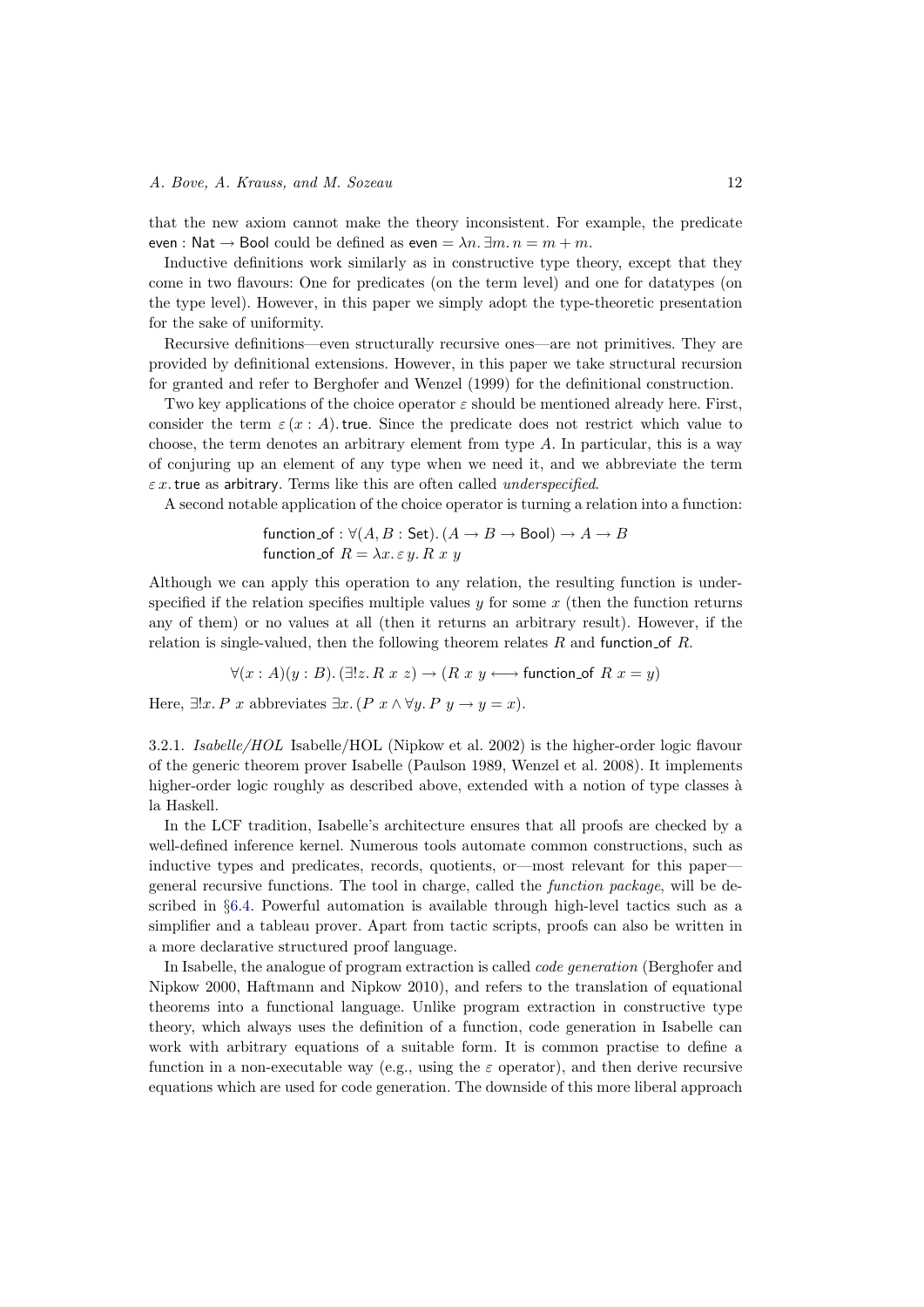that the new axiom cannot make the theory inconsistent. For example, the predicate $\mathsf{even} : \mathsf{Nat} \to \mathsf{Bool}$ could be defined as $\mathsf{even} = \lambda n. \exists m. n = m + m$.

Inductive definitions work similarly as in constructive type theory, except that they come in two flavours: One for predicates (on the term level) and one for datatypes (on the type level). However, in this paper we simply adopt the type-theoretic presentation for the sake of uniformity.

Recursive definitions—even structurally recursive ones—are not primitives. They are provided by definitional extensions. However, in this paper we take structural recursion for granted and refer to Berghofer and Wenzel (1999) for the definitional construction.

Two key applications of the choice operator $\varepsilon$ should be mentioned already here. First, consider the term $\varepsilon\,(x : A).\,\mathsf{true}$. Since the predicate does not restrict which value to choose, the term denotes an arbitrary element from type $A$. In particular, this is a way of conjuring up an element of any type when we need it, and we abbreviate the term $\varepsilon\,x.\,\mathsf{true}$ as $\mathsf{arbitrary}$. Terms like this are often called *underspecified*.

A second notable application of the choice operator is turning a relation into a function:

$$\begin{array}{l}\mathsf{function\_of} : \forall (A, B : \mathsf{Set}).\,(A \to B \to \mathsf{Bool}) \to A \to B \\ \mathsf{function\_of}\ R = \lambda x.\,\varepsilon\,y.\,R\ x\ y\end{array}$$

Although we can apply this operation to any relation, the resulting function is underspecified if the relation specifies multiple values $y$ for some $x$ (then the function returns any of them) or no values at all (then it returns an arbitrary result). However, if the relation is single-valued, then the following theorem relates $R$ and $\mathsf{function\_of}\ R$.

$$\forall (x : A)(y : B).\,(\exists! z.\,R\ x\ z) \to (R\ x\ y \longleftrightarrow \mathsf{function\_of}\ R\ x = y)$$

Here, $\exists! x.\,P\ x$ abbreviates $\exists x.\,(P\ x \land \forall y.\,P\ y \to y = x)$.

3.2.1. *Isabelle/HOL* Isabelle/HOL (Nipkow et al. 2002) is the higher-order logic flavour of the generic theorem prover Isabelle (Paulson 1989, Wenzel et al. 2008). It implements higher-order logic roughly as described above, extended with a notion of type classes à la Haskell.

In the LCF tradition, Isabelle's architecture ensures that all proofs are checked by a well-defined inference kernel. Numerous tools automate common constructions, such as inductive types and predicates, records, quotients, or—most relevant for this paper—general recursive functions. The tool in charge, called the *function package*, will be described in §6.4. Powerful automation is available through high-level tactics such as a simplifier and a tableau prover. Apart from tactic scripts, proofs can also be written in a more declarative structured proof language.

In Isabelle, the analogue of program extraction is called *code generation* (Berghofer and Nipkow 2000, Haftmann and Nipkow 2010), and refers to the translation of equational theorems into a functional language. Unlike program extraction in constructive type theory, which always uses the definition of a function, code generation in Isabelle can work with arbitrary equations of a suitable form. It is common practise to define a function in a non-executable way (e.g., using the $\varepsilon$ operator), and then derive recursive equations which are used for code generation. The downside of this more liberal approach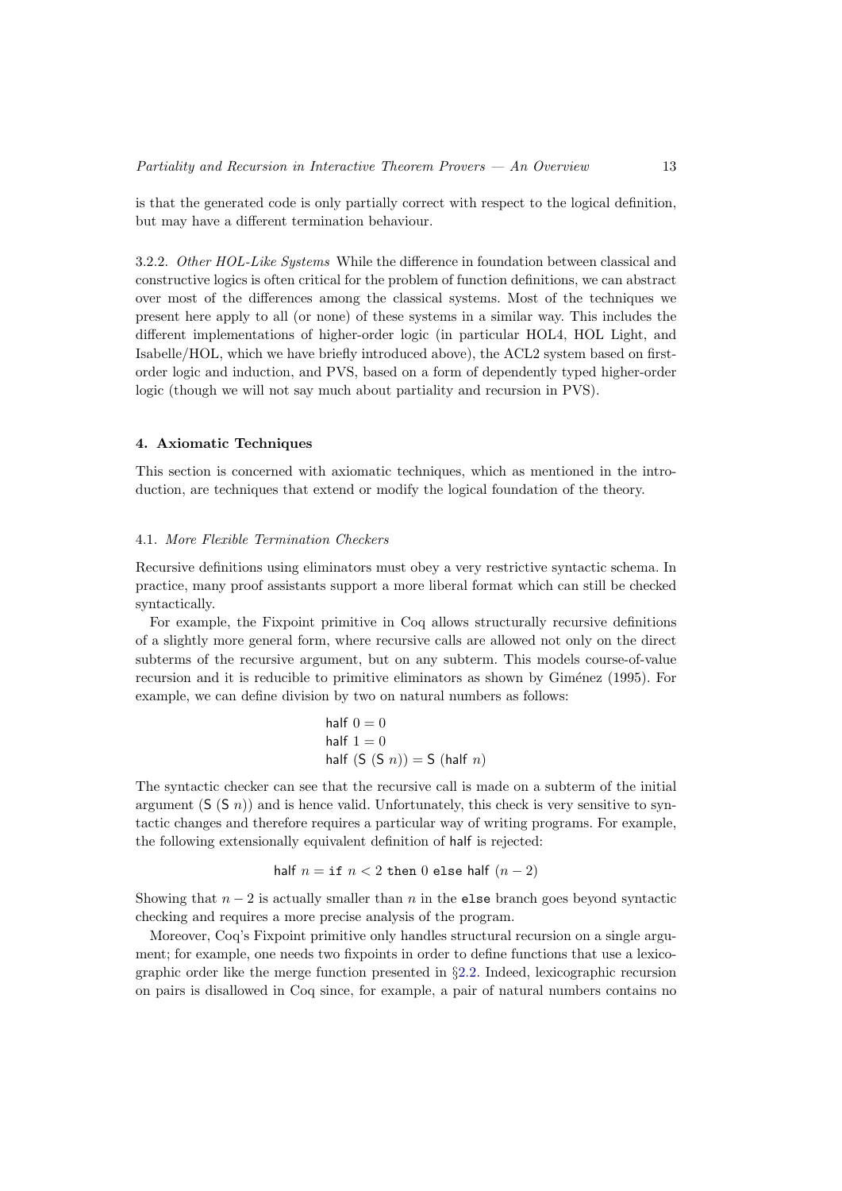is that the generated code is only partially correct with respect to the logical definition, but may have a different termination behaviour.

3.2.2. *Other HOL-Like Systems* While the difference in foundation between classical and constructive logics is often critical for the problem of function definitions, we can abstract over most of the differences among the classical systems. Most of the techniques we present here apply to all (or none) of these systems in a similar way. This includes the different implementations of higher-order logic (in particular HOL4, HOL Light, and Isabelle/HOL, which we have briefly introduced above), the ACL2 system based on first-order logic and induction, and PVS, based on a form of dependently typed higher-order logic (though we will not say much about partiality and recursion in PVS).

## 4. Axiomatic Techniques

This section is concerned with axiomatic techniques, which as mentioned in the introduction, are techniques that extend or modify the logical foundation of the theory.

### 4.1. *More Flexible Termination Checkers*

Recursive definitions using eliminators must obey a very restrictive syntactic schema. In practice, many proof assistants support a more liberal format which can still be checked syntactically.

For example, the Fixpoint primitive in Coq allows structurally recursive definitions of a slightly more general form, where recursive calls are allowed not only on the direct subterms of the recursive argument, but on any subterm. This models course-of-value recursion and it is reducible to primitive eliminators as shown by Giménez (1995). For example, we can define division by two on natural numbers as follows:

$$\begin{aligned}
&\mathsf{half}\ 0 = 0\\
&\mathsf{half}\ 1 = 0\\
&\mathsf{half}\ (\mathsf{S}\ (\mathsf{S}\ n)) = \mathsf{S}\ (\mathsf{half}\ n)
\end{aligned}$$

The syntactic checker can see that the recursive call is made on a subterm of the initial argument $(\mathsf{S}\ (\mathsf{S}\ n))$ and is hence valid. Unfortunately, this check is very sensitive to syntactic changes and therefore requires a particular way of writing programs. For example, the following extensionally equivalent definition of half is rejected:

$$\mathsf{half}\ n = \texttt{if}\ n < 2\ \texttt{then}\ 0\ \texttt{else}\ \mathsf{half}\ (n - 2)$$

Showing that $n - 2$ is actually smaller than $n$ in the `else` branch goes beyond syntactic checking and requires a more precise analysis of the program.

Moreover, Coq's Fixpoint primitive only handles structural recursion on a single argument; for example, one needs two fixpoints in order to define functions that use a lexicographic order like the merge function presented in §2.2. Indeed, lexicographic recursion on pairs is disallowed in Coq since, for example, a pair of natural numbers contains no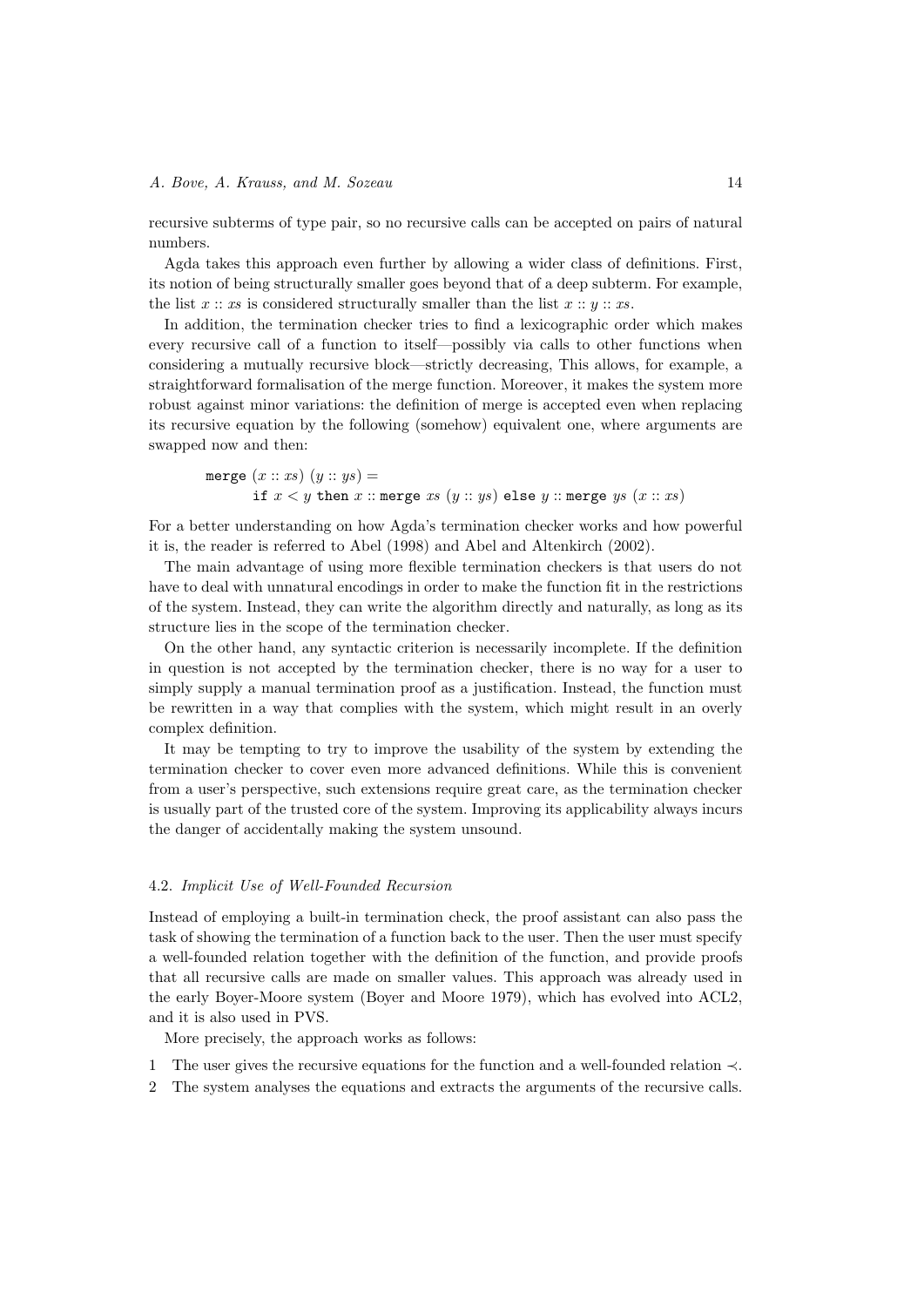recursive subterms of type pair, so no recursive calls can be accepted on pairs of natural numbers.

Agda takes this approach even further by allowing a wider class of definitions. First, its notion of being structurally smaller goes beyond that of a deep subterm. For example, the list $x :: xs$ is considered structurally smaller than the list $x :: y :: xs$.

In addition, the termination checker tries to find a lexicographic order which makes every recursive call of a function to itself—possibly via calls to other functions when considering a mutually recursive block—strictly decreasing, This allows, for example, a straightforward formalisation of the merge function. Moreover, it makes the system more robust against minor variations: the definition of merge is accepted even when replacing its recursive equation by the following (somehow) equivalent one, where arguments are swapped now and then:

$$\texttt{merge}\ (x :: xs)\ (y :: ys) = \\ \quad \texttt{if}\ x < y\ \texttt{then}\ x :: \texttt{merge}\ xs\ (y :: ys)\ \texttt{else}\ y :: \texttt{merge}\ ys\ (x :: xs)$$

For a better understanding on how Agda's termination checker works and how powerful it is, the reader is referred to Abel (1998) and Abel and Altenkirch (2002).

The main advantage of using more flexible termination checkers is that users do not have to deal with unnatural encodings in order to make the function fit in the restrictions of the system. Instead, they can write the algorithm directly and naturally, as long as its structure lies in the scope of the termination checker.

On the other hand, any syntactic criterion is necessarily incomplete. If the definition in question is not accepted by the termination checker, there is no way for a user to simply supply a manual termination proof as a justification. Instead, the function must be rewritten in a way that complies with the system, which might result in an overly complex definition.

It may be tempting to try to improve the usability of the system by extending the termination checker to cover even more advanced definitions. While this is convenient from a user's perspective, such extensions require great care, as the termination checker is usually part of the trusted core of the system. Improving its applicability always incurs the danger of accidentally making the system unsound.

### 4.2. *Implicit Use of Well-Founded Recursion*

Instead of employing a built-in termination check, the proof assistant can also pass the task of showing the termination of a function back to the user. Then the user must specify a well-founded relation together with the definition of the function, and provide proofs that all recursive calls are made on smaller values. This approach was already used in the early Boyer-Moore system (Boyer and Moore 1979), which has evolved into ACL2, and it is also used in PVS.

More precisely, the approach works as follows:

1 The user gives the recursive equations for the function and a well-founded relation $\prec$.

2 The system analyses the equations and extracts the arguments of the recursive calls.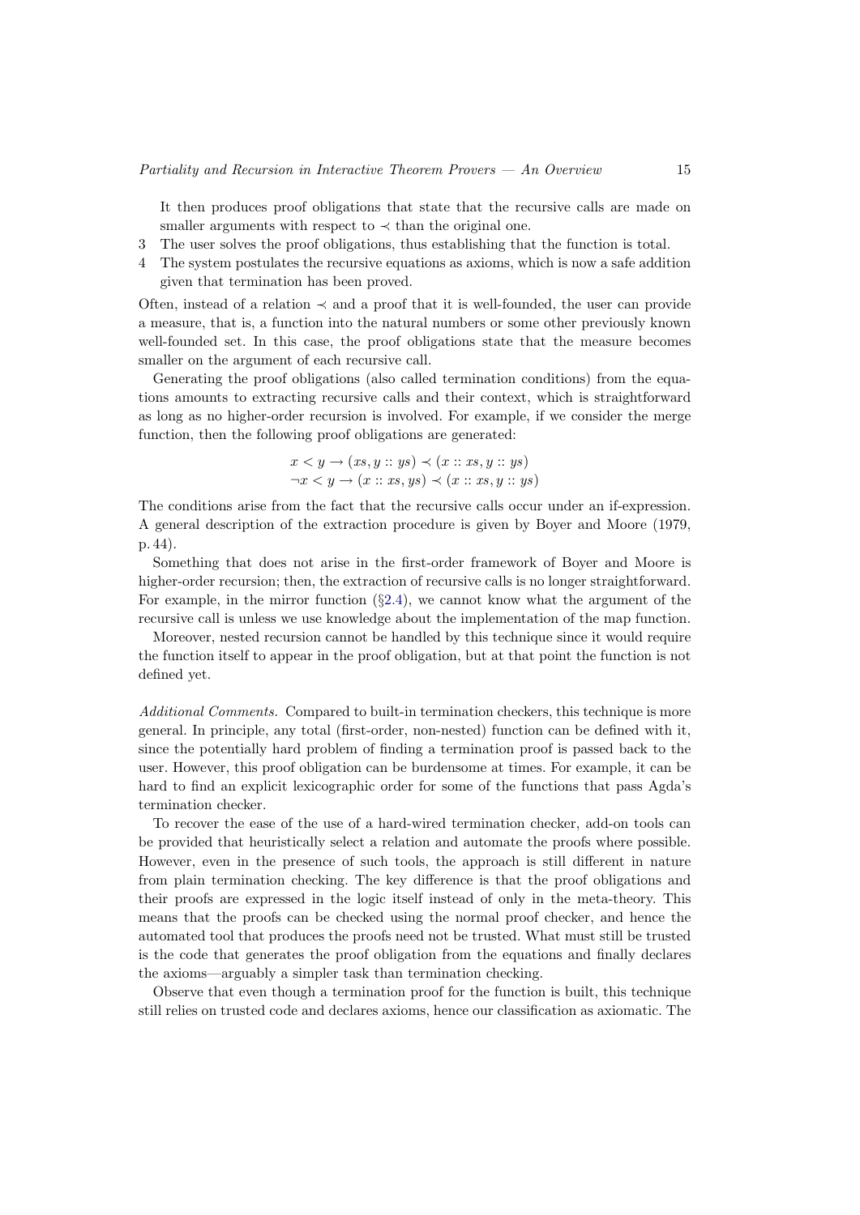It then produces proof obligations that state that the recursive calls are made on smaller arguments with respect to $\prec$ than the original one.

3 The user solves the proof obligations, thus establishing that the function is total.

4 The system postulates the recursive equations as axioms, which is now a safe addition given that termination has been proved.

Often, instead of a relation $\prec$ and a proof that it is well-founded, the user can provide a measure, that is, a function into the natural numbers or some other previously known well-founded set. In this case, the proof obligations state that the measure becomes smaller on the argument of each recursive call.

Generating the proof obligations (also called termination conditions) from the equations amounts to extracting recursive calls and their context, which is straightforward as long as no higher-order recursion is involved. For example, if we consider the merge function, then the following proof obligations are generated:

$$x < y \rightarrow (xs, y :: ys) \prec (x :: xs, y :: ys)$$
$$\neg x < y \rightarrow (x :: xs, ys) \prec (x :: xs, y :: ys)$$

The conditions arise from the fact that the recursive calls occur under an if-expression. A general description of the extraction procedure is given by Boyer and Moore (1979, p. 44).

Something that does not arise in the first-order framework of Boyer and Moore is higher-order recursion; then, the extraction of recursive calls is no longer straightforward. For example, in the mirror function (§2.4), we cannot know what the argument of the recursive call is unless we use knowledge about the implementation of the map function.

Moreover, nested recursion cannot be handled by this technique since it would require the function itself to appear in the proof obligation, but at that point the function is not defined yet.

*Additional Comments.* Compared to built-in termination checkers, this technique is more general. In principle, any total (first-order, non-nested) function can be defined with it, since the potentially hard problem of finding a termination proof is passed back to the user. However, this proof obligation can be burdensome at times. For example, it can be hard to find an explicit lexicographic order for some of the functions that pass Agda's termination checker.

To recover the ease of the use of a hard-wired termination checker, add-on tools can be provided that heuristically select a relation and automate the proofs where possible. However, even in the presence of such tools, the approach is still different in nature from plain termination checking. The key difference is that the proof obligations and their proofs are expressed in the logic itself instead of only in the meta-theory. This means that the proofs can be checked using the normal proof checker, and hence the automated tool that produces the proofs need not be trusted. What must still be trusted is the code that generates the proof obligation from the equations and finally declares the axioms—arguably a simpler task than termination checking.

Observe that even though a termination proof for the function is built, this technique still relies on trusted code and declares axioms, hence our classification as axiomatic. The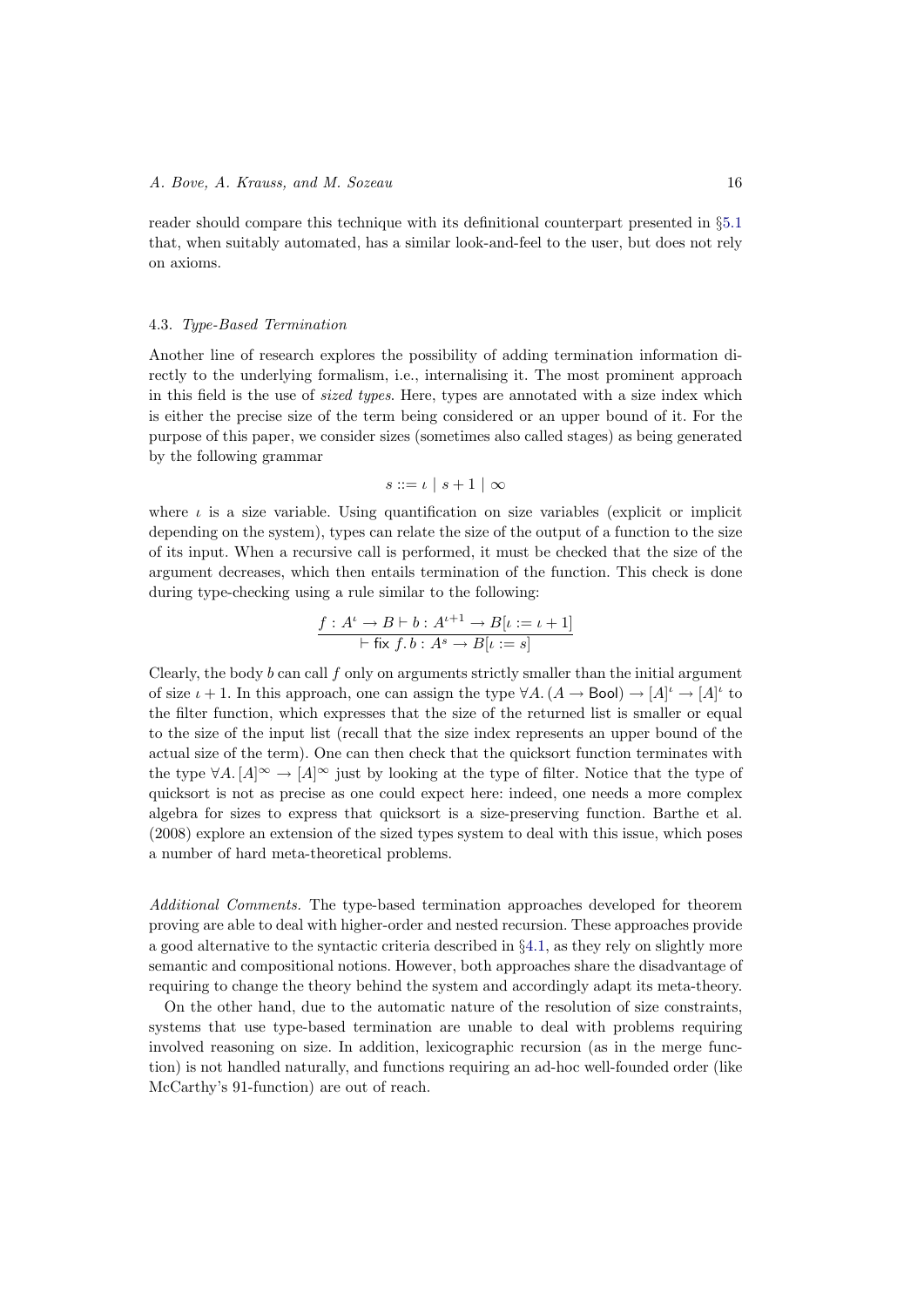reader should compare this technique with its definitional counterpart presented in §5.1 that, when suitably automated, has a similar look-and-feel to the user, but does not rely on axioms.

### 4.3. *Type-Based Termination*

Another line of research explores the possibility of adding termination information directly to the underlying formalism, i.e., internalising it. The most prominent approach in this field is the use of *sized types*. Here, types are annotated with a size index which is either the precise size of the term being considered or an upper bound of it. For the purpose of this paper, we consider sizes (sometimes also called stages) as being generated by the following grammar

$$s ::= \iota \mid s + 1 \mid \infty$$

where $\iota$ is a size variable. Using quantification on size variables (explicit or implicit depending on the system), types can relate the size of the output of a function to the size of its input. When a recursive call is performed, it must be checked that the size of the argument decreases, which then entails termination of the function. This check is done during type-checking using a rule similar to the following:

$$\frac{f : A^{\iota} \to B \vdash b : A^{\iota+1} \to B[\iota := \iota + 1]}{\vdash \mathsf{fix}\ f.\, b : A^{s} \to B[\iota := s]}$$

Clearly, the body $b$ can call $f$ only on arguments strictly smaller than the initial argument of size $\iota + 1$. In this approach, one can assign the type $\forall A.\, (A \to \mathsf{Bool}) \to [A]^{\iota} \to [A]^{\iota}$ to the filter function, which expresses that the size of the returned list is smaller or equal to the size of the input list (recall that the size index represents an upper bound of the actual size of the term). One can then check that the quicksort function terminates with the type $\forall A.\, [A]^{\infty} \to [A]^{\infty}$ just by looking at the type of filter. Notice that the type of quicksort is not as precise as one could expect here: indeed, one needs a more complex algebra for sizes to express that quicksort is a size-preserving function. Barthe et al. (2008) explore an extension of the sized types system to deal with this issue, which poses a number of hard meta-theoretical problems.

*Additional Comments.* The type-based termination approaches developed for theorem proving are able to deal with higher-order and nested recursion. These approaches provide a good alternative to the syntactic criteria described in §4.1, as they rely on slightly more semantic and compositional notions. However, both approaches share the disadvantage of requiring to change the theory behind the system and accordingly adapt its meta-theory.

On the other hand, due to the automatic nature of the resolution of size constraints, systems that use type-based termination are unable to deal with problems requiring involved reasoning on size. In addition, lexicographic recursion (as in the merge function) is not handled naturally, and functions requiring an ad-hoc well-founded order (like McCarthy's 91-function) are out of reach.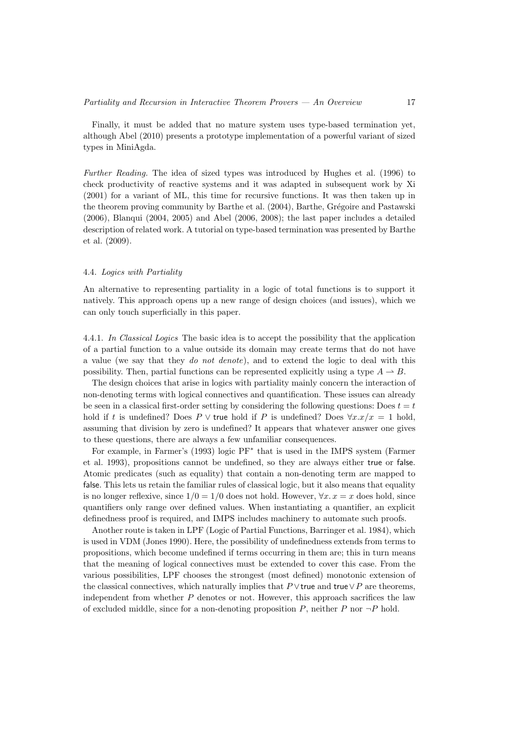Finally, it must be added that no mature system uses type-based termination yet, although Abel (2010) presents a prototype implementation of a powerful variant of sized types in MiniAgda.

*Further Reading.* The idea of sized types was introduced by Hughes et al. (1996) to check productivity of reactive systems and it was adapted in subsequent work by Xi (2001) for a variant of ML, this time for recursive functions. It was then taken up in the theorem proving community by Barthe et al. (2004), Barthe, Grégoire and Pastawski (2006), Blanqui (2004, 2005) and Abel (2006, 2008); the last paper includes a detailed description of related work. A tutorial on type-based termination was presented by Barthe et al. (2009).

### 4.4. *Logics with Partiality*

An alternative to representing partiality in a logic of total functions is to support it natively. This approach opens up a new range of design choices (and issues), which we can only touch superficially in this paper.

#### 4.4.1. *In Classical Logics*

The basic idea is to accept the possibility that the application of a partial function to a value outside its domain may create terms that do not have a value (we say that they *do not denote*), and to extend the logic to deal with this possibility. Then, partial functions can be represented explicitly using a type $A \rightharpoonup B$.

The design choices that arise in logics with partiality mainly concern the interaction of non-denoting terms with logical connectives and quantification. These issues can already be seen in a classical first-order setting by considering the following questions: Does $t = t$ hold if $t$ is undefined? Does $P \vee \mathsf{true}$ hold if $P$ is undefined? Does $\forall x. x/x = 1$ hold, assuming that division by zero is undefined? It appears that whatever answer one gives to these questions, there are always a few unfamiliar consequences.

For example, in Farmer's (1993) logic PF$^*$ that is used in the IMPS system (Farmer et al. 1993), propositions cannot be undefined, so they are always either $\mathsf{true}$ or $\mathsf{false}$. Atomic predicates (such as equality) that contain a non-denoting term are mapped to $\mathsf{false}$. This lets us retain the familiar rules of classical logic, but it also means that equality is no longer reflexive, since $1/0 = 1/0$ does not hold. However, $\forall x.\, x = x$ does hold, since quantifiers only range over defined values. When instantiating a quantifier, an explicit definedness proof is required, and IMPS includes machinery to automate such proofs.

Another route is taken in LPF (Logic of Partial Functions, Barringer et al. 1984), which is used in VDM (Jones 1990). Here, the possibility of undefinedness extends from terms to propositions, which become undefined if terms occurring in them are; this in turn means that the meaning of logical connectives must be extended to cover this case. From the various possibilities, LPF chooses the strongest (most defined) monotonic extension of the classical connectives, which naturally implies that $P \vee \mathsf{true}$ and $\mathsf{true} \vee P$ are theorems, independent from whether $P$ denotes or not. However, this approach sacrifices the law of excluded middle, since for a non-denoting proposition $P$, neither $P$ nor $\neg P$ hold.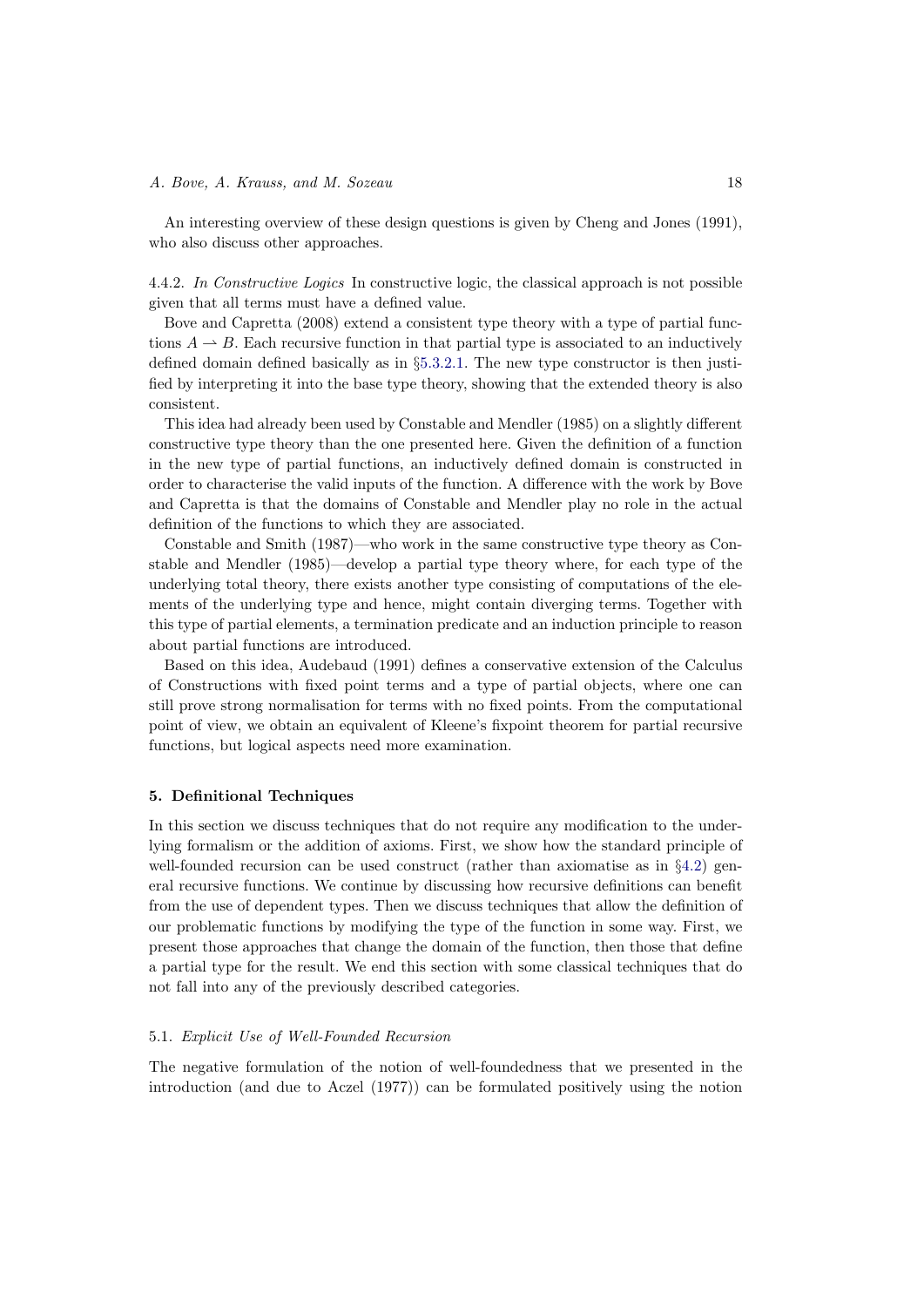An interesting overview of these design questions is given by Cheng and Jones (1991), who also discuss other approaches.

4.4.2. *In Constructive Logics* In constructive logic, the classical approach is not possible given that all terms must have a defined value.

Bove and Capretta (2008) extend a consistent type theory with a type of partial functions $A \rightharpoonup B$. Each recursive function in that partial type is associated to an inductively defined domain defined basically as in §5.3.2.1. The new type constructor is then justified by interpreting it into the base type theory, showing that the extended theory is also consistent.

This idea had already been used by Constable and Mendler (1985) on a slightly different constructive type theory than the one presented here. Given the definition of a function in the new type of partial functions, an inductively defined domain is constructed in order to characterise the valid inputs of the function. A difference with the work by Bove and Capretta is that the domains of Constable and Mendler play no role in the actual definition of the functions to which they are associated.

Constable and Smith (1987)—who work in the same constructive type theory as Constable and Mendler (1985)—develop a partial type theory where, for each type of the underlying total theory, there exists another type consisting of computations of the elements of the underlying type and hence, might contain diverging terms. Together with this type of partial elements, a termination predicate and an induction principle to reason about partial functions are introduced.

Based on this idea, Audebaud (1991) defines a conservative extension of the Calculus of Constructions with fixed point terms and a type of partial objects, where one can still prove strong normalisation for terms with no fixed points. From the computational point of view, we obtain an equivalent of Kleene's fixpoint theorem for partial recursive functions, but logical aspects need more examination.

## 5. Definitional Techniques

In this section we discuss techniques that do not require any modification to the underlying formalism or the addition of axioms. First, we show how the standard principle of well-founded recursion can be used construct (rather than axiomatise as in §4.2) general recursive functions. We continue by discussing how recursive definitions can benefit from the use of dependent types. Then we discuss techniques that allow the definition of our problematic functions by modifying the type of the function in some way. First, we present those approaches that change the domain of the function, then those that define a partial type for the result. We end this section with some classical techniques that do not fall into any of the previously described categories.

### 5.1. *Explicit Use of Well-Founded Recursion*

The negative formulation of the notion of well-foundedness that we presented in the introduction (and due to Aczel (1977)) can be formulated positively using the notion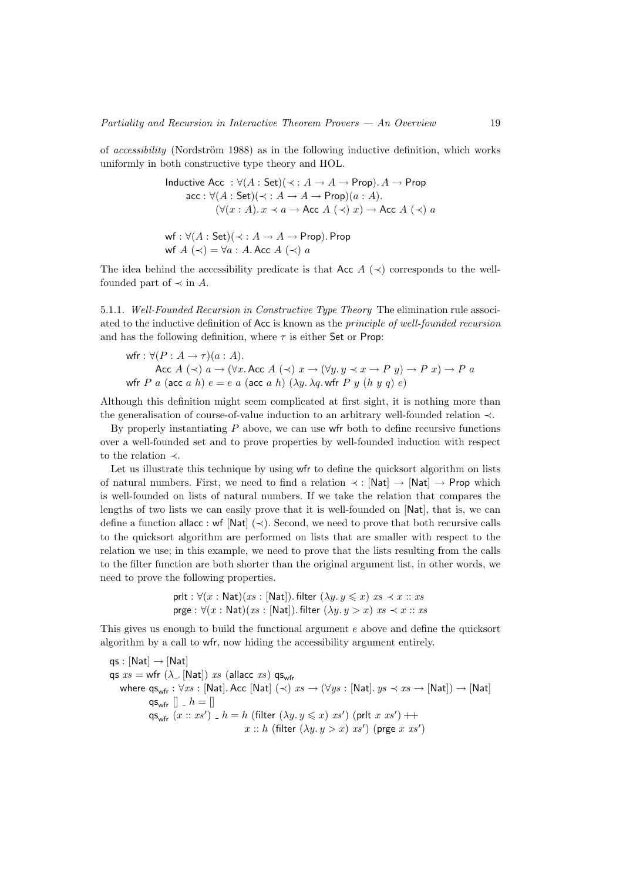of *accessibility* (Nordström 1988) as in the following inductive definition, which works uniformly in both constructive type theory and HOL.

$$
\begin{aligned}
&\mathsf{Inductive\ Acc}\ : \forall(A:\mathsf{Set})(\prec\ : A \to A \to \mathsf{Prop}).\, A \to \mathsf{Prop}\\
&\quad \mathsf{acc} : \forall(A:\mathsf{Set})(\prec\ : A \to A \to \mathsf{Prop})(a:A).\\
&\qquad\quad (\forall(x:A).\, x \prec a \to \mathsf{Acc}\ A\ (\prec)\ x) \to \mathsf{Acc}\ A\ (\prec)\ a
\end{aligned}
$$

$$
\begin{aligned}
&\mathsf{wf} : \forall(A:\mathsf{Set})(\prec\ : A \to A \to \mathsf{Prop}).\,\mathsf{Prop}\\
&\mathsf{wf}\ A\ (\prec) = \forall a : A.\, \mathsf{Acc}\ A\ (\prec)\ a
\end{aligned}
$$

The idea behind the accessibility predicate is that $\mathsf{Acc}\ A\ (\prec)$ corresponds to the well-founded part of $\prec$ in $A$.

5.1.1. *Well-Founded Recursion in Constructive Type Theory* The elimination rule associated to the inductive definition of Acc is known as the *principle of well-founded recursion* and has the following definition, where $\tau$ is either Set or Prop:

$$
\begin{aligned}
&\mathsf{wfr} : \forall(P : A \to \tau)(a : A).\\
&\qquad \mathsf{Acc}\ A\ (\prec)\ a \to (\forall x.\, \mathsf{Acc}\ A\ (\prec)\ x \to (\forall y.\, y \prec x \to P\ y) \to P\ x) \to P\ a\\
&\mathsf{wfr}\ P\ a\ (\mathsf{acc}\ a\ h)\ e = e\ a\ (\mathsf{acc}\ a\ h)\ (\lambda y.\,\lambda q.\,\mathsf{wfr}\ P\ y\ (h\ y\ q)\ e)
\end{aligned}
$$

Although this definition might seem complicated at first sight, it is nothing more than the generalisation of course-of-value induction to an arbitrary well-founded relation $\prec$.

By properly instantiating $P$ above, we can use wfr both to define recursive functions over a well-founded set and to prove properties by well-founded induction with respect to the relation $\prec$.

Let us illustrate this technique by using wfr to define the quicksort algorithm on lists of natural numbers. First, we need to find a relation $\prec\ : [\mathsf{Nat}] \to [\mathsf{Nat}] \to \mathsf{Prop}$ which is well-founded on lists of natural numbers. If we take the relation that compares the lengths of two lists we can easily prove that it is well-founded on [Nat], that is, we can define a function $\mathsf{allacc} : \mathsf{wf}\ [\mathsf{Nat}]\ (\prec)$. Second, we need to prove that both recursive calls to the quicksort algorithm are performed on lists that are smaller with respect to the relation we use; in this example, we need to prove that the lists resulting from the calls to the filter function are both shorter than the original argument list, in other words, we need to prove the following properties.

$$
\begin{aligned}
&\mathsf{prlt} : \forall(x:\mathsf{Nat})(xs:[\mathsf{Nat}]).\,\mathsf{filter}\ (\lambda y.\, y \leqslant x)\ xs \prec x :: xs\\
&\mathsf{prge} : \forall(x:\mathsf{Nat})(xs:[\mathsf{Nat}]).\,\mathsf{filter}\ (\lambda y.\, y > x)\ xs \prec x :: xs
\end{aligned}
$$

This gives us enough to build the functional argument $e$ above and define the quicksort algorithm by a call to wfr, now hiding the accessibility argument entirely.

$$
\begin{aligned}
&\mathsf{qs} : [\mathsf{Nat}] \to [\mathsf{Nat}]\\
&\mathsf{qs}\ xs = \mathsf{wfr}\ (\lambda\_.\,[\mathsf{Nat}])\ xs\ (\mathsf{allacc}\ xs)\ \mathsf{qs}_{\mathsf{wfr}}\\
&\quad \text{where } \mathsf{qs}_{\mathsf{wfr}} : \forall xs : [\mathsf{Nat}].\,\mathsf{Acc}\ [\mathsf{Nat}]\ (\prec)\ xs \to (\forall ys : [\mathsf{Nat}].\, ys \prec xs \to [\mathsf{Nat}]) \to [\mathsf{Nat}]\\
&\qquad\quad \mathsf{qs}_{\mathsf{wfr}}\ []\ \_\ h = []\\
&\qquad\quad \mathsf{qs}_{\mathsf{wfr}}\ (x :: xs')\ \_\ h = h\ (\mathsf{filter}\ (\lambda y.\, y \leqslant x)\ xs')\ (\mathsf{prlt}\ x\ xs')\ +\!\!+\\
&\qquad\qquad\qquad\qquad\qquad\qquad x :: h\ (\mathsf{filter}\ (\lambda y.\, y > x)\ xs')\ (\mathsf{prge}\ x\ xs')
\end{aligned}
$$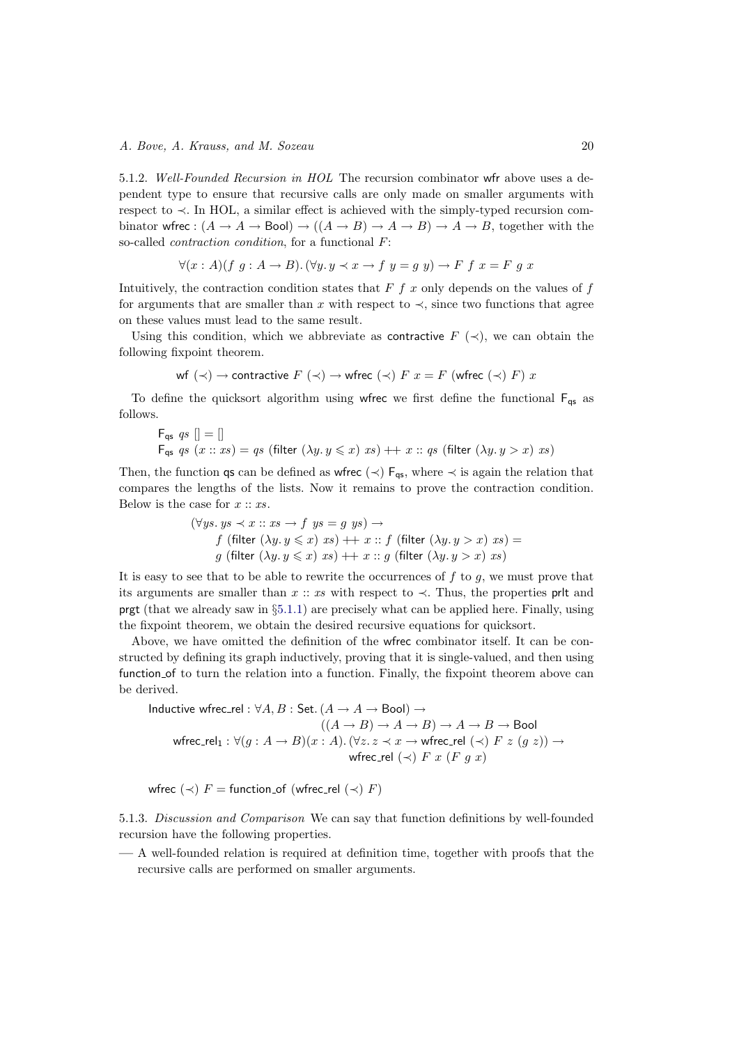5.1.2. *Well-Founded Recursion in HOL* The recursion combinator wfr above uses a dependent type to ensure that recursive calls are only made on smaller arguments with respect to $\prec$. In HOL, a similar effect is achieved with the simply-typed recursion combinator $\mathsf{wfrec} : (A \to A \to \mathsf{Bool}) \to ((A \to B) \to A \to B) \to A \to B$, together with the so-called *contraction condition*, for a functional $F$:

$$\forall (x : A)(f\ g : A \to B).\, (\forall y.\, y \prec x \to f\ y = g\ y) \to F\ f\ x = F\ g\ x$$

Intuitively, the contraction condition states that $F\ f\ x$ only depends on the values of $f$ for arguments that are smaller than $x$ with respect to $\prec$, since two functions that agree on these values must lead to the same result.

Using this condition, which we abbreviate as $\mathsf{contractive}\ F\ (\prec)$, we can obtain the following fixpoint theorem.

$$\mathsf{wf}\ (\prec) \to \mathsf{contractive}\ F\ (\prec) \to \mathsf{wfrec}\ (\prec)\ F\ x = F\ (\mathsf{wfrec}\ (\prec)\ F)\ x$$

To define the quicksort algorithm using wfrec we first define the functional $\mathsf{F_{qs}}$ as follows.

$$
\begin{aligned}
&\mathsf{F_{qs}}\ qs\ [] = [] \\
&\mathsf{F_{qs}}\ qs\ (x :: xs) = qs\ (\mathsf{filter}\ (\lambda y.\, y \leqslant x)\ xs) \mathbin{++} x :: qs\ (\mathsf{filter}\ (\lambda y.\, y > x)\ xs)
\end{aligned}
$$

Then, the function qs can be defined as $\mathsf{wfrec}\ (\prec)\ \mathsf{F_{qs}}$, where $\prec$ is again the relation that compares the lengths of the lists. Now it remains to prove the contraction condition. Below is the case for $x :: xs$.

$$
\begin{aligned}
&(\forall ys.\, ys \prec x :: xs \to f\ ys = g\ ys) \to \\
&\quad f\ (\mathsf{filter}\ (\lambda y.\, y \leqslant x)\ xs) \mathbin{++} x :: f\ (\mathsf{filter}\ (\lambda y.\, y > x)\ xs) = \\
&\quad g\ (\mathsf{filter}\ (\lambda y.\, y \leqslant x)\ xs) \mathbin{++} x :: g\ (\mathsf{filter}\ (\lambda y.\, y > x)\ xs)
\end{aligned}
$$

It is easy to see that to be able to rewrite the occurrences of $f$ to $g$, we must prove that its arguments are smaller than $x :: xs$ with respect to $\prec$. Thus, the properties prlt and prgt (that we already saw in §5.1.1) are precisely what can be applied here. Finally, using the fixpoint theorem, we obtain the desired recursive equations for quicksort.

Above, we have omitted the definition of the wfrec combinator itself. It can be constructed by defining its graph inductively, proving that it is single-valued, and then using function_of to turn the relation into a function. Finally, the fixpoint theorem above can be derived.

$$
\begin{aligned}
&\mathsf{Inductive\ wfrec\_rel} : \forall A, B : \mathsf{Set}.\, (A \to A \to \mathsf{Bool}) \to \\
&\qquad\qquad ((A \to B) \to A \to B) \to A \to B \to \mathsf{Bool} \\
&\quad \mathsf{wfrec\_rel_1} : \forall (g : A \to B)(x : A).\, (\forall z.\, z \prec x \to \mathsf{wfrec\_rel}\ (\prec)\ F\ z\ (g\ z)) \to \\
&\qquad\qquad \mathsf{wfrec\_rel}\ (\prec)\ F\ x\ (F\ g\ x)
\end{aligned}
$$

$$\mathsf{wfrec}\ (\prec)\ F = \mathsf{function\_of}\ (\mathsf{wfrec\_rel}\ (\prec)\ F)$$

5.1.3. *Discussion and Comparison* We can say that function definitions by well-founded recursion have the following properties.

- A well-founded relation is required at definition time, together with proofs that the recursive calls are performed on smaller arguments.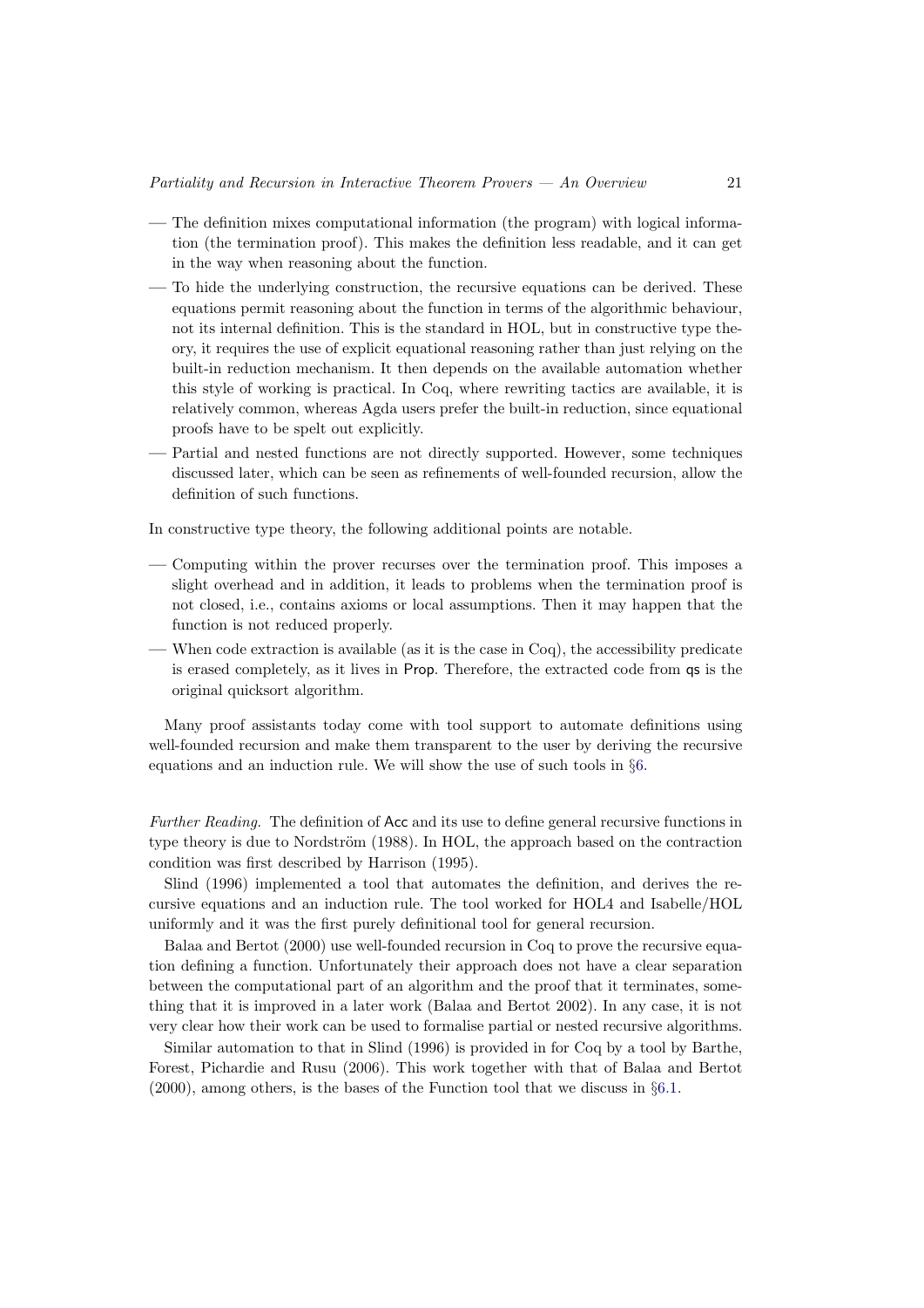- The definition mixes computational information (the program) with logical information (the termination proof). This makes the definition less readable, and it can get in the way when reasoning about the function.
- To hide the underlying construction, the recursive equations can be derived. These equations permit reasoning about the function in terms of the algorithmic behaviour, not its internal definition. This is the standard in HOL, but in constructive type theory, it requires the use of explicit equational reasoning rather than just relying on the built-in reduction mechanism. It then depends on the available automation whether this style of working is practical. In Coq, where rewriting tactics are available, it is relatively common, whereas Agda users prefer the built-in reduction, since equational proofs have to be spelt out explicitly.
- Partial and nested functions are not directly supported. However, some techniques discussed later, which can be seen as refinements of well-founded recursion, allow the definition of such functions.

In constructive type theory, the following additional points are notable.

- Computing within the prover recurses over the termination proof. This imposes a slight overhead and in addition, it leads to problems when the termination proof is not closed, i.e., contains axioms or local assumptions. Then it may happen that the function is not reduced properly.
- When code extraction is available (as it is the case in Coq), the accessibility predicate is erased completely, as it lives in Prop. Therefore, the extracted code from qs is the original quicksort algorithm.

Many proof assistants today come with tool support to automate definitions using well-founded recursion and make them transparent to the user by deriving the recursive equations and an induction rule. We will show the use of such tools in §6.

*Further Reading.* The definition of Acc and its use to define general recursive functions in type theory is due to Nordström (1988). In HOL, the approach based on the contraction condition was first described by Harrison (1995).

Slind (1996) implemented a tool that automates the definition, and derives the recursive equations and an induction rule. The tool worked for HOL4 and Isabelle/HOL uniformly and it was the first purely definitional tool for general recursion.

Balaa and Bertot (2000) use well-founded recursion in Coq to prove the recursive equation defining a function. Unfortunately their approach does not have a clear separation between the computational part of an algorithm and the proof that it terminates, something that it is improved in a later work (Balaa and Bertot 2002). In any case, it is not very clear how their work can be used to formalise partial or nested recursive algorithms.

Similar automation to that in Slind (1996) is provided in for Coq by a tool by Barthe, Forest, Pichardie and Rusu (2006). This work together with that of Balaa and Bertot (2000), among others, is the bases of the Function tool that we discuss in §6.1.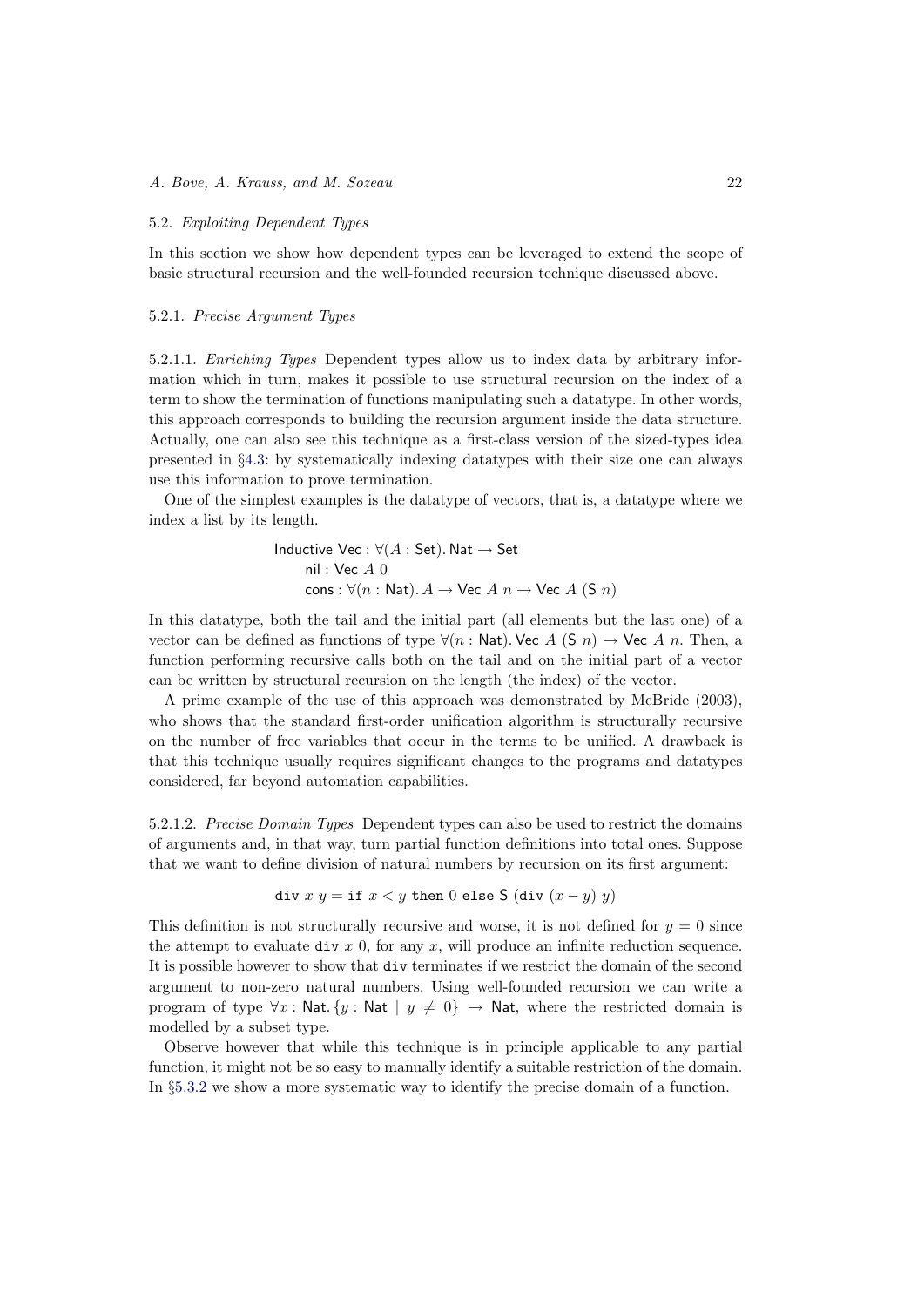### 5.2. *Exploiting Dependent Types*

In this section we show how dependent types can be leveraged to extend the scope of basic structural recursion and the well-founded recursion technique discussed above.

#### 5.2.1. *Precise Argument Types*

5.2.1.1. *Enriching Types* Dependent types allow us to index data by arbitrary information which in turn, makes it possible to use structural recursion on the index of a term to show the termination of functions manipulating such a datatype. In other words, this approach corresponds to building the recursion argument inside the data structure. Actually, one can also see this technique as a first-class version of the sized-types idea presented in §4.3: by systematically indexing datatypes with their size one can always use this information to prove termination.

One of the simplest examples is the datatype of vectors, that is, a datatype where we index a list by its length.

$$
\begin{array}{l}
\mathsf{Inductive\ Vec} : \forall (A : \mathsf{Set}).\, \mathsf{Nat} \rightarrow \mathsf{Set} \\
\quad \mathsf{nil} : \mathsf{Vec}\ A\ 0 \\
\quad \mathsf{cons} : \forall (n : \mathsf{Nat}).\, A \rightarrow \mathsf{Vec}\ A\ n \rightarrow \mathsf{Vec}\ A\ (\mathsf{S}\ n)
\end{array}
$$

In this datatype, both the tail and the initial part (all elements but the last one) of a vector can be defined as functions of type $\forall (n : \mathsf{Nat}).\, \mathsf{Vec}\ A\ (\mathsf{S}\ n) \rightarrow \mathsf{Vec}\ A\ n$. Then, a function performing recursive calls both on the tail and on the initial part of a vector can be written by structural recursion on the length (the index) of the vector.

A prime example of the use of this approach was demonstrated by McBride (2003), who shows that the standard first-order unification algorithm is structurally recursive on the number of free variables that occur in the terms to be unified. A drawback is that this technique usually requires significant changes to the programs and datatypes considered, far beyond automation capabilities.

5.2.1.2. *Precise Domain Types* Dependent types can also be used to restrict the domains of arguments and, in that way, turn partial function definitions into total ones. Suppose that we want to define division of natural numbers by recursion on its first argument:

$$\mathtt{div}\ x\ y = \mathtt{if}\ x < y\ \mathtt{then}\ 0\ \mathtt{else}\ \mathsf{S}\ (\mathtt{div}\ (x - y)\ y)$$

This definition is not structurally recursive and worse, it is not defined for $y = 0$ since the attempt to evaluate $\mathtt{div}\ x\ 0$, for any $x$, will produce an infinite reduction sequence. It is possible however to show that `div` terminates if we restrict the domain of the second argument to non-zero natural numbers. Using well-founded recursion we can write a program of type $\forall x : \mathsf{Nat}.\, \{y : \mathsf{Nat} \mid y \neq 0\} \rightarrow \mathsf{Nat}$, where the restricted domain is modelled by a subset type.

Observe however that while this technique is in principle applicable to any partial function, it might not be so easy to manually identify a suitable restriction of the domain. In §5.3.2 we show a more systematic way to identify the precise domain of a function.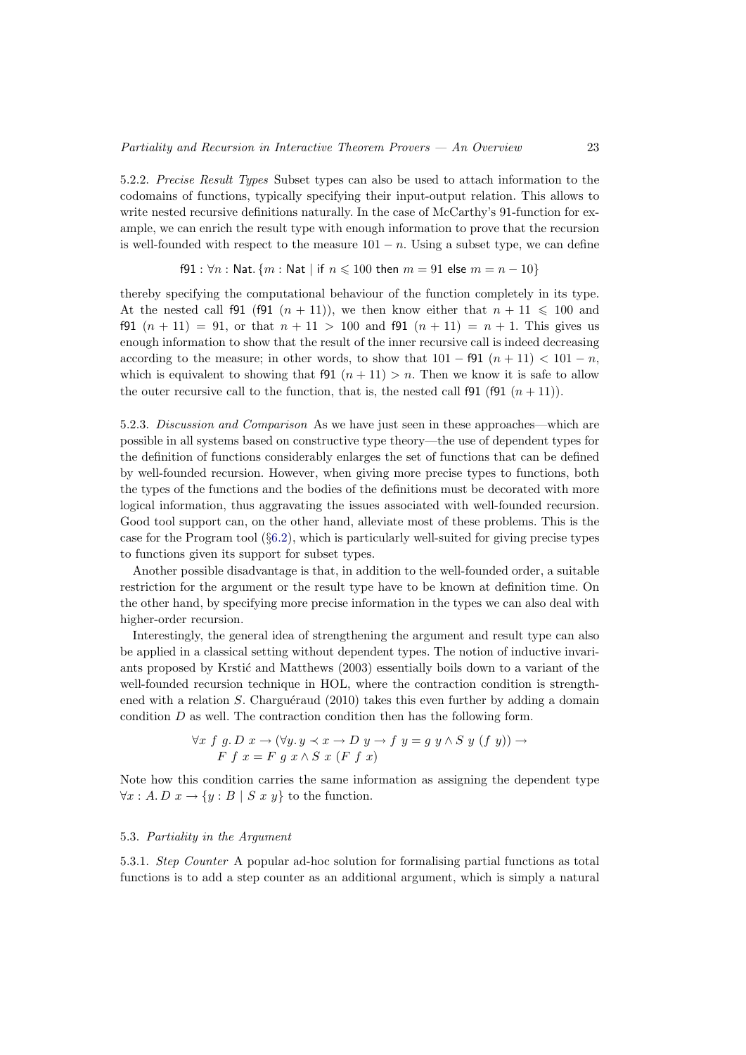5.2.2. *Precise Result Types* Subset types can also be used to attach information to the codomains of functions, typically specifying their input-output relation. This allows to write nested recursive definitions naturally. In the case of McCarthy's 91-function for example, we can enrich the result type with enough information to prove that the recursion is well-founded with respect to the measure $101 - n$. Using a subset type, we can define

$$\mathsf{f91} : \forall n : \mathsf{Nat}. \{m : \mathsf{Nat} \mid \mathsf{if}\ n \leqslant 100\ \mathsf{then}\ m = 91\ \mathsf{else}\ m = n - 10\}$$

thereby specifying the computational behaviour of the function completely in its type. At the nested call $\mathsf{f91}\ (\mathsf{f91}\ (n + 11))$, we then know either that $n + 11 \leqslant 100$ and $\mathsf{f91}\ (n + 11) = 91$, or that $n + 11 > 100$ and $\mathsf{f91}\ (n + 11) = n + 1$. This gives us enough information to show that the result of the inner recursive call is indeed decreasing according to the measure; in other words, to show that $101 - \mathsf{f91}\ (n + 11) < 101 - n$, which is equivalent to showing that $\mathsf{f91}\ (n + 11) > n$. Then we know it is safe to allow the outer recursive call to the function, that is, the nested call $\mathsf{f91}\ (\mathsf{f91}\ (n + 11))$.

5.2.3. *Discussion and Comparison* As we have just seen in these approaches—which are possible in all systems based on constructive type theory—the use of dependent types for the definition of functions considerably enlarges the set of functions that can be defined by well-founded recursion. However, when giving more precise types to functions, both the types of the functions and the bodies of the definitions must be decorated with more logical information, thus aggravating the issues associated with well-founded recursion. Good tool support can, on the other hand, alleviate most of these problems. This is the case for the Program tool (§6.2), which is particularly well-suited for giving precise types to functions given its support for subset types.

Another possible disadvantage is that, in addition to the well-founded order, a suitable restriction for the argument or the result type have to be known at definition time. On the other hand, by specifying more precise information in the types we can also deal with higher-order recursion.

Interestingly, the general idea of strengthening the argument and result type can also be applied in a classical setting without dependent types. The notion of inductive invariants proposed by Krstić and Matthews (2003) essentially boils down to a variant of the well-founded recursion technique in HOL, where the contraction condition is strengthened with a relation $S$. Charguéraud (2010) takes this even further by adding a domain condition $D$ as well. The contraction condition then has the following form.

$$\begin{aligned}
&\forall x\ f\ g.\, D\ x \rightarrow (\forall y.\, y \prec x \rightarrow D\ y \rightarrow f\ y = g\ y \wedge S\ y\ (f\ y)) \rightarrow \\
&\quad F\ f\ x = F\ g\ x \wedge S\ x\ (F\ f\ x)
\end{aligned}$$

Note how this condition carries the same information as assigning the dependent type $\forall x : A.\, D\ x \rightarrow \{y : B \mid S\ x\ y\}$ to the function.

### 5.3. *Partiality in the Argument*

5.3.1. *Step Counter* A popular ad-hoc solution for formalising partial functions as total functions is to add a step counter as an additional argument, which is simply a natural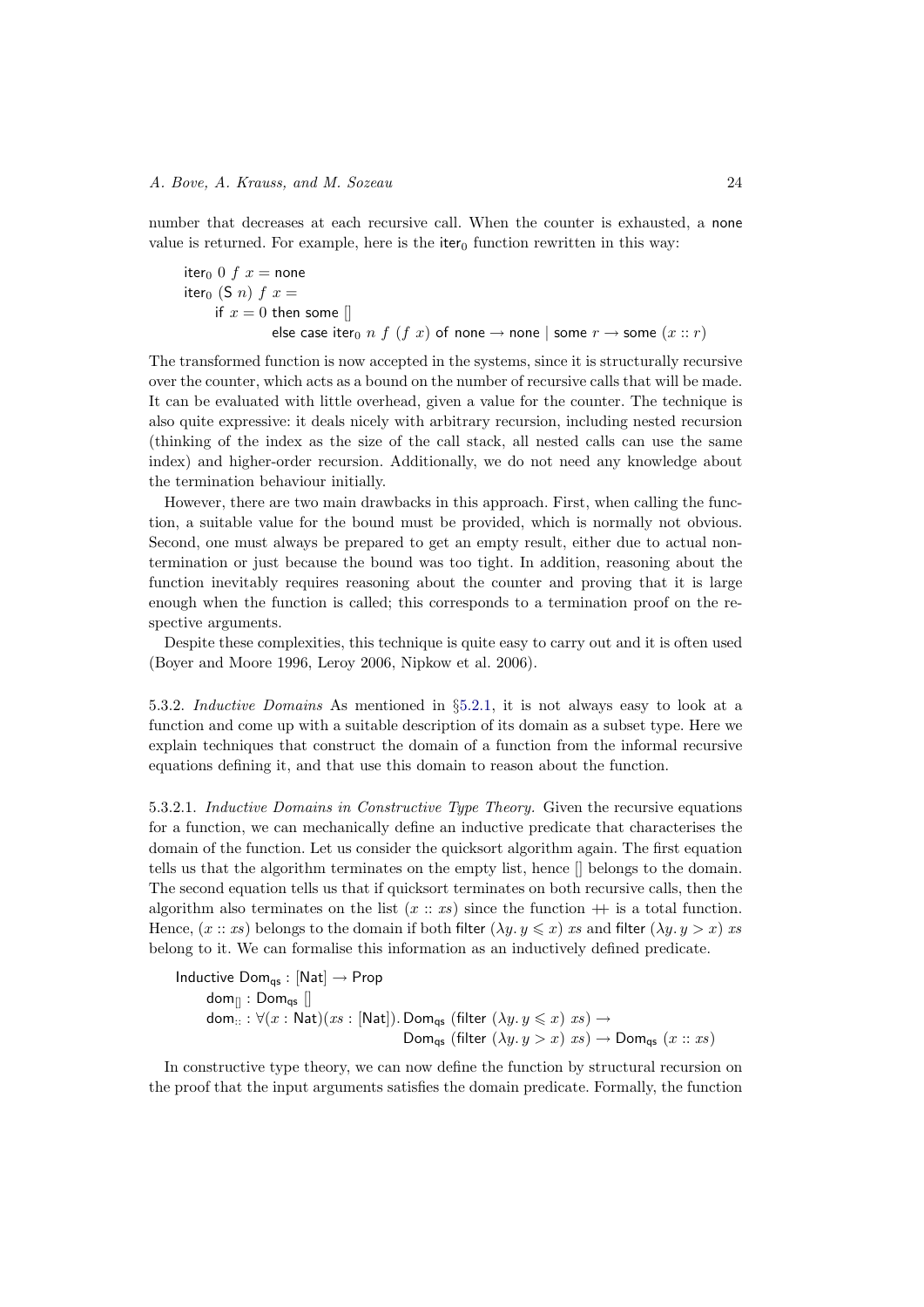number that decreases at each recursive call. When the counter is exhausted, a none value is returned. For example, here is the $\mathsf{iter}_0$ function rewritten in this way:

$$
\begin{aligned}
&\mathsf{iter}_0\ 0\ f\ x = \mathsf{none}\\
&\mathsf{iter}_0\ (\mathsf{S}\ n)\ f\ x =\\
&\quad \mathsf{if}\ x = 0\ \mathsf{then\ some}\ []\\
&\quad\quad\quad \mathsf{else\ case\ iter}_0\ n\ f\ (f\ x)\ \mathsf{of\ none} \rightarrow \mathsf{none} \mid \mathsf{some}\ r \rightarrow \mathsf{some}\ (x :: r)
\end{aligned}
$$

The transformed function is now accepted in the systems, since it is structurally recursive over the counter, which acts as a bound on the number of recursive calls that will be made. It can be evaluated with little overhead, given a value for the counter. The technique is also quite expressive: it deals nicely with arbitrary recursion, including nested recursion (thinking of the index as the size of the call stack, all nested calls can use the same index) and higher-order recursion. Additionally, we do not need any knowledge about the termination behaviour initially.

However, there are two main drawbacks in this approach. First, when calling the function, a suitable value for the bound must be provided, which is normally not obvious. Second, one must always be prepared to get an empty result, either due to actual non-termination or just because the bound was too tight. In addition, reasoning about the function inevitably requires reasoning about the counter and proving that it is large enough when the function is called; this corresponds to a termination proof on the respective arguments.

Despite these complexities, this technique is quite easy to carry out and it is often used (Boyer and Moore 1996, Leroy 2006, Nipkow et al. 2006).

5.3.2. *Inductive Domains* As mentioned in §5.2.1, it is not always easy to look at a function and come up with a suitable description of its domain as a subset type. Here we explain techniques that construct the domain of a function from the informal recursive equations defining it, and that use this domain to reason about the function.

5.3.2.1. *Inductive Domains in Constructive Type Theory.* Given the recursive equations for a function, we can mechanically define an inductive predicate that characterises the domain of the function. Let us consider the quicksort algorithm again. The first equation tells us that the algorithm terminates on the empty list, hence [] belongs to the domain. The second equation tells us that if quicksort terminates on both recursive calls, then the algorithm also terminates on the list $(x :: xs)$ since the function $++$ is a total function. Hence, $(x :: xs)$ belongs to the domain if both $\mathsf{filter}\ (\lambda y.\, y \leqslant x)\ xs$ and $\mathsf{filter}\ (\lambda y.\, y > x)\ xs$ belong to it. We can formalise this information as an inductively defined predicate.

$$
\begin{aligned}
&\mathsf{Inductive\ Dom_{qs}} : [\mathsf{Nat}] \rightarrow \mathsf{Prop}\\
&\quad \mathsf{dom}_{[]} : \mathsf{Dom_{qs}}\ []\\
&\quad \mathsf{dom}_{::} : \forall (x : \mathsf{Nat})(xs : [\mathsf{Nat}]).\, \mathsf{Dom_{qs}}\ (\mathsf{filter}\ (\lambda y.\, y \leqslant x)\ xs) \rightarrow\\
&\quad\quad\quad\quad\quad\quad\quad\quad\quad\quad \mathsf{Dom_{qs}}\ (\mathsf{filter}\ (\lambda y.\, y > x)\ xs) \rightarrow \mathsf{Dom_{qs}}\ (x :: xs)
\end{aligned}
$$

In constructive type theory, we can now define the function by structural recursion on the proof that the input arguments satisfies the domain predicate. Formally, the function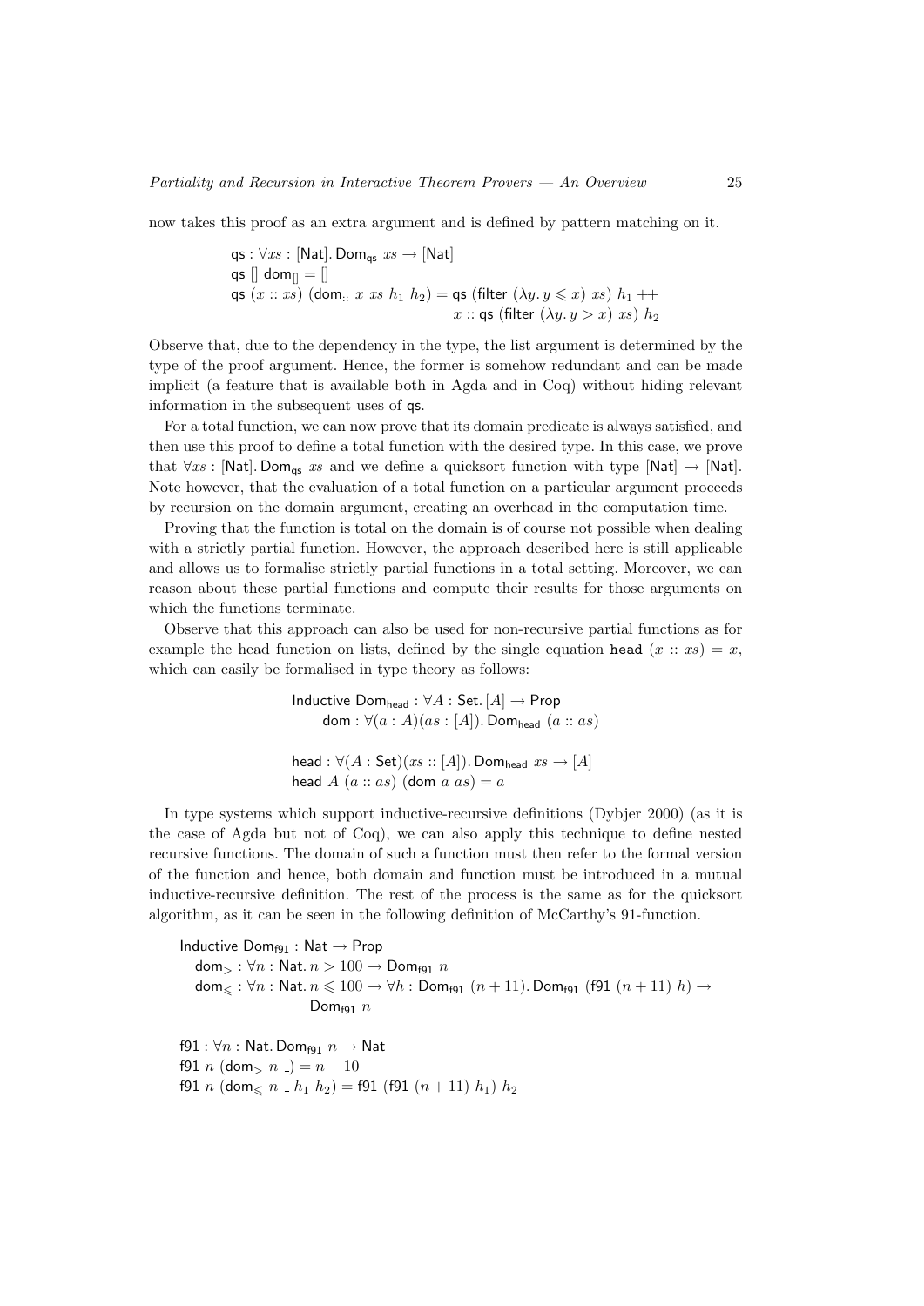now takes this proof as an extra argument and is defined by pattern matching on it.

$$
\begin{aligned}
&\mathsf{qs} : \forall xs : [\mathsf{Nat}].\, \mathsf{Dom}_{\mathsf{qs}}\ xs \to [\mathsf{Nat}] \\
&\mathsf{qs}\ []\ \mathsf{dom}_{[]} = [] \\
&\mathsf{qs}\ (x :: xs)\ (\mathsf{dom}_{::}\ x\ xs\ h_1\ h_2) = \mathsf{qs}\ (\mathsf{filter}\ (\lambda y.\, y \leqslant x)\ xs)\ h_1 \mathbin{++} \\
&\qquad\qquad\qquad\qquad\qquad\qquad x :: \mathsf{qs}\ (\mathsf{filter}\ (\lambda y.\, y > x)\ xs)\ h_2
\end{aligned}
$$

Observe that, due to the dependency in the type, the list argument is determined by the type of the proof argument. Hence, the former is somehow redundant and can be made implicit (a feature that is available both in Agda and in Coq) without hiding relevant information in the subsequent uses of qs.

For a total function, we can now prove that its domain predicate is always satisfied, and then use this proof to define a total function with the desired type. In this case, we prove that $\forall xs : [\mathsf{Nat}].\, \mathsf{Dom}_{\mathsf{qs}}\ xs$ and we define a quicksort function with type $[\mathsf{Nat}] \to [\mathsf{Nat}]$. Note however, that the evaluation of a total function on a particular argument proceeds by recursion on the domain argument, creating an overhead in the computation time.

Proving that the function is total on the domain is of course not possible when dealing with a strictly partial function. However, the approach described here is still applicable and allows us to formalise strictly partial functions in a total setting. Moreover, we can reason about these partial functions and compute their results for those arguments on which the functions terminate.

Observe that this approach can also be used for non-recursive partial functions as for example the head function on lists, defined by the single equation `head` $(x :: xs) = x$, which can easily be formalised in type theory as follows:

$$
\begin{aligned}
&\mathsf{Inductive\ Dom}_{\mathsf{head}} : \forall A : \mathsf{Set}.\, [A] \to \mathsf{Prop} \\
&\qquad \mathsf{dom} : \forall (a : A)(as : [A]).\, \mathsf{Dom}_{\mathsf{head}}\ (a :: as) \\[1em]
&\mathsf{head} : \forall (A : \mathsf{Set})(xs :: [A]).\, \mathsf{Dom}_{\mathsf{head}}\ xs \to [A] \\
&\mathsf{head}\ A\ (a :: as)\ (\mathsf{dom}\ a\ as) = a
\end{aligned}
$$

In type systems which support inductive-recursive definitions (Dybjer 2000) (as it is the case of Agda but not of Coq), we can also apply this technique to define nested recursive functions. The domain of such a function must then refer to the formal version of the function and hence, both domain and function must be introduced in a mutual inductive-recursive definition. The rest of the process is the same as for the quicksort algorithm, as it can be seen in the following definition of McCarthy's 91-function.

$$
\begin{aligned}
&\mathsf{Inductive\ Dom}_{\mathsf{f91}} : \mathsf{Nat} \to \mathsf{Prop} \\
&\quad \mathsf{dom}_{>} : \forall n : \mathsf{Nat}.\, n > 100 \to \mathsf{Dom}_{\mathsf{f91}}\ n \\
&\quad \mathsf{dom}_{\leqslant} : \forall n : \mathsf{Nat}.\, n \leqslant 100 \to \forall h : \mathsf{Dom}_{\mathsf{f91}}\ (n+11).\, \mathsf{Dom}_{\mathsf{f91}}\ (\mathsf{f91}\ (n+11)\ h) \to \\
&\qquad\qquad\qquad \mathsf{Dom}_{\mathsf{f91}}\ n \\[1em]
&\mathsf{f91} : \forall n : \mathsf{Nat}.\, \mathsf{Dom}_{\mathsf{f91}}\ n \to \mathsf{Nat} \\
&\mathsf{f91}\ n\ (\mathsf{dom}_{>}\ n\ \_) = n - 10 \\
&\mathsf{f91}\ n\ (\mathsf{dom}_{\leqslant}\ n\ \_\ h_1\ h_2) = \mathsf{f91}\ (\mathsf{f91}\ (n+11)\ h_1)\ h_2
\end{aligned}
$$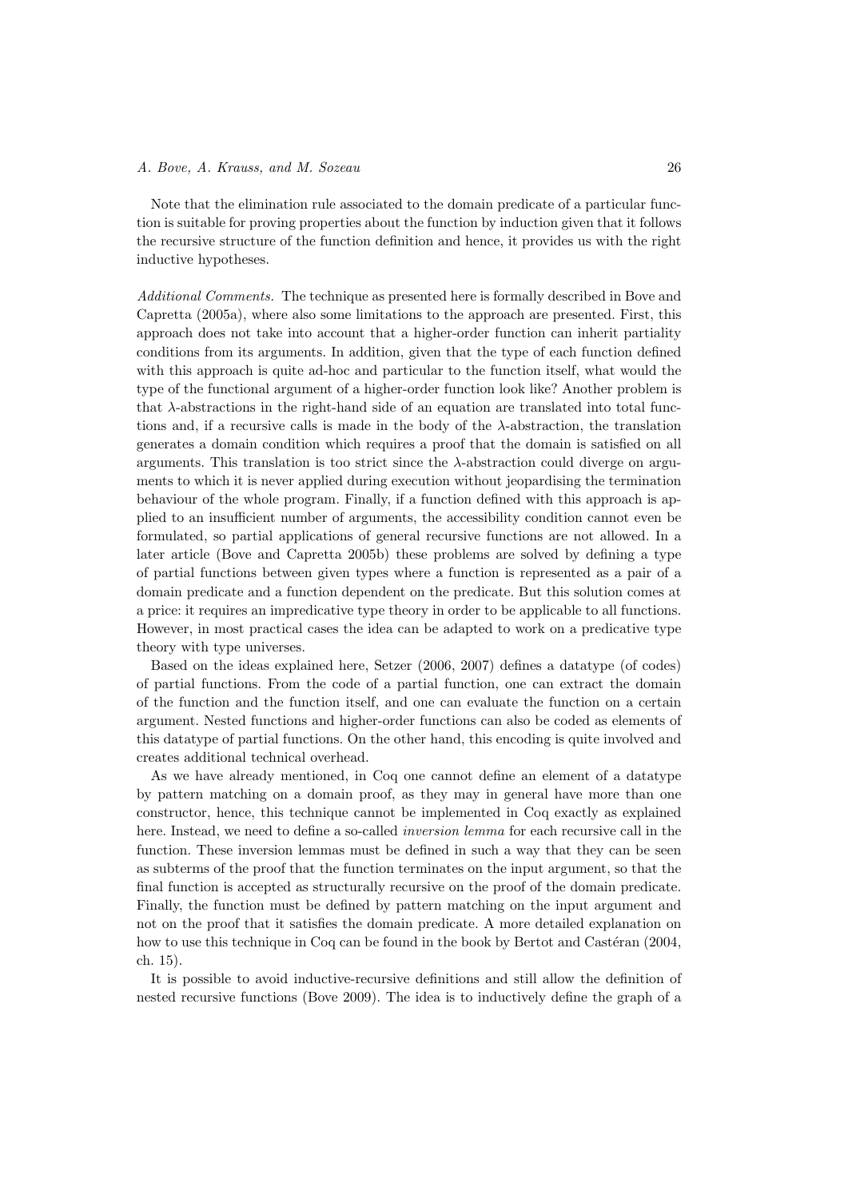Note that the elimination rule associated to the domain predicate of a particular function is suitable for proving properties about the function by induction given that it follows the recursive structure of the function definition and hence, it provides us with the right inductive hypotheses.

*Additional Comments.* The technique as presented here is formally described in Bove and Capretta (2005a), where also some limitations to the approach are presented. First, this approach does not take into account that a higher-order function can inherit partiality conditions from its arguments. In addition, given that the type of each function defined with this approach is quite ad-hoc and particular to the function itself, what would the type of the functional argument of a higher-order function look like? Another problem is that $\lambda$-abstractions in the right-hand side of an equation are translated into total functions and, if a recursive calls is made in the body of the $\lambda$-abstraction, the translation generates a domain condition which requires a proof that the domain is satisfied on all arguments. This translation is too strict since the $\lambda$-abstraction could diverge on arguments to which it is never applied during execution without jeopardising the termination behaviour of the whole program. Finally, if a function defined with this approach is applied to an insufficient number of arguments, the accessibility condition cannot even be formulated, so partial applications of general recursive functions are not allowed. In a later article (Bove and Capretta 2005b) these problems are solved by defining a type of partial functions between given types where a function is represented as a pair of a domain predicate and a function dependent on the predicate. But this solution comes at a price: it requires an impredicative type theory in order to be applicable to all functions. However, in most practical cases the idea can be adapted to work on a predicative type theory with type universes.

Based on the ideas explained here, Setzer (2006, 2007) defines a datatype (of codes) of partial functions. From the code of a partial function, one can extract the domain of the function and the function itself, and one can evaluate the function on a certain argument. Nested functions and higher-order functions can also be coded as elements of this datatype of partial functions. On the other hand, this encoding is quite involved and creates additional technical overhead.

As we have already mentioned, in Coq one cannot define an element of a datatype by pattern matching on a domain proof, as they may in general have more than one constructor, hence, this technique cannot be implemented in Coq exactly as explained here. Instead, we need to define a so-called *inversion lemma* for each recursive call in the function. These inversion lemmas must be defined in such a way that they can be seen as subterms of the proof that the function terminates on the input argument, so that the final function is accepted as structurally recursive on the proof of the domain predicate. Finally, the function must be defined by pattern matching on the input argument and not on the proof that it satisfies the domain predicate. A more detailed explanation on how to use this technique in Coq can be found in the book by Bertot and Castéran (2004, ch. 15).

It is possible to avoid inductive-recursive definitions and still allow the definition of nested recursive functions (Bove 2009). The idea is to inductively define the graph of a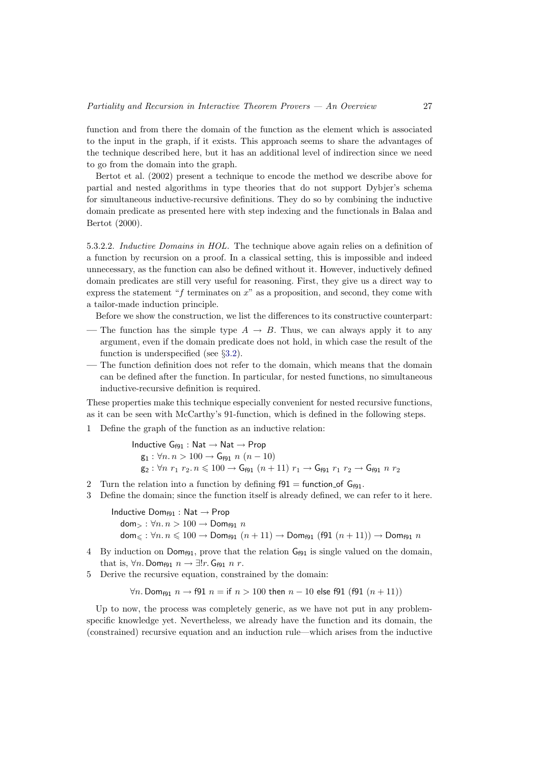function and from there the domain of the function as the element which is associated to the input in the graph, if it exists. This approach seems to share the advantages of the technique described here, but it has an additional level of indirection since we need to go from the domain into the graph.

Bertot et al. (2002) present a technique to encode the method we describe above for partial and nested algorithms in type theories that do not support Dybjer's schema for simultaneous inductive-recursive definitions. They do so by combining the inductive domain predicate as presented here with step indexing and the functionals in Balaa and Bertot (2000).

5.3.2.2. *Inductive Domains in HOL.* The technique above again relies on a definition of a function by recursion on a proof. In a classical setting, this is impossible and indeed unnecessary, as the function can also be defined without it. However, inductively defined domain predicates are still very useful for reasoning. First, they give us a direct way to express the statement "$f$ terminates on $x$" as a proposition, and second, they come with a tailor-made induction principle.

Before we show the construction, we list the differences to its constructive counterpart:

- The function has the simple type $A \to B$. Thus, we can always apply it to any argument, even if the domain predicate does not hold, in which case the result of the function is underspecified (see §3.2).
- The function definition does not refer to the domain, which means that the domain can be defined after the function. In particular, for nested functions, no simultaneous inductive-recursive definition is required.

These properties make this technique especially convenient for nested recursive functions, as it can be seen with McCarthy's 91-function, which is defined in the following steps.

1. Define the graph of the function as an inductive relation:

$$
\begin{array}{l}
\mathsf{Inductive}\ \mathsf{G}_{\mathsf{f91}} : \mathsf{Nat} \to \mathsf{Nat} \to \mathsf{Prop} \\
\quad \mathsf{g}_1 : \forall n.\, n > 100 \to \mathsf{G}_{\mathsf{f91}}\ n\ (n-10) \\
\quad \mathsf{g}_2 : \forall n\ r_1\ r_2.\, n \leqslant 100 \to \mathsf{G}_{\mathsf{f91}}\ (n+11)\ r_1 \to \mathsf{G}_{\mathsf{f91}}\ r_1\ r_2 \to \mathsf{G}_{\mathsf{f91}}\ n\ r_2
\end{array}
$$

2. Turn the relation into a function by defining $\mathsf{f91} = \mathsf{function\_of}\ \mathsf{G}_{\mathsf{f91}}$.
3. Define the domain; since the function itself is already defined, we can refer to it here.

$$
\begin{array}{l}
\mathsf{Inductive}\ \mathsf{Dom}_{\mathsf{f91}} : \mathsf{Nat} \to \mathsf{Prop} \\
\quad \mathsf{dom}_{>} : \forall n.\, n > 100 \to \mathsf{Dom}_{\mathsf{f91}}\ n \\
\quad \mathsf{dom}_{\leqslant} : \forall n.\, n \leqslant 100 \to \mathsf{Dom}_{\mathsf{f91}}\ (n+11) \to \mathsf{Dom}_{\mathsf{f91}}\ (\mathsf{f91}\ (n+11)) \to \mathsf{Dom}_{\mathsf{f91}}\ n
\end{array}
$$

4. By induction on $\mathsf{Dom}_{\mathsf{f91}}$, prove that the relation $\mathsf{G}_{\mathsf{f91}}$ is single valued on the domain, that is, $\forall n.\, \mathsf{Dom}_{\mathsf{f91}}\ n \to \exists! r.\, \mathsf{G}_{\mathsf{f91}}\ n\ r$.
5. Derive the recursive equation, constrained by the domain:

$$
\forall n.\, \mathsf{Dom}_{\mathsf{f91}}\ n \to \mathsf{f91}\ n = \mathsf{if}\ n > 100\ \mathsf{then}\ n - 10\ \mathsf{else}\ \mathsf{f91}\ (\mathsf{f91}\ (n+11))
$$

Up to now, the process was completely generic, as we have not put in any problem-specific knowledge yet. Nevertheless, we already have the function and its domain, the (constrained) recursive equation and an induction rule—which arises from the inductive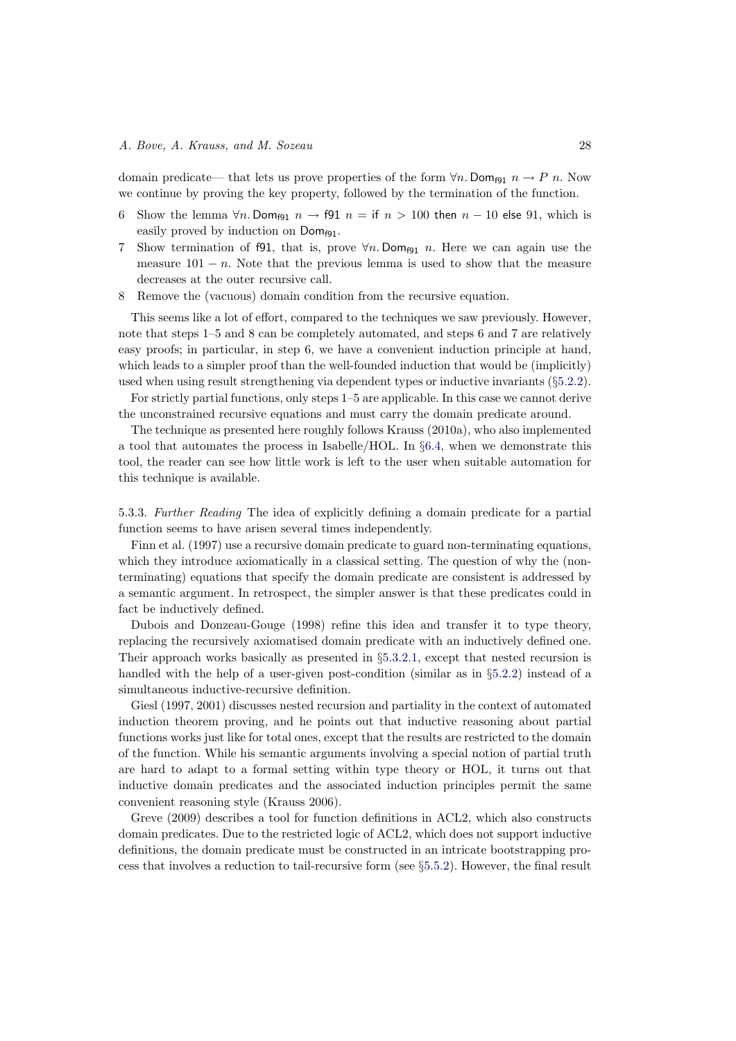domain predicate— that lets us prove properties of the form $\forall n.\, \mathsf{Dom}_{\mathsf{f91}}\ n \rightarrow P\ n$. Now we continue by proving the key property, followed by the termination of the function.

6 Show the lemma $\forall n.\, \mathsf{Dom}_{\mathsf{f91}}\ n \rightarrow \mathsf{f91}\ n = \mathsf{if}\ n > 100\ \mathsf{then}\ n - 10\ \mathsf{else}\ 91$, which is easily proved by induction on $\mathsf{Dom}_{\mathsf{f91}}$.

7 Show termination of f91, that is, prove $\forall n.\, \mathsf{Dom}_{\mathsf{f91}}\ n$. Here we can again use the measure $101 - n$. Note that the previous lemma is used to show that the measure decreases at the outer recursive call.

8 Remove the (vacuous) domain condition from the recursive equation.

This seems like a lot of effort, compared to the techniques we saw previously. However, note that steps 1–5 and 8 can be completely automated, and steps 6 and 7 are relatively easy proofs; in particular, in step 6, we have a convenient induction principle at hand, which leads to a simpler proof than the well-founded induction that would be (implicitly) used when using result strengthening via dependent types or inductive invariants (§5.2.2).

For strictly partial functions, only steps 1–5 are applicable. In this case we cannot derive the unconstrained recursive equations and must carry the domain predicate around.

The technique as presented here roughly follows Krauss (2010a), who also implemented a tool that automates the process in Isabelle/HOL. In §6.4, when we demonstrate this tool, the reader can see how little work is left to the user when suitable automation for this technique is available.

5.3.3. *Further Reading* The idea of explicitly defining a domain predicate for a partial function seems to have arisen several times independently.

Finn et al. (1997) use a recursive domain predicate to guard non-terminating equations, which they introduce axiomatically in a classical setting. The question of why the (non-terminating) equations that specify the domain predicate are consistent is addressed by a semantic argument. In retrospect, the simpler answer is that these predicates could in fact be inductively defined.

Dubois and Donzeau-Gouge (1998) refine this idea and transfer it to type theory, replacing the recursively axiomatised domain predicate with an inductively defined one. Their approach works basically as presented in §5.3.2.1, except that nested recursion is handled with the help of a user-given post-condition (similar as in §5.2.2) instead of a simultaneous inductive-recursive definition.

Giesl (1997, 2001) discusses nested recursion and partiality in the context of automated induction theorem proving, and he points out that inductive reasoning about partial functions works just like for total ones, except that the results are restricted to the domain of the function. While his semantic arguments involving a special notion of partial truth are hard to adapt to a formal setting within type theory or HOL, it turns out that inductive domain predicates and the associated induction principles permit the same convenient reasoning style (Krauss 2006).

Greve (2009) describes a tool for function definitions in ACL2, which also constructs domain predicates. Due to the restricted logic of ACL2, which does not support inductive definitions, the domain predicate must be constructed in an intricate bootstrapping process that involves a reduction to tail-recursive form (see §5.5.2). However, the final result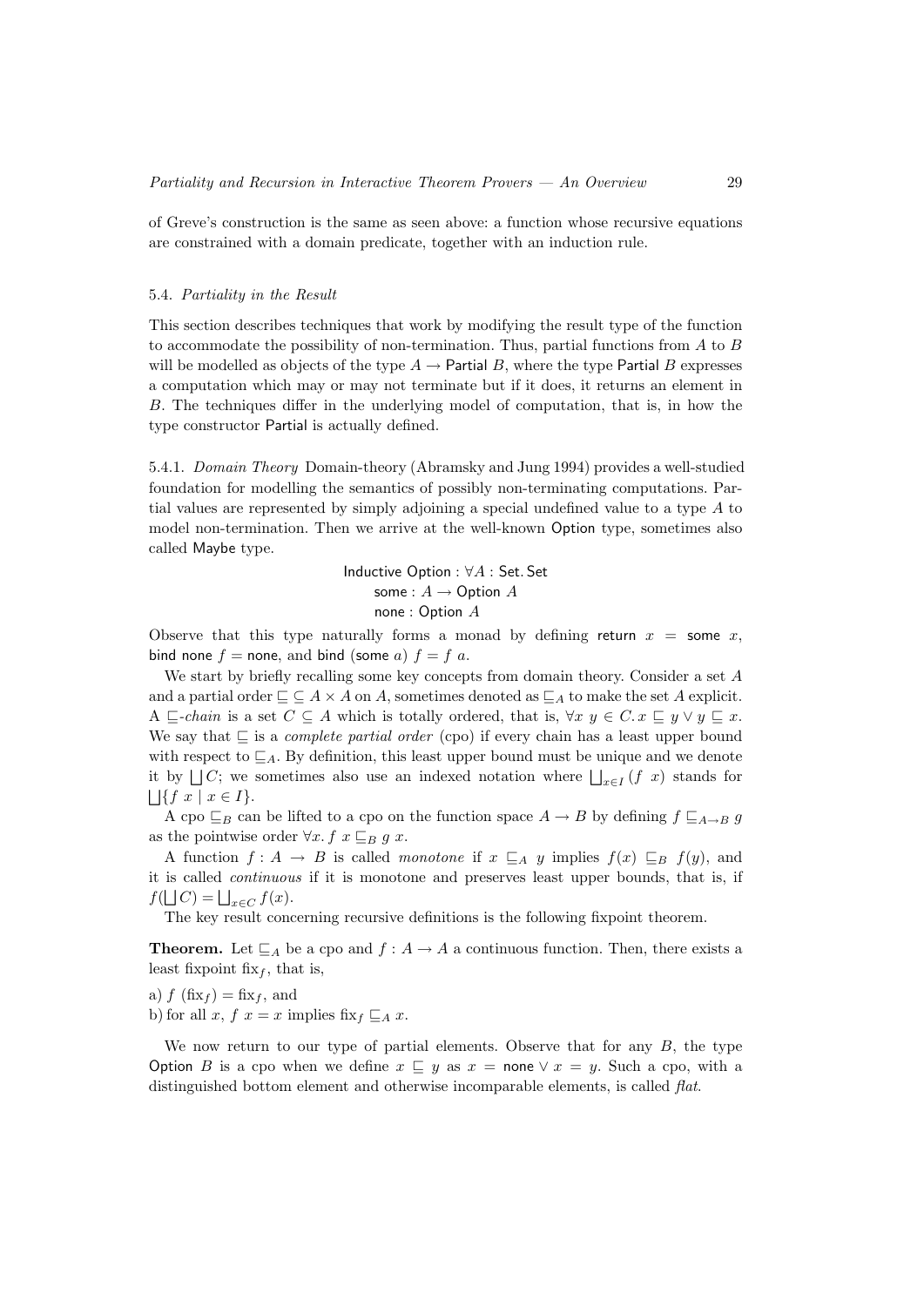of Greve's construction is the same as seen above: a function whose recursive equations are constrained with a domain predicate, together with an induction rule.

### 5.4. *Partiality in the Result*

This section describes techniques that work by modifying the result type of the function to accommodate the possibility of non-termination. Thus, partial functions from $A$ to $B$ will be modelled as objects of the type $A \to \mathsf{Partial}\ B$, where the type $\mathsf{Partial}\ B$ expresses a computation which may or may not terminate but if it does, it returns an element in $B$. The techniques differ in the underlying model of computation, that is, in how the type constructor $\mathsf{Partial}$ is actually defined.

5.4.1. *Domain Theory* Domain-theory (Abramsky and Jung 1994) provides a well-studied foundation for modelling the semantics of possibly non-terminating computations. Partial values are represented by simply adjoining a special undefined value to a type $A$ to model non-termination. Then we arrive at the well-known $\mathsf{Option}$ type, sometimes also called $\mathsf{Maybe}$ type.

$$
\begin{array}{l}
\mathsf{Inductive\ Option} : \forall A : \mathsf{Set}.\,\mathsf{Set} \\
\quad \mathsf{some} : A \to \mathsf{Option}\ A \\
\quad \mathsf{none} : \mathsf{Option}\ A
\end{array}
$$

Observe that this type naturally forms a monad by defining $\mathsf{return}\ x = \mathsf{some}\ x$, $\mathsf{bind\ none}\ f = \mathsf{none}$, and $\mathsf{bind}\ (\mathsf{some}\ a)\ f = f\ a$.

We start by briefly recalling some key concepts from domain theory. Consider a set $A$ and a partial order $\sqsubseteq\ \subseteq A \times A$ on $A$, sometimes denoted as $\sqsubseteq_A$ to make the set $A$ explicit. A $\sqsubseteq$*-chain* is a set $C \subseteq A$ which is totally ordered, that is, $\forall x\ y \in C.\, x \sqsubseteq y \vee y \sqsubseteq x$. We say that $\sqsubseteq$ is a *complete partial order* (cpo) if every chain has a least upper bound with respect to $\sqsubseteq_A$. By definition, this least upper bound must be unique and we denote it by $\bigsqcup C$; we sometimes also use an indexed notation where $\bigsqcup_{x \in I} (f\ x)$ stands for $\bigsqcup \{f\ x \mid x \in I\}$.

A cpo $\sqsubseteq_B$ can be lifted to a cpo on the function space $A \to B$ by defining $f \sqsubseteq_{A \to B} g$ as the pointwise order $\forall x.\, f\ x \sqsubseteq_B g\ x$.

A function $f : A \to B$ is called *monotone* if $x \sqsubseteq_A y$ implies $f(x) \sqsubseteq_B f(y)$, and it is called *continuous* if it is monotone and preserves least upper bounds, that is, if $f(\bigsqcup C) = \bigsqcup_{x \in C} f(x)$.

The key result concerning recursive definitions is the following fixpoint theorem.

**Theorem.** Let $\sqsubseteq_A$ be a cpo and $f : A \to A$ a continuous function. Then, there exists a least fixpoint $\mathrm{fix}_f$, that is,

a) $f\ (\mathrm{fix}_f) = \mathrm{fix}_f$, and
b) for all $x$, $f\ x = x$ implies $\mathrm{fix}_f \sqsubseteq_A x$.

We now return to our type of partial elements. Observe that for any $B$, the type $\mathsf{Option}\ B$ is a cpo when we define $x \sqsubseteq y$ as $x = \mathsf{none} \vee x = y$. Such a cpo, with a distinguished bottom element and otherwise incomparable elements, is called *flat*.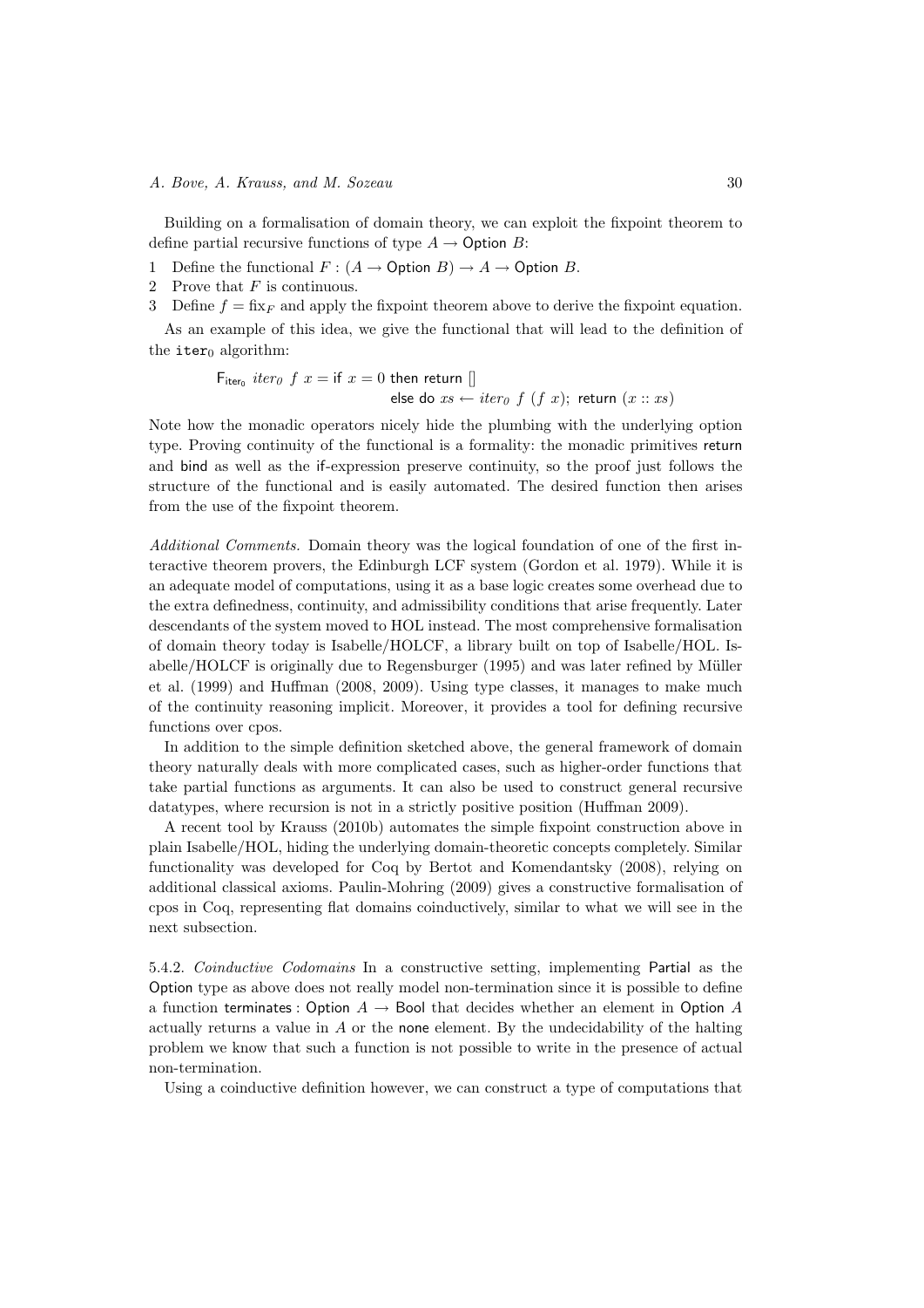Building on a formalisation of domain theory, we can exploit the fixpoint theorem to define partial recursive functions of type $A \rightarrow \mathsf{Option}\ B$:

1. Define the functional $F : (A \rightarrow \mathsf{Option}\ B) \rightarrow A \rightarrow \mathsf{Option}\ B$.
2. Prove that $F$ is continuous.
3. Define $f = \mathrm{fix}_F$ and apply the fixpoint theorem above to derive the fixpoint equation.

As an example of this idea, we give the functional that will lead to the definition of the $\mathtt{iter}_0$ algorithm:

$$\mathsf{F}_{\mathsf{iter}_0}\ iter_0\ f\ x = \mathsf{if}\ x = 0\ \mathsf{then}\ \mathsf{return}\ []$$
$$\mathsf{else}\ \mathsf{do}\ xs \leftarrow iter_0\ f\ (f\ x);\ \mathsf{return}\ (x :: xs)$$

Note how the monadic operators nicely hide the plumbing with the underlying option type. Proving continuity of the functional is a formality: the monadic primitives return and bind as well as the if-expression preserve continuity, so the proof just follows the structure of the functional and is easily automated. The desired function then arises from the use of the fixpoint theorem.

*Additional Comments.* Domain theory was the logical foundation of one of the first interactive theorem provers, the Edinburgh LCF system (Gordon et al. 1979). While it is an adequate model of computations, using it as a base logic creates some overhead due to the extra definedness, continuity, and admissibility conditions that arise frequently. Later descendants of the system moved to HOL instead. The most comprehensive formalisation of domain theory today is Isabelle/HOLCF, a library built on top of Isabelle/HOL. Isabelle/HOLCF is originally due to Regensburger (1995) and was later refined by Müller et al. (1999) and Huffman (2008, 2009). Using type classes, it manages to make much of the continuity reasoning implicit. Moreover, it provides a tool for defining recursive functions over cpos.

In addition to the simple definition sketched above, the general framework of domain theory naturally deals with more complicated cases, such as higher-order functions that take partial functions as arguments. It can also be used to construct general recursive datatypes, where recursion is not in a strictly positive position (Huffman 2009).

A recent tool by Krauss (2010b) automates the simple fixpoint construction above in plain Isabelle/HOL, hiding the underlying domain-theoretic concepts completely. Similar functionality was developed for Coq by Bertot and Komendantsky (2008), relying on additional classical axioms. Paulin-Mohring (2009) gives a constructive formalisation of cpos in Coq, representing flat domains coinductively, similar to what we will see in the next subsection.

5.4.2. *Coinductive Codomains* In a constructive setting, implementing Partial as the Option type as above does not really model non-termination since it is possible to define a function terminates : $\mathsf{Option}\ A \rightarrow \mathsf{Bool}$ that decides whether an element in $\mathsf{Option}\ A$ actually returns a value in $A$ or the none element. By the undecidability of the halting problem we know that such a function is not possible to write in the presence of actual non-termination.

Using a coinductive definition however, we can construct a type of computations that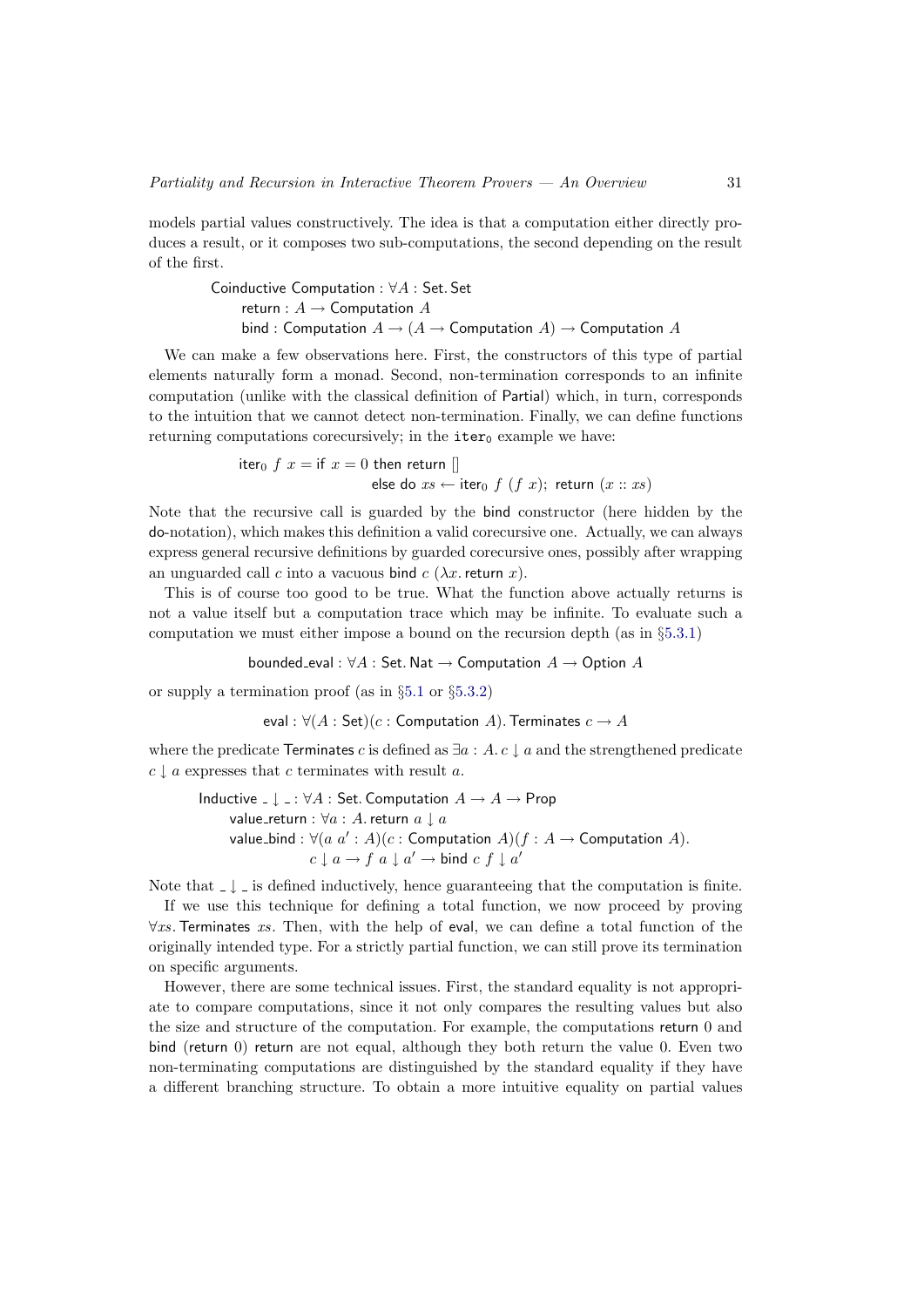models partial values constructively. The idea is that a computation either directly produces a result, or it composes two sub-computations, the second depending on the result of the first.

$$\begin{array}{l}\mathsf{Coinductive\ Computation} : \forall A : \mathsf{Set}.\,\mathsf{Set} \\ \quad \mathsf{return} : A \rightarrow \mathsf{Computation}\ A \\ \quad \mathsf{bind} : \mathsf{Computation}\ A \rightarrow (A \rightarrow \mathsf{Computation}\ A) \rightarrow \mathsf{Computation}\ A\end{array}$$

We can make a few observations here. First, the constructors of this type of partial elements naturally form a monad. Second, non-termination corresponds to an infinite computation (unlike with the classical definition of Partial) which, in turn, corresponds to the intuition that we cannot detect non-termination. Finally, we can define functions returning computations corecursively; in the $\mathtt{iter}_0$ example we have:

$$\begin{array}{l}\mathsf{iter}_0\ f\ x = \mathsf{if}\ x = 0\ \mathsf{then\ return}\ [] \\ \qquad\qquad\qquad\qquad \mathsf{else\ do}\ xs \leftarrow \mathsf{iter}_0\ f\ (f\ x);\ \mathsf{return}\ (x :: xs)\end{array}$$

Note that the recursive call is guarded by the bind constructor (here hidden by the do-notation), which makes this definition a valid corecursive one. Actually, we can always express general recursive definitions by guarded corecursive ones, possibly after wrapping an unguarded call $c$ into a vacuous bind $c\ (\lambda x.\,\mathsf{return}\ x)$.

This is of course too good to be true. What the function above actually returns is not a value itself but a computation trace which may be infinite. To evaluate such a computation we must either impose a bound on the recursion depth (as in §5.3.1)

$$\mathsf{bounded\_eval} : \forall A : \mathsf{Set}.\,\mathsf{Nat} \rightarrow \mathsf{Computation}\ A \rightarrow \mathsf{Option}\ A$$

or supply a termination proof (as in §5.1 or §5.3.2)

$$\mathsf{eval} : \forall (A : \mathsf{Set})(c : \mathsf{Computation}\ A).\,\mathsf{Terminates}\ c \rightarrow A$$

where the predicate Terminates $c$ is defined as $\exists a : A.\, c \downarrow a$ and the strengthened predicate $c \downarrow a$ expresses that $c$ terminates with result $a$.

$$\begin{array}{l}\mathsf{Inductive}\ \_ \downarrow \_ : \forall A : \mathsf{Set}.\,\mathsf{Computation}\ A \rightarrow A \rightarrow \mathsf{Prop} \\ \quad \mathsf{value\_return} : \forall a : A.\,\mathsf{return}\ a \downarrow a \\ \quad \mathsf{value\_bind} : \forall (a\ a' : A)(c : \mathsf{Computation}\ A)(f : A \rightarrow \mathsf{Computation}\ A). \\ \qquad\qquad c \downarrow a \rightarrow f\ a \downarrow a' \rightarrow \mathsf{bind}\ c\ f \downarrow a'\end{array}$$

Note that $\_ \downarrow \_$ is defined inductively, hence guaranteeing that the computation is finite.

If we use this technique for defining a total function, we now proceed by proving $\forall xs.\,\mathsf{Terminates}\ xs$. Then, with the help of eval, we can define a total function of the originally intended type. For a strictly partial function, we can still prove its termination on specific arguments.

However, there are some technical issues. First, the standard equality is not appropriate to compare computations, since it not only compares the resulting values but also the size and structure of the computation. For example, the computations return 0 and bind (return 0) return are not equal, although they both return the value 0. Even two non-terminating computations are distinguished by the standard equality if they have a different branching structure. To obtain a more intuitive equality on partial values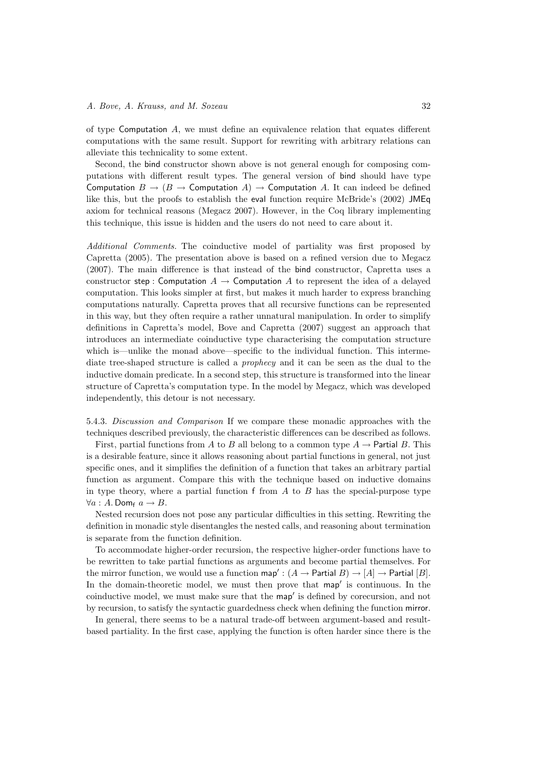of type Computation $A$, we must define an equivalence relation that equates different computations with the same result. Support for rewriting with arbitrary relations can alleviate this technicality to some extent.

Second, the bind constructor shown above is not general enough for composing computations with different result types. The general version of bind should have type Computation $B \to (B \to$ Computation $A) \to$ Computation $A$. It can indeed be defined like this, but the proofs to establish the eval function require McBride's (2002) JMEq axiom for technical reasons (Megacz 2007). However, in the Coq library implementing this technique, this issue is hidden and the users do not need to care about it.

*Additional Comments.* The coinductive model of partiality was first proposed by Capretta (2005). The presentation above is based on a refined version due to Megacz (2007). The main difference is that instead of the bind constructor, Capretta uses a constructor step : Computation $A \to$ Computation $A$ to represent the idea of a delayed computation. This looks simpler at first, but makes it much harder to express branching computations naturally. Capretta proves that all recursive functions can be represented in this way, but they often require a rather unnatural manipulation. In order to simplify definitions in Capretta's model, Bove and Capretta (2007) suggest an approach that introduces an intermediate coinductive type characterising the computation structure which is—unlike the monad above—specific to the individual function. This intermediate tree-shaped structure is called a *prophecy* and it can be seen as the dual to the inductive domain predicate. In a second step, this structure is transformed into the linear structure of Capretta's computation type. In the model by Megacz, which was developed independently, this detour is not necessary.

5.4.3. *Discussion and Comparison* If we compare these monadic approaches with the techniques described previously, the characteristic differences can be described as follows.

First, partial functions from $A$ to $B$ all belong to a common type $A \to$ Partial $B$. This is a desirable feature, since it allows reasoning about partial functions in general, not just specific ones, and it simplifies the definition of a function that takes an arbitrary partial function as argument. Compare this with the technique based on inductive domains in type theory, where a partial function f from $A$ to $B$ has the special-purpose type $\forall a : A.\, \mathsf{Dom}_\mathsf{f}\ a \to B$.

Nested recursion does not pose any particular difficulties in this setting. Rewriting the definition in monadic style disentangles the nested calls, and reasoning about termination is separate from the function definition.

To accommodate higher-order recursion, the respective higher-order functions have to be rewritten to take partial functions as arguments and become partial themselves. For the mirror function, we would use a function $\mathsf{map}' : (A \to \mathsf{Partial}\ B) \to [A] \to \mathsf{Partial}\ [B]$. In the domain-theoretic model, we must then prove that $\mathsf{map}'$ is continuous. In the coinductive model, we must make sure that the $\mathsf{map}'$ is defined by corecursion, and not by recursion, to satisfy the syntactic guardedness check when defining the function mirror.

In general, there seems to be a natural trade-off between argument-based and result-based partiality. In the first case, applying the function is often harder since there is the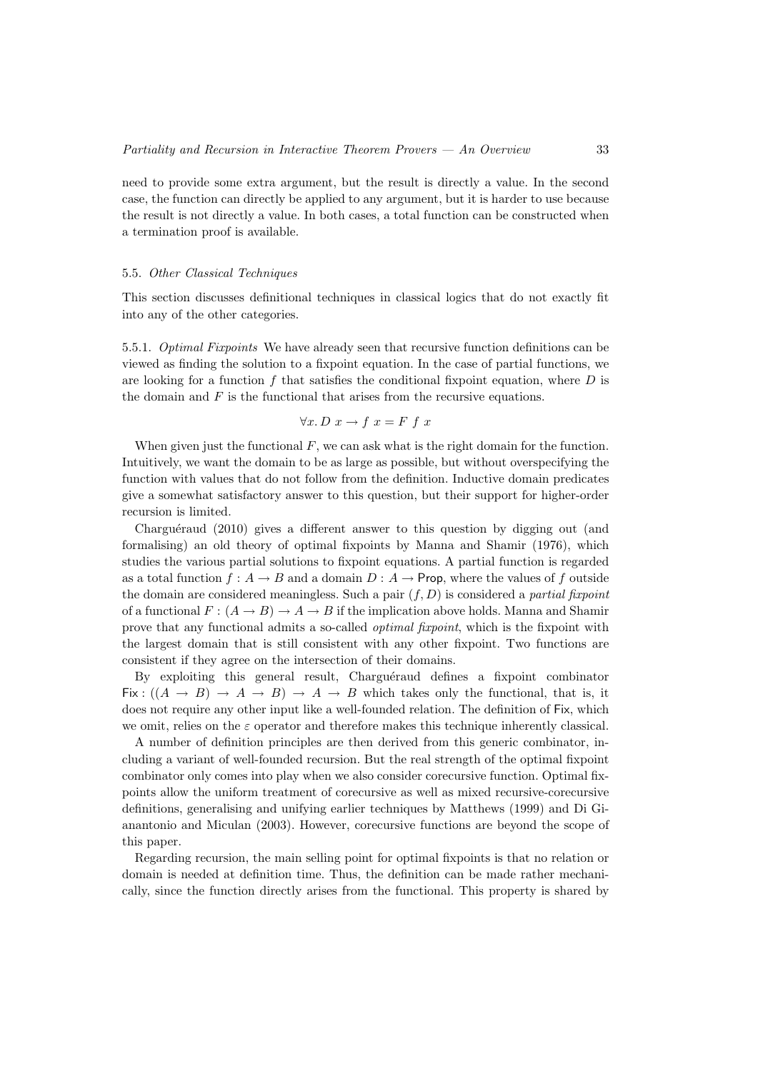need to provide some extra argument, but the result is directly a value. In the second case, the function can directly be applied to any argument, but it is harder to use because the result is not directly a value. In both cases, a total function can be constructed when a termination proof is available.

### 5.5. *Other Classical Techniques*

This section discusses definitional techniques in classical logics that do not exactly fit into any of the other categories.

5.5.1. *Optimal Fixpoints* We have already seen that recursive function definitions can be viewed as finding the solution to a fixpoint equation. In the case of partial functions, we are looking for a function $f$ that satisfies the conditional fixpoint equation, where $D$ is the domain and $F$ is the functional that arises from the recursive equations.

$$\forall x.\, D\ x \to f\ x = F\ f\ x$$

When given just the functional $F$, we can ask what is the right domain for the function. Intuitively, we want the domain to be as large as possible, but without overspecifying the function with values that do not follow from the definition. Inductive domain predicates give a somewhat satisfactory answer to this question, but their support for higher-order recursion is limited.

Charguéraud (2010) gives a different answer to this question by digging out (and formalising) an old theory of optimal fixpoints by Manna and Shamir (1976), which studies the various partial solutions to fixpoint equations. A partial function is regarded as a total function $f : A \to B$ and a domain $D : A \to \mathsf{Prop}$, where the values of $f$ outside the domain are considered meaningless. Such a pair $(f, D)$ is considered a *partial fixpoint* of a functional $F : (A \to B) \to A \to B$ if the implication above holds. Manna and Shamir prove that any functional admits a so-called *optimal fixpoint*, which is the fixpoint with the largest domain that is still consistent with any other fixpoint. Two functions are consistent if they agree on the intersection of their domains.

By exploiting this general result, Charguéraud defines a fixpoint combinator $\mathsf{Fix} : ((A \to B) \to A \to B) \to A \to B$ which takes only the functional, that is, it does not require any other input like a well-founded relation. The definition of $\mathsf{Fix}$, which we omit, relies on the $\varepsilon$ operator and therefore makes this technique inherently classical.

A number of definition principles are then derived from this generic combinator, including a variant of well-founded recursion. But the real strength of the optimal fixpoint combinator only comes into play when we also consider corecursive function. Optimal fixpoints allow the uniform treatment of corecursive as well as mixed recursive-corecursive definitions, generalising and unifying earlier techniques by Matthews (1999) and Di Gianantonio and Miculan (2003). However, corecursive functions are beyond the scope of this paper.

Regarding recursion, the main selling point for optimal fixpoints is that no relation or domain is needed at definition time. Thus, the definition can be made rather mechanically, since the function directly arises from the functional. This property is shared by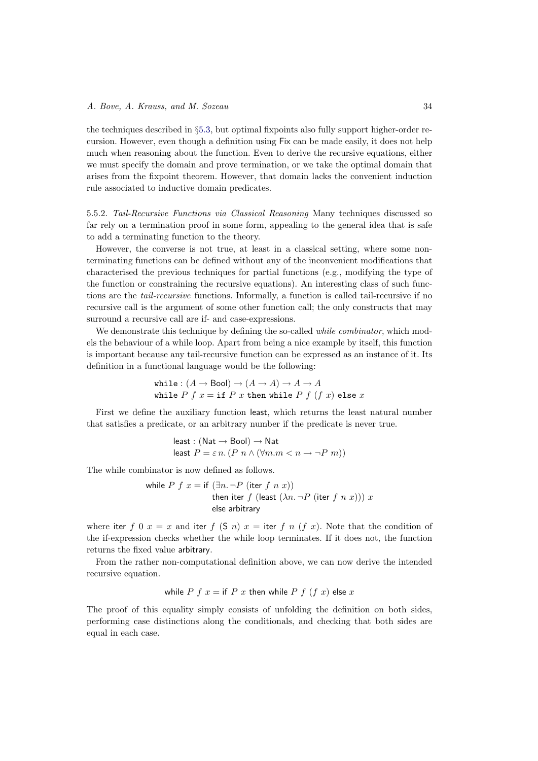the techniques described in §5.3, but optimal fixpoints also fully support higher-order recursion. However, even though a definition using Fix can be made easily, it does not help much when reasoning about the function. Even to derive the recursive equations, either we must specify the domain and prove termination, or we take the optimal domain that arises from the fixpoint theorem. However, that domain lacks the convenient induction rule associated to inductive domain predicates.

5.5.2. *Tail-Recursive Functions via Classical Reasoning* Many techniques discussed so far rely on a termination proof in some form, appealing to the general idea that is safe to add a terminating function to the theory.

However, the converse is not true, at least in a classical setting, where some non-terminating functions can be defined without any of the inconvenient modifications that characterised the previous techniques for partial functions (e.g., modifying the type of the function or constraining the recursive equations). An interesting class of such functions are the *tail-recursive* functions. Informally, a function is called tail-recursive if no recursive call is the argument of some other function call; the only constructs that may surround a recursive call are if- and case-expressions.

We demonstrate this technique by defining the so-called *while combinator*, which models the behaviour of a while loop. Apart from being a nice example by itself, this function is important because any tail-recursive function can be expressed as an instance of it. Its definition in a functional language would be the following:

$$
\begin{array}{l}
\texttt{while} : (A \to \mathsf{Bool}) \to (A \to A) \to A \to A \\
\texttt{while}\ P\ f\ x = \texttt{if}\ P\ x\ \texttt{then while}\ P\ f\ (f\ x)\ \texttt{else}\ x
\end{array}
$$

First we define the auxiliary function least, which returns the least natural number that satisfies a predicate, or an arbitrary number if the predicate is never true.

$$
\begin{array}{l}
\mathsf{least} : (\mathsf{Nat} \to \mathsf{Bool}) \to \mathsf{Nat} \\
\mathsf{least}\ P = \varepsilon\, n.\, (P\ n \wedge (\forall m. m < n \to \neg P\ m))
\end{array}
$$

The while combinator is now defined as follows.

$$
\begin{array}{ll}
\mathsf{while}\ P\ f\ x = & \mathsf{if}\ (\exists n. \neg P\ (\mathsf{iter}\ f\ n\ x)) \\
& \quad \mathsf{then\ iter}\ f\ (\mathsf{least}\ (\lambda n. \neg P\ (\mathsf{iter}\ f\ n\ x)))\ x \\
& \quad \mathsf{else\ arbitrary}
\end{array}
$$

where $\mathsf{iter}\ f\ 0\ x = x$ and $\mathsf{iter}\ f\ (\mathsf{S}\ n)\ x = \mathsf{iter}\ f\ n\ (f\ x)$. Note that the condition of the if-expression checks whether the while loop terminates. If it does not, the function returns the fixed value arbitrary.

From the rather non-computational definition above, we can now derive the intended recursive equation.

$$
\mathsf{while}\ P\ f\ x = \mathsf{if}\ P\ x\ \mathsf{then\ while}\ P\ f\ (f\ x)\ \mathsf{else}\ x
$$

The proof of this equality simply consists of unfolding the definition on both sides, performing case distinctions along the conditionals, and checking that both sides are equal in each case.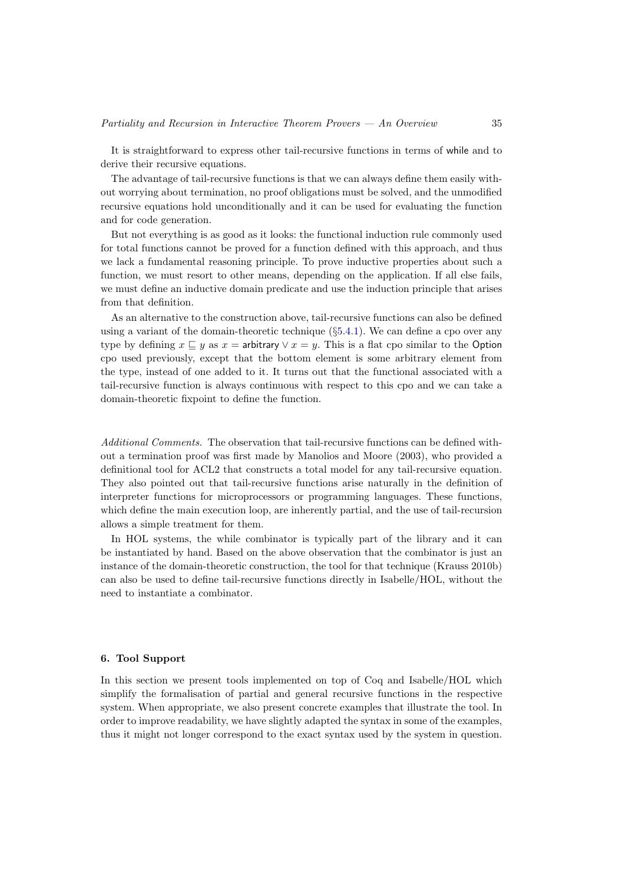It is straightforward to express other tail-recursive functions in terms of while and to derive their recursive equations.

The advantage of tail-recursive functions is that we can always define them easily without worrying about termination, no proof obligations must be solved, and the unmodified recursive equations hold unconditionally and it can be used for evaluating the function and for code generation.

But not everything is as good as it looks: the functional induction rule commonly used for total functions cannot be proved for a function defined with this approach, and thus we lack a fundamental reasoning principle. To prove inductive properties about such a function, we must resort to other means, depending on the application. If all else fails, we must define an inductive domain predicate and use the induction principle that arises from that definition.

As an alternative to the construction above, tail-recursive functions can also be defined using a variant of the domain-theoretic technique (§5.4.1). We can define a cpo over any type by defining $x \sqsubseteq y$ as $x = \mathsf{arbitrary} \vee x = y$. This is a flat cpo similar to the Option cpo used previously, except that the bottom element is some arbitrary element from the type, instead of one added to it. It turns out that the functional associated with a tail-recursive function is always continuous with respect to this cpo and we can take a domain-theoretic fixpoint to define the function.

*Additional Comments.* The observation that tail-recursive functions can be defined without a termination proof was first made by Manolios and Moore (2003), who provided a definitional tool for ACL2 that constructs a total model for any tail-recursive equation. They also pointed out that tail-recursive functions arise naturally in the definition of interpreter functions for microprocessors or programming languages. These functions, which define the main execution loop, are inherently partial, and the use of tail-recursion allows a simple treatment for them.

In HOL systems, the while combinator is typically part of the library and it can be instantiated by hand. Based on the above observation that the combinator is just an instance of the domain-theoretic construction, the tool for that technique (Krauss 2010b) can also be used to define tail-recursive functions directly in Isabelle/HOL, without the need to instantiate a combinator.

## 6. Tool Support

In this section we present tools implemented on top of Coq and Isabelle/HOL which simplify the formalisation of partial and general recursive functions in the respective system. When appropriate, we also present concrete examples that illustrate the tool. In order to improve readability, we have slightly adapted the syntax in some of the examples, thus it might not longer correspond to the exact syntax used by the system in question.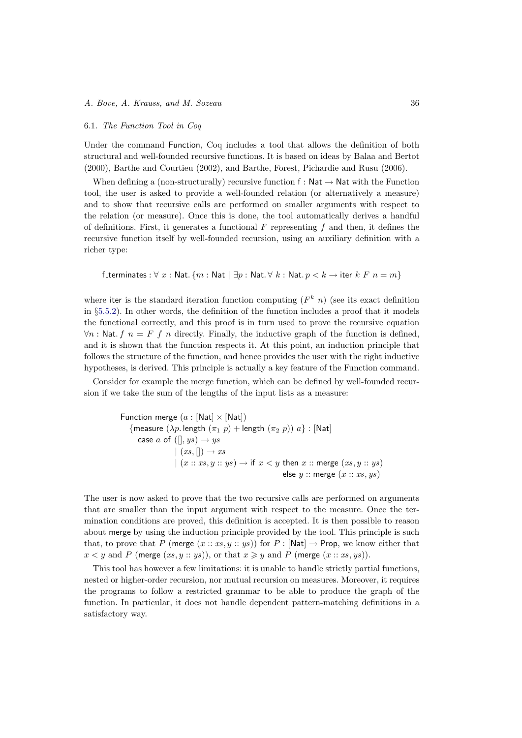### 6.1. *The Function Tool in Coq*

Under the command Function, Coq includes a tool that allows the definition of both structural and well-founded recursive functions. It is based on ideas by Balaa and Bertot (2000), Barthe and Courtieu (2002), and Barthe, Forest, Pichardie and Rusu (2006).

When defining a (non-structurally) recursive function $\mathsf{f} : \mathsf{Nat} \to \mathsf{Nat}$ with the Function tool, the user is asked to provide a well-founded relation (or alternatively a measure) and to show that recursive calls are performed on smaller arguments with respect to the relation (or measure). Once this is done, the tool automatically derives a handful of definitions. First, it generates a functional $F$ representing $f$ and then, it defines the recursive function itself by well-founded recursion, using an auxiliary definition with a richer type:

$$\mathsf{f\_terminates} : \forall\ x : \mathsf{Nat}.\ \{m : \mathsf{Nat} \mid \exists p : \mathsf{Nat}.\ \forall\ k : \mathsf{Nat}.\ p < k \to \mathsf{iter}\ k\ F\ n = m\}$$

where iter is the standard iteration function computing $(F^k\ n)$ (see its exact definition in §5.5.2). In other words, the definition of the function includes a proof that it models the functional correctly, and this proof is in turn used to prove the recursive equation $\forall n : \mathsf{Nat}.\ f\ n = F\ f\ n$ directly. Finally, the inductive graph of the function is defined, and it is shown that the function respects it. At this point, an induction principle that follows the structure of the function, and hence provides the user with the right inductive hypotheses, is derived. This principle is actually a key feature of the Function command.

Consider for example the merge function, which can be defined by well-founded recursion if we take the sum of the lengths of the input lists as a measure:

$$
\begin{array}{l}
\mathsf{Function\ merge}\ (a : [\mathsf{Nat}] \times [\mathsf{Nat}]) \\
\quad \{\mathsf{measure}\ (\lambda p.\ \mathsf{length}\ (\pi_1\ p) + \mathsf{length}\ (\pi_2\ p))\ a\} : [\mathsf{Nat}] \\
\quad\quad \mathsf{case}\ a\ \mathsf{of}\ ([], ys) \to ys \\
\quad\quad\quad\quad\quad \mid (xs, []) \to xs \\
\quad\quad\quad\quad\quad \mid (x :: xs, y :: ys) \to \mathsf{if}\ x < y\ \mathsf{then}\ x :: \mathsf{merge}\ (xs, y :: ys) \\
\quad\quad\quad\quad\quad\quad\quad\quad\quad\quad\quad\quad\quad\quad\quad\quad\quad\quad \mathsf{else}\ y :: \mathsf{merge}\ (x :: xs, ys)
\end{array}
$$

The user is now asked to prove that the two recursive calls are performed on arguments that are smaller than the input argument with respect to the measure. Once the termination conditions are proved, this definition is accepted. It is then possible to reason about merge by using the induction principle provided by the tool. This principle is such that, to prove that $P$ (merge $(x :: xs, y :: ys)$) for $P : [\mathsf{Nat}] \to \mathsf{Prop}$, we know either that $x < y$ and $P$ (merge $(xs, y :: ys)$), or that $x \geqslant y$ and $P$ (merge $(x :: xs, ys)$).

This tool has however a few limitations: it is unable to handle strictly partial functions, nested or higher-order recursion, nor mutual recursion on measures. Moreover, it requires the programs to follow a restricted grammar to be able to produce the graph of the function. In particular, it does not handle dependent pattern-matching definitions in a satisfactory way.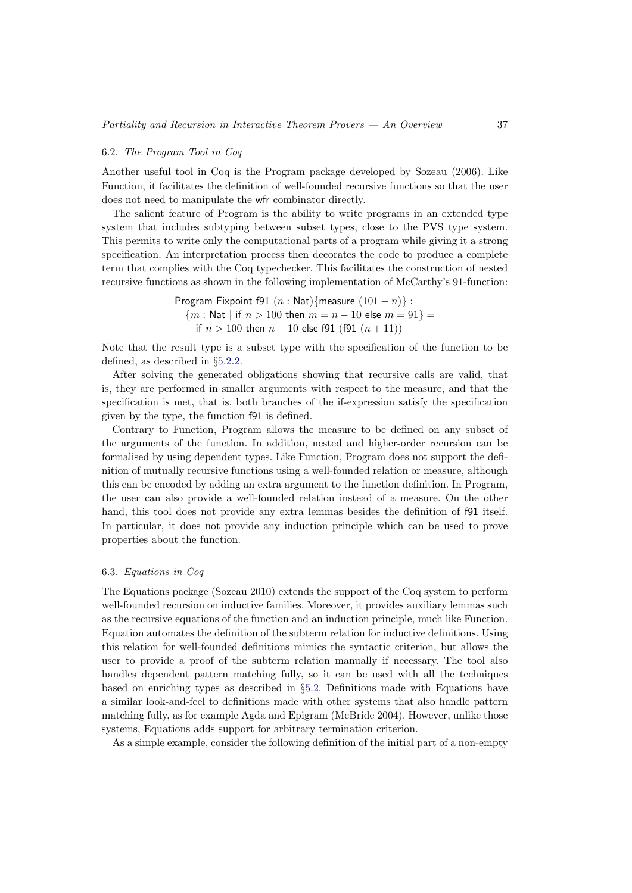### 6.2. *The Program Tool in Coq*

Another useful tool in Coq is the Program package developed by Sozeau (2006). Like Function, it facilitates the definition of well-founded recursive functions so that the user does not need to manipulate the wfr combinator directly.

The salient feature of Program is the ability to write programs in an extended type system that includes subtyping between subset types, close to the PVS type system. This permits to write only the computational parts of a program while giving it a strong specification. An interpretation process then decorates the code to produce a complete term that complies with the Coq typechecker. This facilitates the construction of nested recursive functions as shown in the following implementation of McCarthy's 91-function:

```
Program Fixpoint f91 (n : Nat){measure (101 − n)} :
  {m : Nat | if n > 100 then m = n − 10 else m = 91} =
    if n > 100 then n − 10 else f91 (f91 (n + 11))
```

Note that the result type is a subset type with the specification of the function to be defined, as described in §5.2.2.

After solving the generated obligations showing that recursive calls are valid, that is, they are performed in smaller arguments with respect to the measure, and that the specification is met, that is, both branches of the if-expression satisfy the specification given by the type, the function f91 is defined.

Contrary to Function, Program allows the measure to be defined on any subset of the arguments of the function. In addition, nested and higher-order recursion can be formalised by using dependent types. Like Function, Program does not support the definition of mutually recursive functions using a well-founded relation or measure, although this can be encoded by adding an extra argument to the function definition. In Program, the user can also provide a well-founded relation instead of a measure. On the other hand, this tool does not provide any extra lemmas besides the definition of f91 itself. In particular, it does not provide any induction principle which can be used to prove properties about the function.

### 6.3. *Equations in Coq*

The Equations package (Sozeau 2010) extends the support of the Coq system to perform well-founded recursion on inductive families. Moreover, it provides auxiliary lemmas such as the recursive equations of the function and an induction principle, much like Function. Equation automates the definition of the subterm relation for inductive definitions. Using this relation for well-founded definitions mimics the syntactic criterion, but allows the user to provide a proof of the subterm relation manually if necessary. The tool also handles dependent pattern matching fully, so it can be used with all the techniques based on enriching types as described in §5.2. Definitions made with Equations have a similar look-and-feel to definitions made with other systems that also handle pattern matching fully, as for example Agda and Epigram (McBride 2004). However, unlike those systems, Equations adds support for arbitrary termination criterion.

As a simple example, consider the following definition of the initial part of a non-empty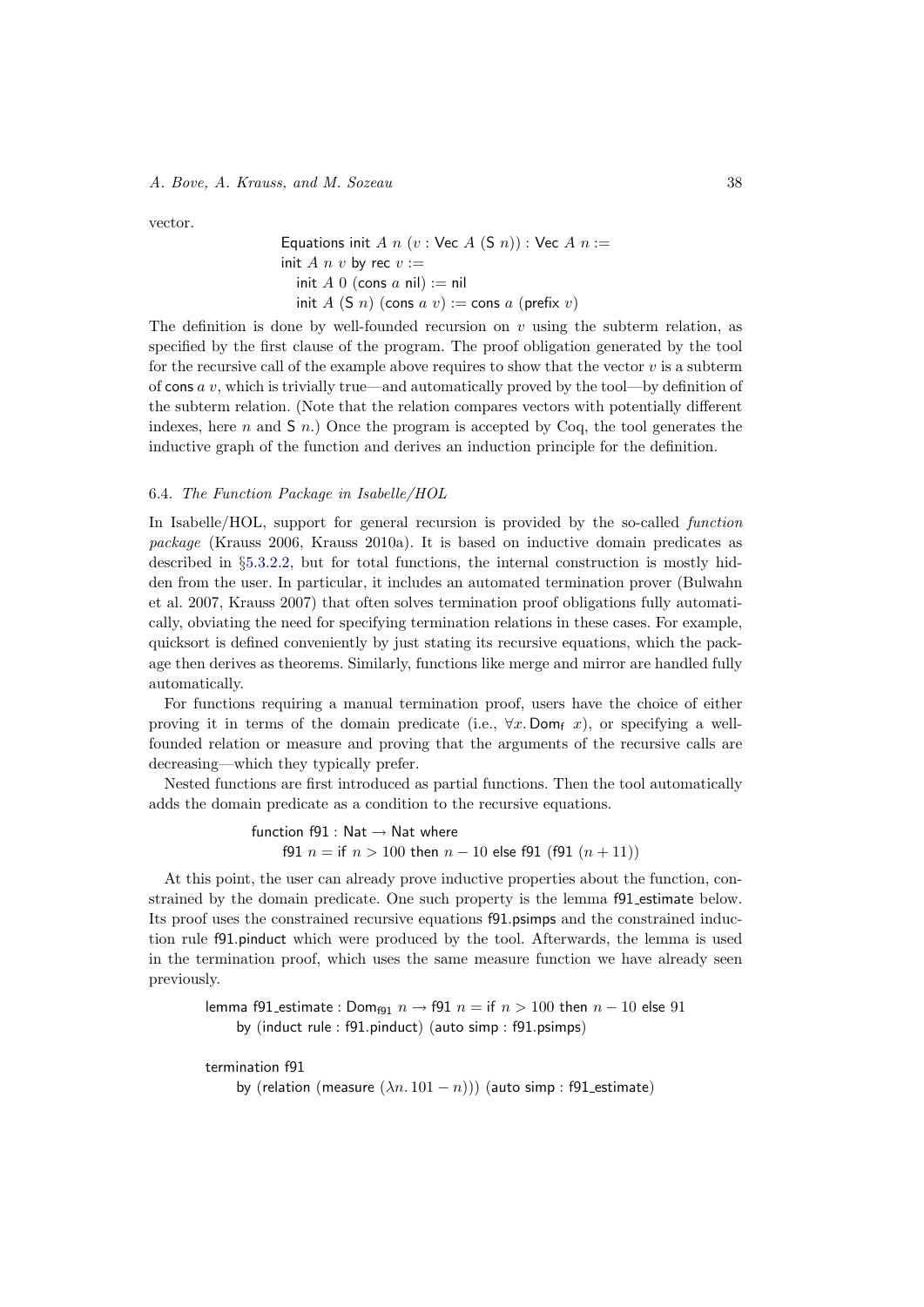vector.

```
Equations init A n (v : Vec A (S n)) : Vec A n :=
init A n v by rec v :=
  init A 0 (cons a nil) := nil
  init A (S n) (cons a v) := cons a (prefix v)
```

The definition is done by well-founded recursion on $v$ using the subterm relation, as specified by the first clause of the program. The proof obligation generated by the tool for the recursive call of the example above requires to show that the vector $v$ is a subterm of cons $a$ $v$, which is trivially true—and automatically proved by the tool—by definition of the subterm relation. (Note that the relation compares vectors with potentially different indexes, here $n$ and S $n$.) Once the program is accepted by Coq, the tool generates the inductive graph of the function and derives an induction principle for the definition.

### 6.4. *The Function Package in Isabelle/HOL*

In Isabelle/HOL, support for general recursion is provided by the so-called *function package* (Krauss 2006, Krauss 2010a). It is based on inductive domain predicates as described in §5.3.2.2, but for total functions, the internal construction is mostly hidden from the user. In particular, it includes an automated termination prover (Bulwahn et al. 2007, Krauss 2007) that often solves termination proof obligations fully automatically, obviating the need for specifying termination relations in these cases. For example, quicksort is defined conveniently by just stating its recursive equations, which the package then derives as theorems. Similarly, functions like merge and mirror are handled fully automatically.

For functions requiring a manual termination proof, users have the choice of either proving it in terms of the domain predicate (i.e., $\forall x.\, \mathsf{Dom}_{\mathsf{f}}\ x$), or specifying a well-founded relation or measure and proving that the arguments of the recursive calls are decreasing—which they typically prefer.

Nested functions are first introduced as partial functions. Then the tool automatically adds the domain predicate as a condition to the recursive equations.

```
function f91 : Nat → Nat where
    f91 n = if n > 100 then n − 10 else f91 (f91 (n + 11))
```

At this point, the user can already prove inductive properties about the function, constrained by the domain predicate. One such property is the lemma f91_estimate below. Its proof uses the constrained recursive equations f91.psimps and the constrained induction rule f91.pinduct which were produced by the tool. Afterwards, the lemma is used in the termination proof, which uses the same measure function we have already seen previously.

```
lemma f91_estimate : Dom_f91 n → f91 n = if n > 100 then n − 10 else 91
    by (induct rule : f91.pinduct) (auto simp : f91.psimps)

termination f91
    by (relation (measure (λn. 101 − n))) (auto simp : f91_estimate)
```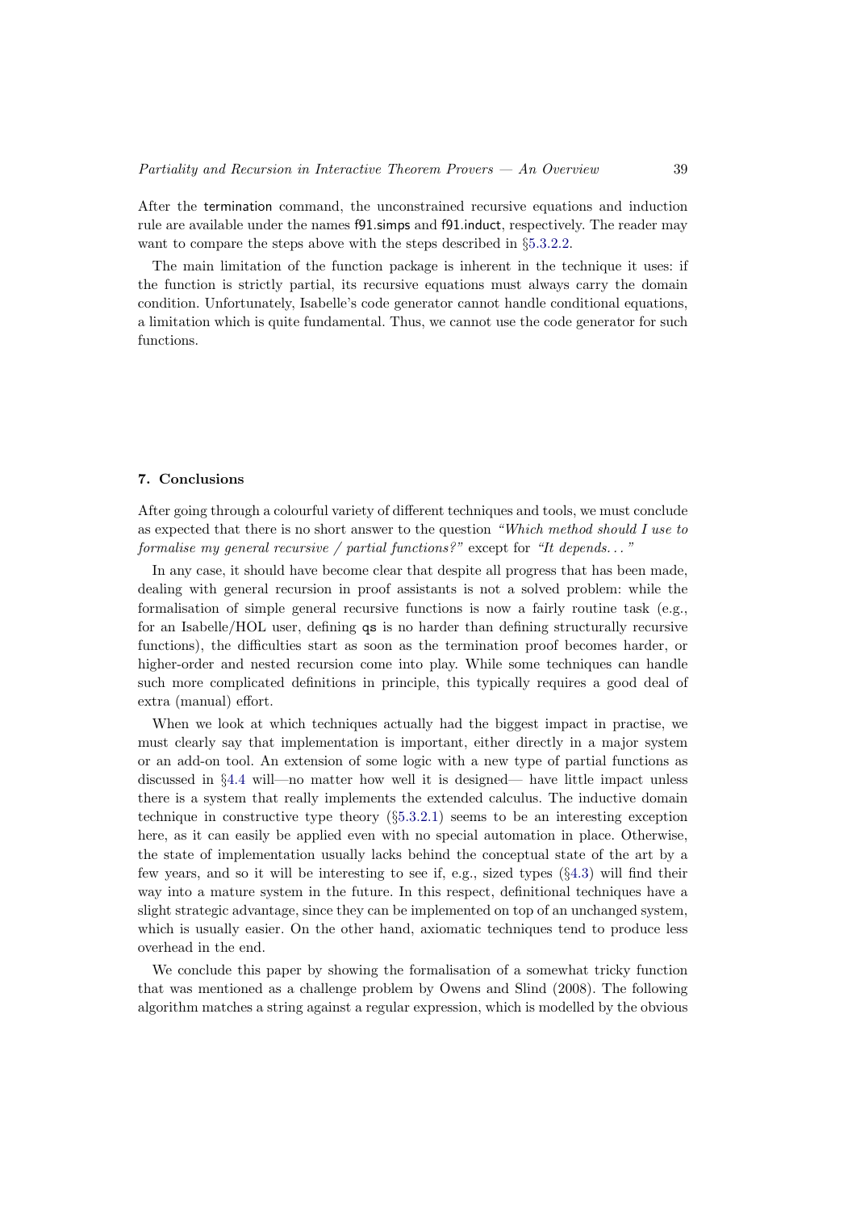After the termination command, the unconstrained recursive equations and induction rule are available under the names f91.simps and f91.induct, respectively. The reader may want to compare the steps above with the steps described in §5.3.2.2.

The main limitation of the function package is inherent in the technique it uses: if the function is strictly partial, its recursive equations must always carry the domain condition. Unfortunately, Isabelle's code generator cannot handle conditional equations, a limitation which is quite fundamental. Thus, we cannot use the code generator for such functions.

## 7. Conclusions

After going through a colourful variety of different techniques and tools, we must conclude as expected that there is no short answer to the question *"Which method should I use to formalise my general recursive / partial functions?"* except for *"It depends..."*

In any case, it should have become clear that despite all progress that has been made, dealing with general recursion in proof assistants is not a solved problem: while the formalisation of simple general recursive functions is now a fairly routine task (e.g., for an Isabelle/HOL user, defining qs is no harder than defining structurally recursive functions), the difficulties start as soon as the termination proof becomes harder, or higher-order and nested recursion come into play. While some techniques can handle such more complicated definitions in principle, this typically requires a good deal of extra (manual) effort.

When we look at which techniques actually had the biggest impact in practise, we must clearly say that implementation is important, either directly in a major system or an add-on tool. An extension of some logic with a new type of partial functions as discussed in §4.4 will—no matter how well it is designed— have little impact unless there is a system that really implements the extended calculus. The inductive domain technique in constructive type theory (§5.3.2.1) seems to be an interesting exception here, as it can easily be applied even with no special automation in place. Otherwise, the state of implementation usually lacks behind the conceptual state of the art by a few years, and so it will be interesting to see if, e.g., sized types (§4.3) will find their way into a mature system in the future. In this respect, definitional techniques have a slight strategic advantage, since they can be implemented on top of an unchanged system, which is usually easier. On the other hand, axiomatic techniques tend to produce less overhead in the end.

We conclude this paper by showing the formalisation of a somewhat tricky function that was mentioned as a challenge problem by Owens and Slind (2008). The following algorithm matches a string against a regular expression, which is modelled by the obvious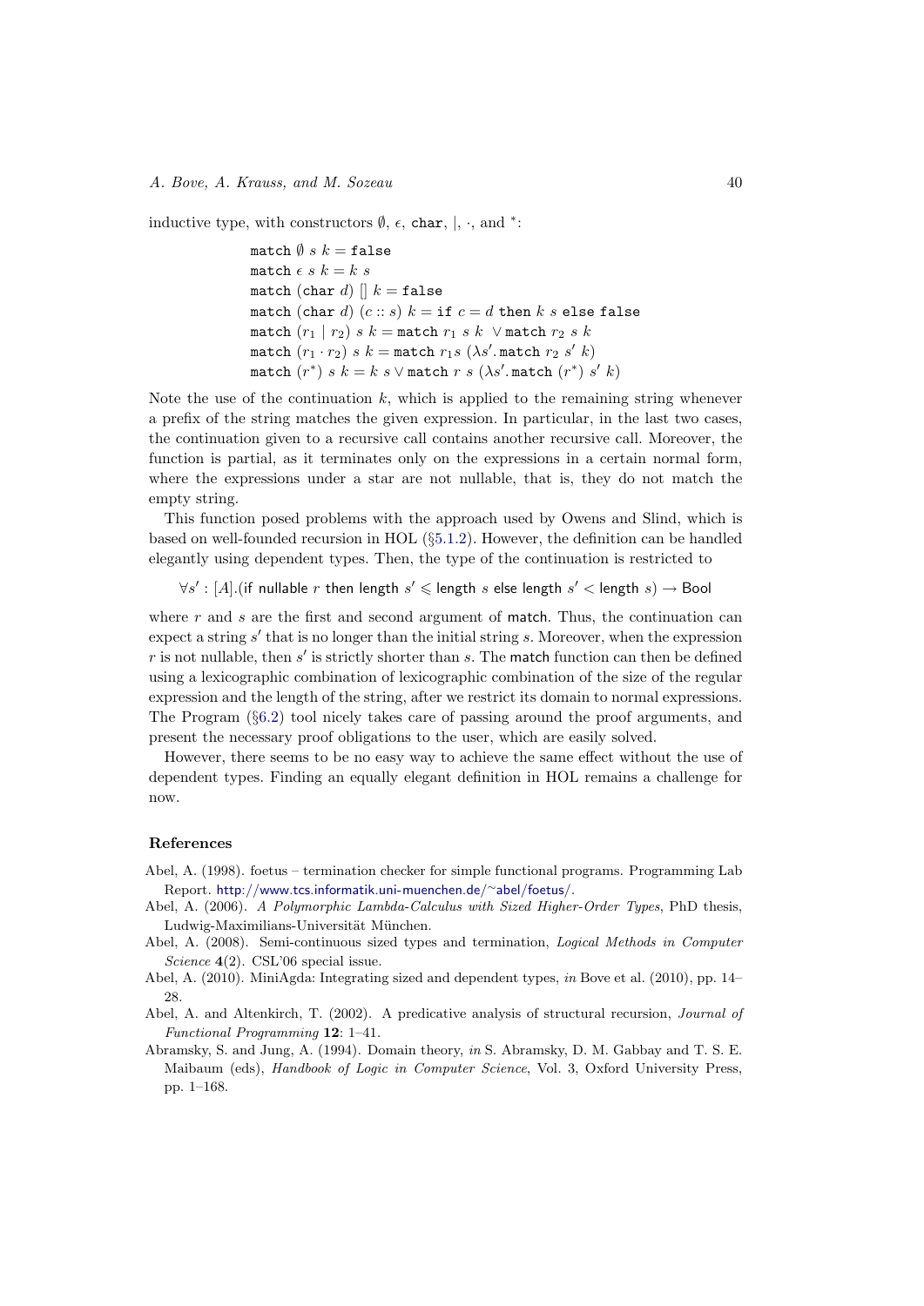inductive type, with constructors $\emptyset$, $\epsilon$, char, $|$, $\cdot$, and $^*$:

$$
\begin{aligned}
&\texttt{match}\ \emptyset\ s\ k = \texttt{false}\\
&\texttt{match}\ \epsilon\ s\ k = k\ s\\
&\texttt{match}\ (\texttt{char}\ d)\ []\ k = \texttt{false}\\
&\texttt{match}\ (\texttt{char}\ d)\ (c :: s)\ k = \texttt{if}\ c = d\ \texttt{then}\ k\ s\ \texttt{else}\ \texttt{false}\\
&\texttt{match}\ (r_1\ |\ r_2)\ s\ k = \texttt{match}\ r_1\ s\ k\ \vee \texttt{match}\ r_2\ s\ k\\
&\texttt{match}\ (r_1 \cdot r_2)\ s\ k = \texttt{match}\ r_1 s\ (\lambda s'.\,\texttt{match}\ r_2\ s'\ k)\\
&\texttt{match}\ (r^*)\ s\ k = k\ s \vee \texttt{match}\ r\ s\ (\lambda s'.\,\texttt{match}\ (r^*)\ s'\ k)
\end{aligned}
$$

Note the use of the continuation $k$, which is applied to the remaining string whenever a prefix of the string matches the given expression. In particular, in the last two cases, the continuation given to a recursive call contains another recursive call. Moreover, the function is partial, as it terminates only on the expressions in a certain normal form, where the expressions under a star are not nullable, that is, they do not match the empty string.

This function posed problems with the approach used by Owens and Slind, which is based on well-founded recursion in HOL (§5.1.2). However, the definition can be handled elegantly using dependent types. Then, the type of the continuation is restricted to

$$\forall s' : [A].(\text{if nullable } r \text{ then length } s' \leqslant \text{length } s \text{ else length } s' < \text{length } s) \rightarrow \text{Bool}$$

where $r$ and $s$ are the first and second argument of match. Thus, the continuation can expect a string $s'$ that is no longer than the initial string $s$. Moreover, when the expression $r$ is not nullable, then $s'$ is strictly shorter than $s$. The match function can then be defined using a lexicographic combination of lexicographic combination of the size of the regular expression and the length of the string, after we restrict its domain to normal expressions. The Program (§6.2) tool nicely takes care of passing around the proof arguments, and present the necessary proof obligations to the user, which are easily solved.

However, there seems to be no easy way to achieve the same effect without the use of dependent types. Finding an equally elegant definition in HOL remains a challenge for now.

## References

Abel, A. (1998). foetus – termination checker for simple functional programs. Programming Lab Report. http://www.tcs.informatik.uni-muenchen.de/~abel/foetus/.

Abel, A. (2006). *A Polymorphic Lambda-Calculus with Sized Higher-Order Types*, PhD thesis, Ludwig-Maximilians-Universität München.

Abel, A. (2008). Semi-continuous sized types and termination, *Logical Methods in Computer Science* **4**(2). CSL'06 special issue.

Abel, A. (2010). MiniAgda: Integrating sized and dependent types, *in* Bove et al. (2010), pp. 14–28.

Abel, A. and Altenkirch, T. (2002). A predicative analysis of structural recursion, *Journal of Functional Programming* **12**: 1–41.

Abramsky, S. and Jung, A. (1994). Domain theory, *in* S. Abramsky, D. M. Gabbay and T. S. E. Maibaum (eds), *Handbook of Logic in Computer Science*, Vol. 3, Oxford University Press, pp. 1–168.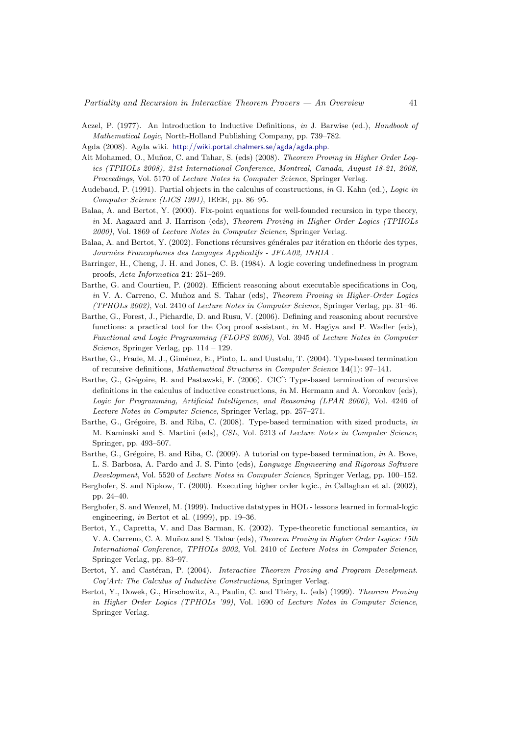Aczel, P. (1977). An Introduction to Inductive Definitions, *in* J. Barwise (ed.), *Handbook of Mathematical Logic*, North-Holland Publishing Company, pp. 739–782.

Agda (2008). Agda wiki. http://wiki.portal.chalmers.se/agda/agda.php.

Ait Mohamed, O., Muñoz, C. and Tahar, S. (eds) (2008). *Theorem Proving in Higher Order Logics (TPHOLs 2008), 21st International Conference, Montreal, Canada, August 18-21, 2008, Proceedings*, Vol. 5170 of *Lecture Notes in Computer Science*, Springer Verlag.

Audebaud, P. (1991). Partial objects in the calculus of constructions, *in* G. Kahn (ed.), *Logic in Computer Science (LICS 1991)*, IEEE, pp. 86–95.

Balaa, A. and Bertot, Y. (2000). Fix-point equations for well-founded recursion in type theory, *in* M. Aagaard and J. Harrison (eds), *Theorem Proving in Higher Order Logics (TPHOLs 2000)*, Vol. 1869 of *Lecture Notes in Computer Science*, Springer Verlag.

Balaa, A. and Bertot, Y. (2002). Fonctions récursives générales par itération en théorie des types, *Journées Francophones des Langages Applicatifs - JFLA02, INRIA* .

Barringer, H., Cheng, J. H. and Jones, C. B. (1984). A logic covering undefinedness in program proofs, *Acta Informatica* **21**: 251–269.

Barthe, G. and Courtieu, P. (2002). Efficient reasoning about executable specifications in Coq, *in* V. A. Carreno, C. Muñoz and S. Tahar (eds), *Theorem Proving in Higher-Order Logics (TPHOLs 2002)*, Vol. 2410 of *Lecture Notes in Computer Science*, Springer Verlag, pp. 31–46.

Barthe, G., Forest, J., Pichardie, D. and Rusu, V. (2006). Defining and reasoning about recursive functions: a practical tool for the Coq proof assistant, *in* M. Hagiya and P. Wadler (eds), *Functional and Logic Programming (FLOPS 2006)*, Vol. 3945 of *Lecture Notes in Computer Science*, Springer Verlag, pp. 114 – 129.

Barthe, G., Frade, M. J., Giménez, E., Pinto, L. and Uustalu, T. (2004). Type-based termination of recursive definitions, *Mathematical Structures in Computer Science* **14**(1): 97–141.

Barthe, G., Grégoire, B. and Pastawski, F. (2006). CIC$\hat{}$: Type-based termination of recursive definitions in the calculus of inductive constructions, *in* M. Hermann and A. Voronkov (eds), *Logic for Programming, Artificial Intelligence, and Reasoning (LPAR 2006)*, Vol. 4246 of *Lecture Notes in Computer Science*, Springer Verlag, pp. 257–271.

Barthe, G., Grégoire, B. and Riba, C. (2008). Type-based termination with sized products, *in* M. Kaminski and S. Martini (eds), *CSL*, Vol. 5213 of *Lecture Notes in Computer Science*, Springer, pp. 493–507.

Barthe, G., Grégoire, B. and Riba, C. (2009). A tutorial on type-based termination, *in* A. Bove, L. S. Barbosa, A. Pardo and J. S. Pinto (eds), *Language Engineering and Rigorous Software Development*, Vol. 5520 of *Lecture Notes in Computer Science*, Springer Verlag, pp. 100–152.

Berghofer, S. and Nipkow, T. (2000). Executing higher order logic., *in* Callaghan et al. (2002), pp. 24–40.

Berghofer, S. and Wenzel, M. (1999). Inductive datatypes in HOL - lessons learned in formal-logic engineering, *in* Bertot et al. (1999), pp. 19–36.

Bertot, Y., Capretta, V. and Das Barman, K. (2002). Type-theoretic functional semantics, *in* V. A. Carreno, C. A. Muñoz and S. Tahar (eds), *Theorem Proving in Higher Order Logics: 15th International Conference, TPHOLs 2002*, Vol. 2410 of *Lecture Notes in Computer Science*, Springer Verlag, pp. 83–97.

Bertot, Y. and Castéran, P. (2004). *Interactive Theorem Proving and Program Develpment. Coq'Art: The Calculus of Inductive Constructions*, Springer Verlag.

Bertot, Y., Dowek, G., Hirschowitz, A., Paulin, C. and Théry, L. (eds) (1999). *Theorem Proving in Higher Order Logics (TPHOLs '99)*, Vol. 1690 of *Lecture Notes in Computer Science*, Springer Verlag.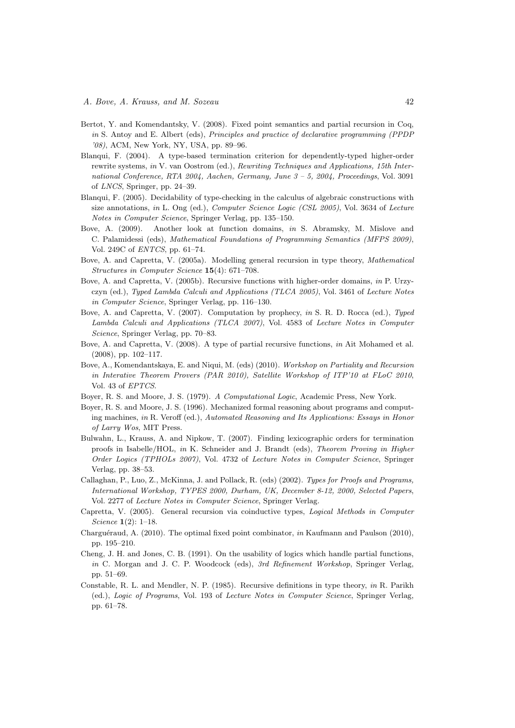Bertot, Y. and Komendantsky, V. (2008). Fixed point semantics and partial recursion in Coq, *in* S. Antoy and E. Albert (eds), *Principles and practice of declarative programming (PPDP '08)*, ACM, New York, NY, USA, pp. 89–96.

Blanqui, F. (2004). A type-based termination criterion for dependently-typed higher-order rewrite systems, *in* V. van Oostrom (ed.), *Rewriting Techniques and Applications, 15th International Conference, RTA 2004, Aachen, Germany, June 3 – 5, 2004, Proceedings*, Vol. 3091 of *LNCS*, Springer, pp. 24–39.

Blanqui, F. (2005). Decidability of type-checking in the calculus of algebraic constructions with size annotations, *in* L. Ong (ed.), *Computer Science Logic (CSL 2005)*, Vol. 3634 of *Lecture Notes in Computer Science*, Springer Verlag, pp. 135–150.

Bove, A. (2009). Another look at function domains, *in* S. Abramsky, M. Mislove and C. Palamidessi (eds), *Mathematical Foundations of Programming Semantics (MFPS 2009)*, Vol. 249C of *ENTCS*, pp. 61–74.

Bove, A. and Capretta, V. (2005a). Modelling general recursion in type theory, *Mathematical Structures in Computer Science* **15**(4): 671–708.

Bove, A. and Capretta, V. (2005b). Recursive functions with higher-order domains, *in* P. Urzyczyn (ed.), *Typed Lambda Calculi and Applications (TLCA 2005)*, Vol. 3461 of *Lecture Notes in Computer Science*, Springer Verlag, pp. 116–130.

Bove, A. and Capretta, V. (2007). Computation by prophecy, *in* S. R. D. Rocca (ed.), *Typed Lambda Calculi and Applications (TLCA 2007)*, Vol. 4583 of *Lecture Notes in Computer Science*, Springer Verlag, pp. 70–83.

Bove, A. and Capretta, V. (2008). A type of partial recursive functions, *in* Ait Mohamed et al. (2008), pp. 102–117.

Bove, A., Komendantskaya, E. and Niqui, M. (eds) (2010). *Workshop on Partiality and Recursion in Interative Theorem Provers (PAR 2010), Satellite Workshop of ITP'10 at FLoC 2010*, Vol. 43 of *EPTCS*.

Boyer, R. S. and Moore, J. S. (1979). *A Computational Logic*, Academic Press, New York.

Boyer, R. S. and Moore, J. S. (1996). Mechanized formal reasoning about programs and computing machines, *in* R. Veroff (ed.), *Automated Reasoning and Its Applications: Essays in Honor of Larry Wos*, MIT Press.

Bulwahn, L., Krauss, A. and Nipkow, T. (2007). Finding lexicographic orders for termination proofs in Isabelle/HOL, *in* K. Schneider and J. Brandt (eds), *Theorem Proving in Higher Order Logics (TPHOLs 2007)*, Vol. 4732 of *Lecture Notes in Computer Science*, Springer Verlag, pp. 38–53.

Callaghan, P., Luo, Z., McKinna, J. and Pollack, R. (eds) (2002). *Types for Proofs and Programs, International Workshop, TYPES 2000, Durham, UK, December 8-12, 2000, Selected Papers*, Vol. 2277 of *Lecture Notes in Computer Science*, Springer Verlag.

Capretta, V. (2005). General recursion via coinductive types, *Logical Methods in Computer Science* **1**(2): 1–18.

Charguéraud, A. (2010). The optimal fixed point combinator, *in* Kaufmann and Paulson (2010), pp. 195–210.

Cheng, J. H. and Jones, C. B. (1991). On the usability of logics which handle partial functions, *in* C. Morgan and J. C. P. Woodcock (eds), *3rd Refinement Workshop*, Springer Verlag, pp. 51–69.

Constable, R. L. and Mendler, N. P. (1985). Recursive definitions in type theory, *in* R. Parikh (ed.), *Logic of Programs*, Vol. 193 of *Lecture Notes in Computer Science*, Springer Verlag, pp. 61–78.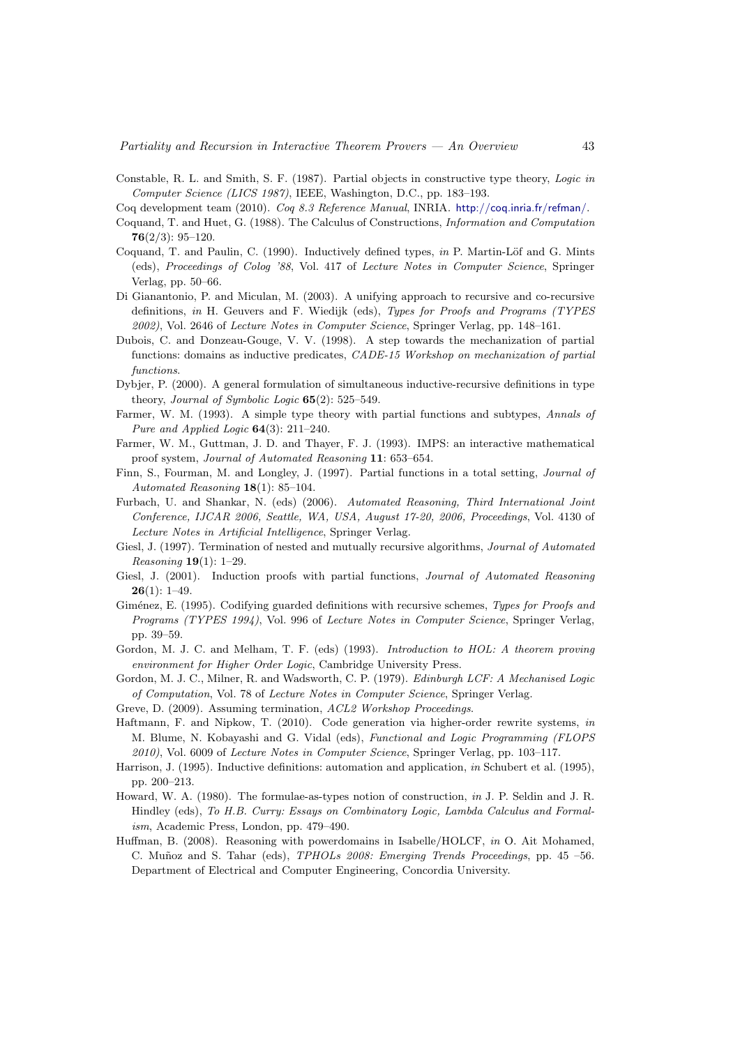Constable, R. L. and Smith, S. F. (1987). Partial objects in constructive type theory, *Logic in Computer Science (LICS 1987)*, IEEE, Washington, D.C., pp. 183–193.

Coq development team (2010). *Coq 8.3 Reference Manual*, INRIA. http://coq.inria.fr/refman/.

Coquand, T. and Huet, G. (1988). The Calculus of Constructions, *Information and Computation* **76**(2/3): 95–120.

Coquand, T. and Paulin, C. (1990). Inductively defined types, *in* P. Martin-Löf and G. Mints (eds), *Proceedings of Colog '88*, Vol. 417 of *Lecture Notes in Computer Science*, Springer Verlag, pp. 50–66.

Di Gianantonio, P. and Miculan, M. (2003). A unifying approach to recursive and co-recursive definitions, *in* H. Geuvers and F. Wiedijk (eds), *Types for Proofs and Programs (TYPES 2002)*, Vol. 2646 of *Lecture Notes in Computer Science*, Springer Verlag, pp. 148–161.

Dubois, C. and Donzeau-Gouge, V. V. (1998). A step towards the mechanization of partial functions: domains as inductive predicates, *CADE-15 Workshop on mechanization of partial functions*.

Dybjer, P. (2000). A general formulation of simultaneous inductive-recursive definitions in type theory, *Journal of Symbolic Logic* **65**(2): 525–549.

Farmer, W. M. (1993). A simple type theory with partial functions and subtypes, *Annals of Pure and Applied Logic* **64**(3): 211–240.

Farmer, W. M., Guttman, J. D. and Thayer, F. J. (1993). IMPS: an interactive mathematical proof system, *Journal of Automated Reasoning* **11**: 653–654.

Finn, S., Fourman, M. and Longley, J. (1997). Partial functions in a total setting, *Journal of Automated Reasoning* **18**(1): 85–104.

Furbach, U. and Shankar, N. (eds) (2006). *Automated Reasoning, Third International Joint Conference, IJCAR 2006, Seattle, WA, USA, August 17-20, 2006, Proceedings*, Vol. 4130 of *Lecture Notes in Artificial Intelligence*, Springer Verlag.

Giesl, J. (1997). Termination of nested and mutually recursive algorithms, *Journal of Automated Reasoning* **19**(1): 1–29.

Giesl, J. (2001). Induction proofs with partial functions, *Journal of Automated Reasoning* **26**(1): 1–49.

Giménez, E. (1995). Codifying guarded definitions with recursive schemes, *Types for Proofs and Programs (TYPES 1994)*, Vol. 996 of *Lecture Notes in Computer Science*, Springer Verlag, pp. 39–59.

Gordon, M. J. C. and Melham, T. F. (eds) (1993). *Introduction to HOL: A theorem proving environment for Higher Order Logic*, Cambridge University Press.

Gordon, M. J. C., Milner, R. and Wadsworth, C. P. (1979). *Edinburgh LCF: A Mechanised Logic of Computation*, Vol. 78 of *Lecture Notes in Computer Science*, Springer Verlag.

Greve, D. (2009). Assuming termination, *ACL2 Workshop Proceedings*.

Haftmann, F. and Nipkow, T. (2010). Code generation via higher-order rewrite systems, *in* M. Blume, N. Kobayashi and G. Vidal (eds), *Functional and Logic Programming (FLOPS 2010)*, Vol. 6009 of *Lecture Notes in Computer Science*, Springer Verlag, pp. 103–117.

Harrison, J. (1995). Inductive definitions: automation and application, *in* Schubert et al. (1995), pp. 200–213.

Howard, W. A. (1980). The formulae-as-types notion of construction, *in* J. P. Seldin and J. R. Hindley (eds), *To H.B. Curry: Essays on Combinatory Logic, Lambda Calculus and Formalism*, Academic Press, London, pp. 479–490.

Huffman, B. (2008). Reasoning with powerdomains in Isabelle/HOLCF, *in* O. Ait Mohamed, C. Muñoz and S. Tahar (eds), *TPHOLs 2008: Emerging Trends Proceedings*, pp. 45 –56. Department of Electrical and Computer Engineering, Concordia University.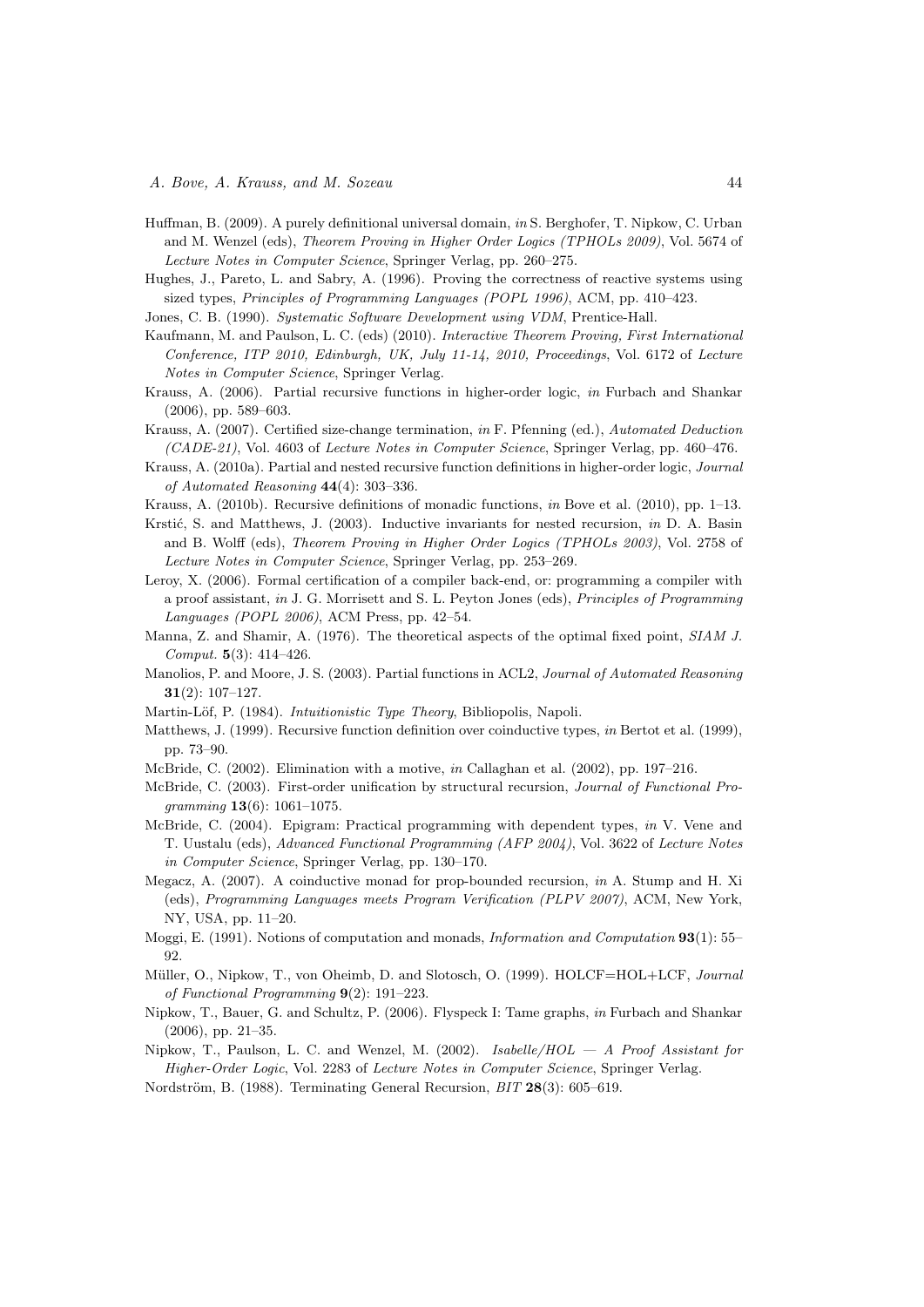Huffman, B. (2009). A purely definitional universal domain, *in* S. Berghofer, T. Nipkow, C. Urban and M. Wenzel (eds), *Theorem Proving in Higher Order Logics (TPHOLs 2009)*, Vol. 5674 of *Lecture Notes in Computer Science*, Springer Verlag, pp. 260–275.

Hughes, J., Pareto, L. and Sabry, A. (1996). Proving the correctness of reactive systems using sized types, *Principles of Programming Languages (POPL 1996)*, ACM, pp. 410–423.

Jones, C. B. (1990). *Systematic Software Development using VDM*, Prentice-Hall.

Kaufmann, M. and Paulson, L. C. (eds) (2010). *Interactive Theorem Proving, First International Conference, ITP 2010, Edinburgh, UK, July 11-14, 2010, Proceedings*, Vol. 6172 of *Lecture Notes in Computer Science*, Springer Verlag.

Krauss, A. (2006). Partial recursive functions in higher-order logic, *in* Furbach and Shankar (2006), pp. 589–603.

Krauss, A. (2007). Certified size-change termination, *in* F. Pfenning (ed.), *Automated Deduction (CADE-21)*, Vol. 4603 of *Lecture Notes in Computer Science*, Springer Verlag, pp. 460–476.

Krauss, A. (2010a). Partial and nested recursive function definitions in higher-order logic, *Journal of Automated Reasoning* **44**(4): 303–336.

Krauss, A. (2010b). Recursive definitions of monadic functions, *in* Bove et al. (2010), pp. 1–13.

Krstić, S. and Matthews, J. (2003). Inductive invariants for nested recursion, *in* D. A. Basin and B. Wolff (eds), *Theorem Proving in Higher Order Logics (TPHOLs 2003)*, Vol. 2758 of *Lecture Notes in Computer Science*, Springer Verlag, pp. 253–269.

Leroy, X. (2006). Formal certification of a compiler back-end, or: programming a compiler with a proof assistant, *in* J. G. Morrisett and S. L. Peyton Jones (eds), *Principles of Programming Languages (POPL 2006)*, ACM Press, pp. 42–54.

Manna, Z. and Shamir, A. (1976). The theoretical aspects of the optimal fixed point, *SIAM J. Comput.* **5**(3): 414–426.

Manolios, P. and Moore, J. S. (2003). Partial functions in ACL2, *Journal of Automated Reasoning* **31**(2): 107–127.

Martin-Löf, P. (1984). *Intuitionistic Type Theory*, Bibliopolis, Napoli.

Matthews, J. (1999). Recursive function definition over coinductive types, *in* Bertot et al. (1999), pp. 73–90.

McBride, C. (2002). Elimination with a motive, *in* Callaghan et al. (2002), pp. 197–216.

McBride, C. (2003). First-order unification by structural recursion, *Journal of Functional Programming* **13**(6): 1061–1075.

McBride, C. (2004). Epigram: Practical programming with dependent types, *in* V. Vene and T. Uustalu (eds), *Advanced Functional Programming (AFP 2004)*, Vol. 3622 of *Lecture Notes in Computer Science*, Springer Verlag, pp. 130–170.

Megacz, A. (2007). A coinductive monad for prop-bounded recursion, *in* A. Stump and H. Xi (eds), *Programming Languages meets Program Verification (PLPV 2007)*, ACM, New York, NY, USA, pp. 11–20.

Moggi, E. (1991). Notions of computation and monads, *Information and Computation* **93**(1): 55–92.

Müller, O., Nipkow, T., von Oheimb, D. and Slotosch, O. (1999). HOLCF=HOL+LCF, *Journal of Functional Programming* **9**(2): 191–223.

Nipkow, T., Bauer, G. and Schultz, P. (2006). Flyspeck I: Tame graphs, *in* Furbach and Shankar (2006), pp. 21–35.

Nipkow, T., Paulson, L. C. and Wenzel, M. (2002). *Isabelle/HOL — A Proof Assistant for Higher-Order Logic*, Vol. 2283 of *Lecture Notes in Computer Science*, Springer Verlag.

Nordström, B. (1988). Terminating General Recursion, *BIT* **28**(3): 605–619.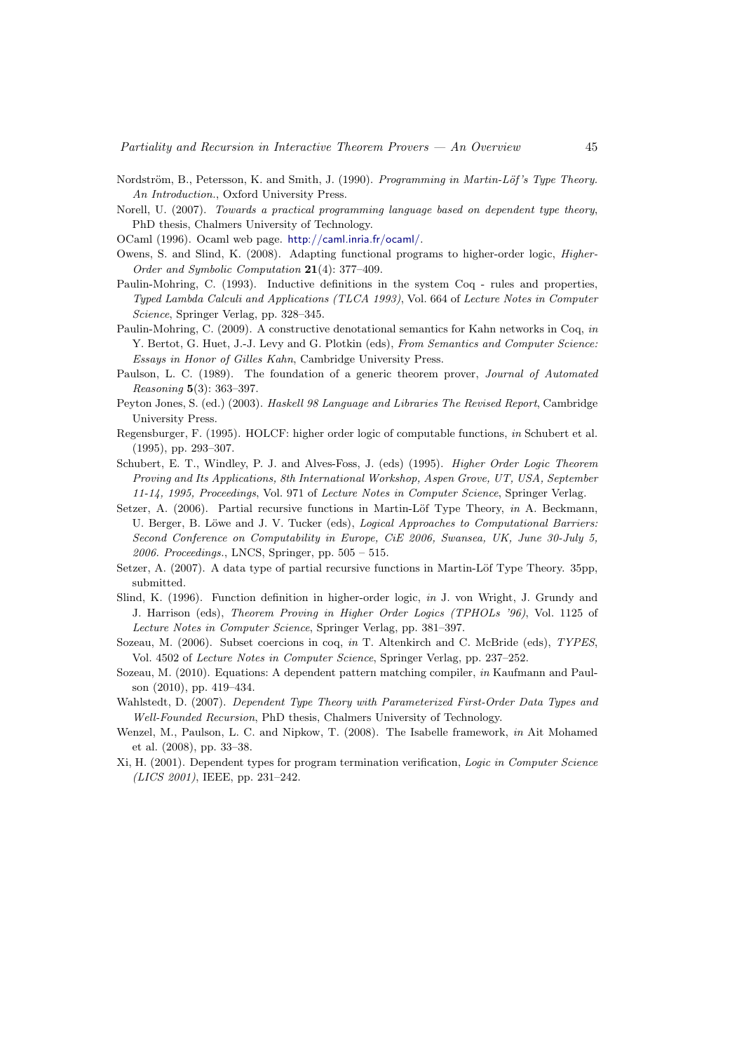Nordström, B., Petersson, K. and Smith, J. (1990). *Programming in Martin-Löf's Type Theory. An Introduction.*, Oxford University Press.

Norell, U. (2007). *Towards a practical programming language based on dependent type theory*, PhD thesis, Chalmers University of Technology.

OCaml (1996). Ocaml web page. http://caml.inria.fr/ocaml/.

Owens, S. and Slind, K. (2008). Adapting functional programs to higher-order logic, *Higher-Order and Symbolic Computation* **21**(4): 377–409.

Paulin-Mohring, C. (1993). Inductive definitions in the system Coq - rules and properties, *Typed Lambda Calculi and Applications (TLCA 1993)*, Vol. 664 of *Lecture Notes in Computer Science*, Springer Verlag, pp. 328–345.

Paulin-Mohring, C. (2009). A constructive denotational semantics for Kahn networks in Coq, *in* Y. Bertot, G. Huet, J.-J. Levy and G. Plotkin (eds), *From Semantics and Computer Science: Essays in Honor of Gilles Kahn*, Cambridge University Press.

Paulson, L. C. (1989). The foundation of a generic theorem prover, *Journal of Automated Reasoning* **5**(3): 363–397.

Peyton Jones, S. (ed.) (2003). *Haskell 98 Language and Libraries The Revised Report*, Cambridge University Press.

Regensburger, F. (1995). HOLCF: higher order logic of computable functions, *in* Schubert et al. (1995), pp. 293–307.

Schubert, E. T., Windley, P. J. and Alves-Foss, J. (eds) (1995). *Higher Order Logic Theorem Proving and Its Applications, 8th International Workshop, Aspen Grove, UT, USA, September 11-14, 1995, Proceedings*, Vol. 971 of *Lecture Notes in Computer Science*, Springer Verlag.

Setzer, A. (2006). Partial recursive functions in Martin-Löf Type Theory, *in* A. Beckmann, U. Berger, B. Löwe and J. V. Tucker (eds), *Logical Approaches to Computational Barriers: Second Conference on Computability in Europe, CiE 2006, Swansea, UK, June 30-July 5, 2006. Proceedings.*, LNCS, Springer, pp. 505 – 515.

Setzer, A. (2007). A data type of partial recursive functions in Martin-Löf Type Theory. 35pp, submitted.

Slind, K. (1996). Function definition in higher-order logic, *in* J. von Wright, J. Grundy and J. Harrison (eds), *Theorem Proving in Higher Order Logics (TPHOLs '96)*, Vol. 1125 of *Lecture Notes in Computer Science*, Springer Verlag, pp. 381–397.

Sozeau, M. (2006). Subset coercions in coq, *in* T. Altenkirch and C. McBride (eds), *TYPES*, Vol. 4502 of *Lecture Notes in Computer Science*, Springer Verlag, pp. 237–252.

Sozeau, M. (2010). Equations: A dependent pattern matching compiler, *in* Kaufmann and Paulson (2010), pp. 419–434.

Wahlstedt, D. (2007). *Dependent Type Theory with Parameterized First-Order Data Types and Well-Founded Recursion*, PhD thesis, Chalmers University of Technology.

Wenzel, M., Paulson, L. C. and Nipkow, T. (2008). The Isabelle framework, *in* Ait Mohamed et al. (2008), pp. 33–38.

Xi, H. (2001). Dependent types for program termination verification, *Logic in Computer Science (LICS 2001)*, IEEE, pp. 231–242.